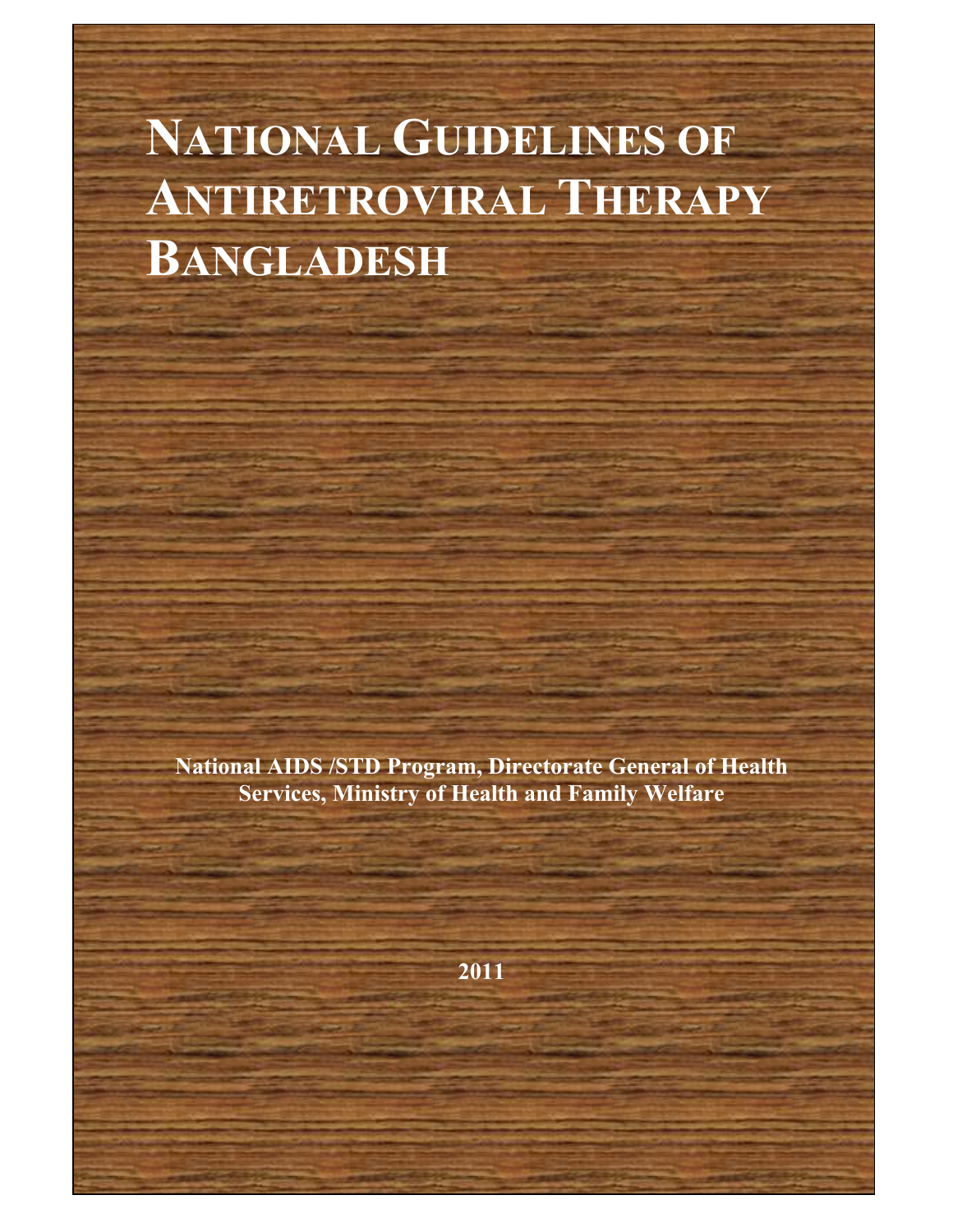# NATIONAL GUIDELINES OF ANTIRETROVIRAL THERAPY BANGLADESH

**National AIDS /STD Program, Directorate General of Health Services, Ministry of Health and Family Welfare**

**2011**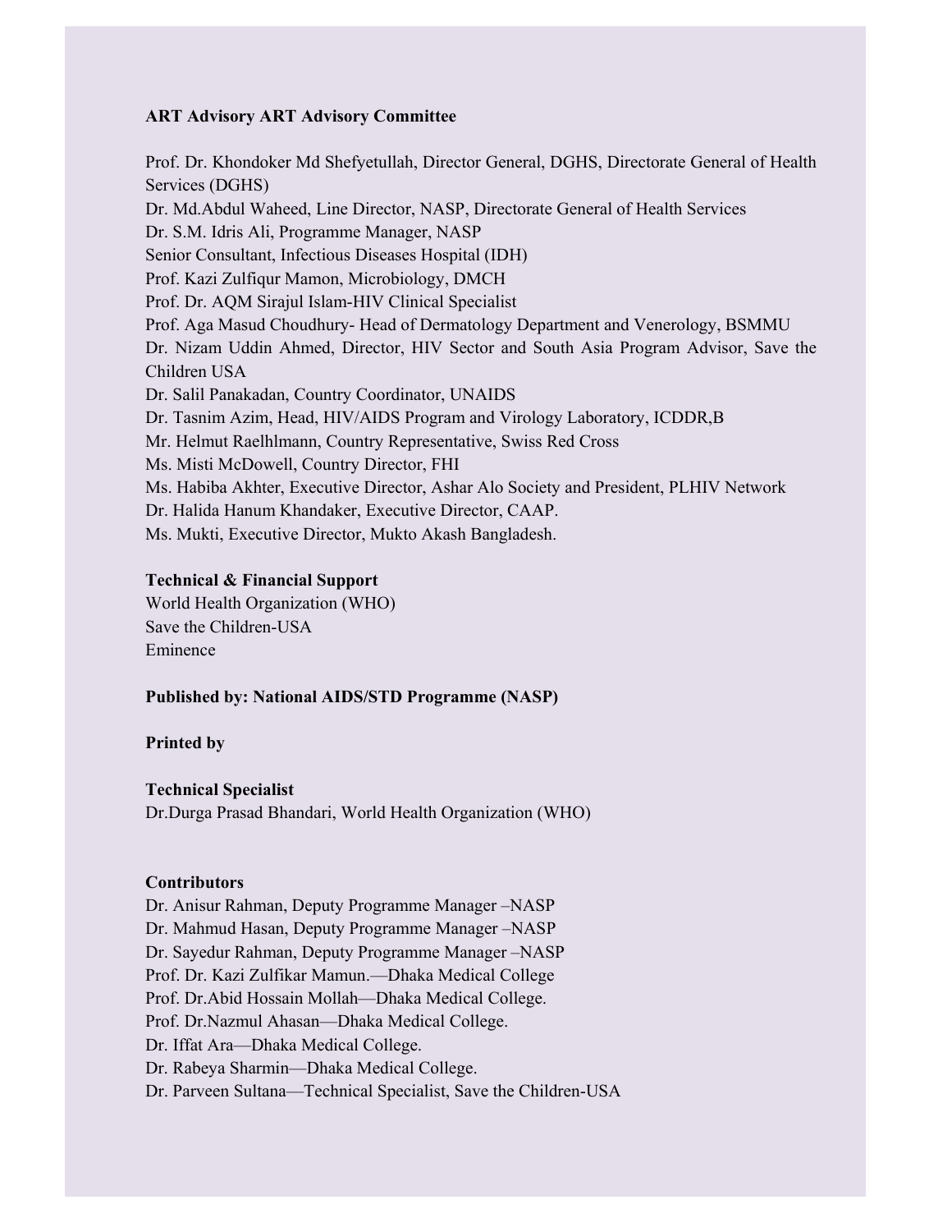**ART Advisory ART Advisory Committee**

Prof. Dr. Khondoker Md Shefyetullah, Director General, DGHS, Directorate General of Health Services (DGHS)
Dr. Md.Abdul Waheed, Line Director, NASP, Directorate General of Health Services
Dr. S.M. Idris Ali, Programme Manager, NASP
Senior Consultant, Infectious Diseases Hospital (IDH)
Prof. Kazi Zulfiqur Mamon, Microbiology, DMCH
Prof. Dr. AQM Sirajul Islam-HIV Clinical Specialist
Prof. Aga Masud Choudhury- Head of Dermatology Department and Venerology, BSMMU
Dr. Nizam Uddin Ahmed, Director, HIV Sector and South Asia Program Advisor, Save the Children USA
Dr. Salil Panakadan, Country Coordinator, UNAIDS
Dr. Tasnim Azim, Head, HIV/AIDS Program and Virology Laboratory, ICDDR,B
Mr. Helmut Raelhlmann, Country Representative, Swiss Red Cross
Ms. Misti McDowell, Country Director, FHI
Ms. Habiba Akhter, Executive Director, Ashar Alo Society and President, PLHIV Network
Dr. Halida Hanum Khandaker, Executive Director, CAAP.
Ms. Mukti, Executive Director, Mukto Akash Bangladesh.

**Technical & Financial Support**
World Health Organization (WHO)
Save the Children-USA
Eminence

**Published by: National AIDS/STD Programme (NASP)**

**Printed by**

**Technical Specialist**
Dr.Durga Prasad Bhandari, World Health Organization (WHO)

**Contributors**
Dr. Anisur Rahman, Deputy Programme Manager –NASP
Dr. Mahmud Hasan, Deputy Programme Manager –NASP
Dr. Sayedur Rahman, Deputy Programme Manager –NASP
Prof. Dr. Kazi Zulfikar Mamun.—Dhaka Medical College
Prof. Dr.Abid Hossain Mollah—Dhaka Medical College.
Prof. Dr.Nazmul Ahasan—Dhaka Medical College.
Dr. Iffat Ara—Dhaka Medical College.
Dr. Rabeya Sharmin—Dhaka Medical College.
Dr. Parveen Sultana—Technical Specialist, Save the Children-USA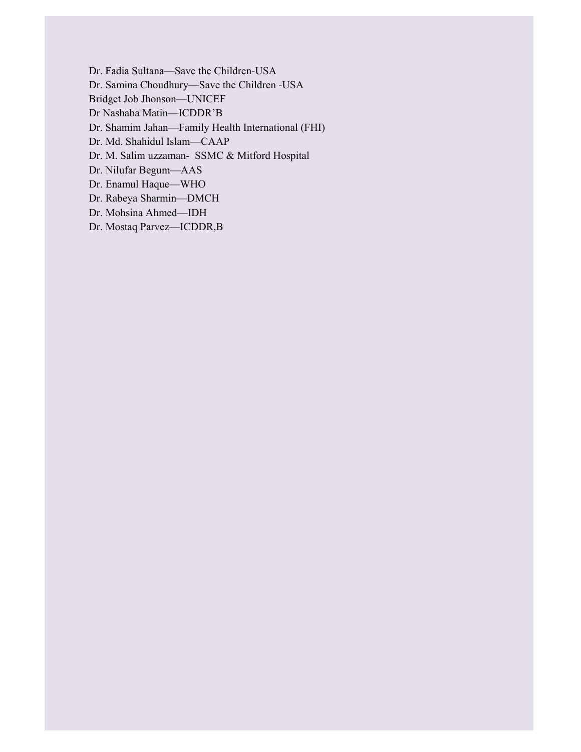Dr. Fadia Sultana—Save the Children-USA
Dr. Samina Choudhury—Save the Children -USA
Bridget Job Jhonson—UNICEF
Dr Nashaba Matin—ICDDR'B
Dr. Shamim Jahan—Family Health International (FHI)
Dr. Md. Shahidul Islam—CAAP
Dr. M. Salim uzzaman- SSMC & Mitford Hospital
Dr. Nilufar Begum—AAS
Dr. Enamul Haque—WHO
Dr. Rabeya Sharmin—DMCH
Dr. Mohsina Ahmed—IDH
Dr. Mostaq Parvez—ICDDR,B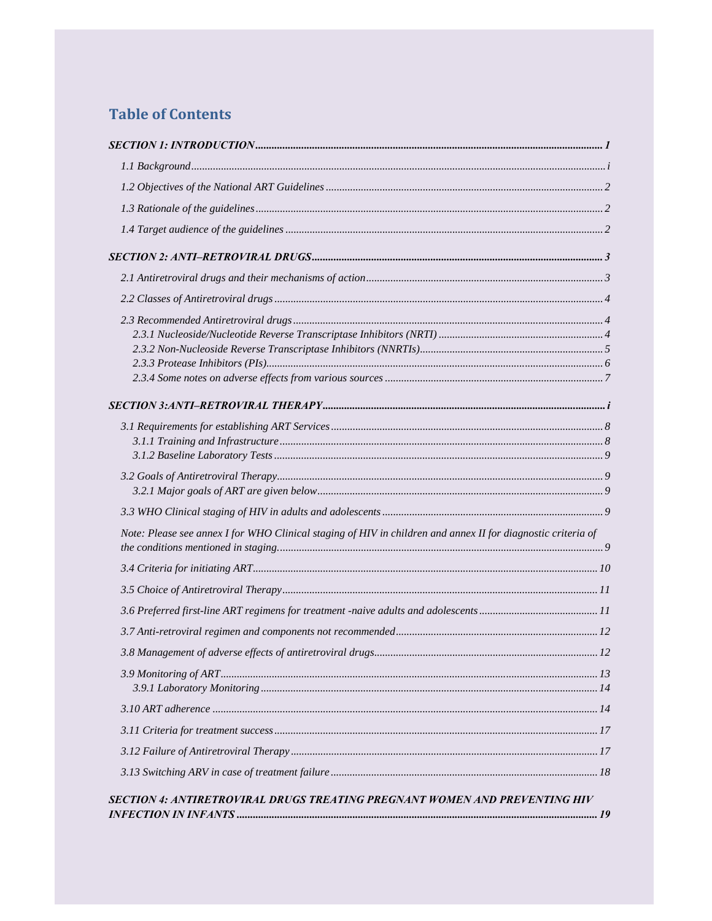## Table of Contents

***SECTION 1: INTRODUCTION*** ..... ***1***

*1.1 Background* ..... *i*

*1.2 Objectives of the National ART Guidelines* ..... *2*

*1.3 Rationale of the guidelines* ..... *2*

*1.4 Target audience of the guidelines* ..... *2*

***SECTION 2: ANTI–RETROVIRAL DRUGS*** ..... ***3***

*2.1 Antiretroviral drugs and their mechanisms of action* ..... *3*

*2.2 Classes of Antiretroviral drugs* ..... *4*

*2.3 Recommended Antiretroviral drugs* ..... *4*
- *2.3.1 Nucleoside/Nucleotide Reverse Transcriptase Inhibitors (NRTI)* ..... *4*
- *2.3.2 Non-Nucleoside Reverse Transcriptase Inhibitors (NNRTIs)* ..... *5*
- *2.3.3 Protease Inhibitors (PIs)* ..... *6*
- *2.3.4 Some notes on adverse effects from various sources* ..... *7*

***SECTION 3:ANTI–RETROVIRAL THERAPY*** ..... ***i***

*3.1 Requirements for establishing ART Services* ..... *8*
- *3.1.1 Training and Infrastructure* ..... *8*
- *3.1.2 Baseline Laboratory Tests* ..... *9*

*3.2 Goals of Antiretroviral Therapy* ..... *9*
- *3.2.1 Major goals of ART are given below* ..... *9*

*3.3 WHO Clinical staging of HIV in adults and adolescents* ..... *9*

*Note: Please see annex I for WHO Clinical staging of HIV in children and annex II for diagnostic criteria of the conditions mentioned in staging.* ..... *9*

*3.4 Criteria for initiating ART* ..... *10*

*3.5 Choice of Antiretroviral Therapy* ..... *11*

*3.6 Preferred first-line ART regimens for treatment -naive adults and adolescents* ..... *11*

*3.7 Anti-retroviral regimen and components not recommended* ..... *12*

*3.8 Management of adverse effects of antiretroviral drugs* ..... *12*

*3.9 Monitoring of ART* ..... *13*
- *3.9.1 Laboratory Monitoring* ..... *14*

*3.10 ART adherence* ..... *14*

*3.11 Criteria for treatment success* ..... *17*

*3.12 Failure of Antiretroviral Therapy* ..... *17*

*3.13 Switching ARV in case of treatment failure* ..... *18*

***SECTION 4: ANTIRETROVIRAL DRUGS TREATING PREGNANT WOMEN AND PREVENTING HIV INFECTION IN INFANTS*** ..... ***19***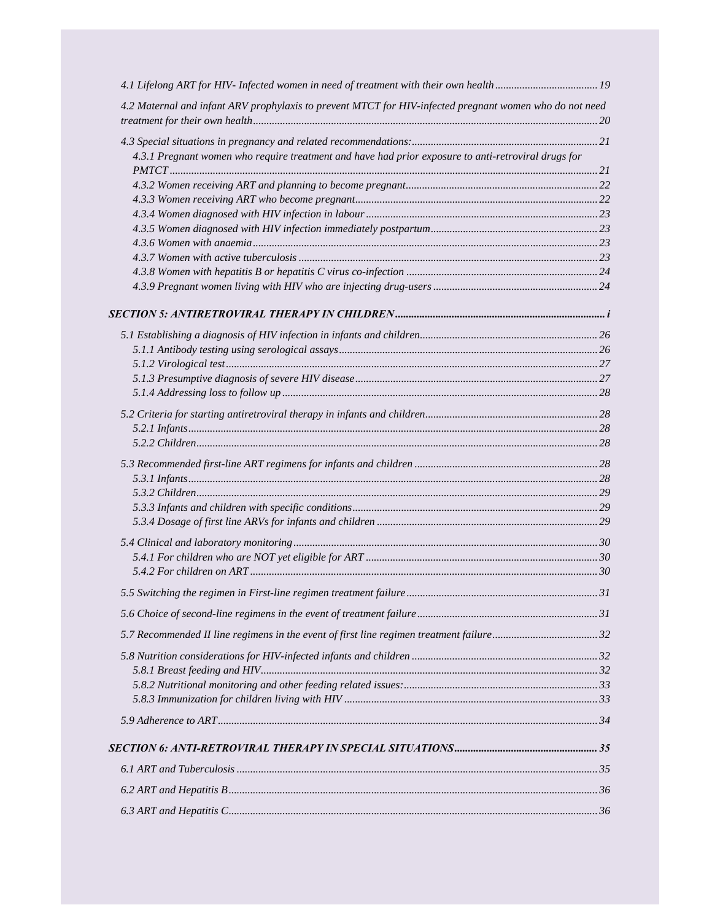*4.1 Lifelong ART for HIV- Infected women in need of treatment with their own health ..................................... 19*

*4.2 Maternal and infant ARV prophylaxis to prevent MTCT for HIV-infected pregnant women who do not need treatment for their own health.............................................................................................................................. 20*

*4.3 Special situations in pregnancy and related recommendations:.................................................................. 21*

*4.3.1 Pregnant women who require treatment and have had prior exposure to anti-retroviral drugs for PMTCT ........................................................................................................................................................ 21*

*4.3.2 Women receiving ART and planning to become pregnant...................................................................... 22*

*4.3.3 Women receiving ART who become pregnant......................................................................................... 22*

*4.3.4 Women diagnosed with HIV infection in labour ..................................................................................... 23*

*4.3.5 Women diagnosed with HIV infection immediately postpartum............................................................. 23*

*4.3.6 Women with anaemia............................................................................................................................... 23*

*4.3.7 Women with active tuberculosis ............................................................................................................. 23*

*4.3.8 Women with hepatitis B or hepatitis C virus co-infection ...................................................................... 24*

*4.3.9 Pregnant women living with HIV who are injecting drug-users ............................................................ 24*

***SECTION 5: ANTIRETROVIRAL THERAPY IN CHILDREN.............................................................................. i***

*5.1 Establishing a diagnosis of HIV infection in infants and children................................................................. 26*

*5.1.1 Antibody testing using serological assays............................................................................................... 26*

*5.1.2 Virological test......................................................................................................................................... 27*

*5.1.3 Presumptive diagnosis of severe HIV disease......................................................................................... 27*

*5.1.4 Addressing loss to follow up ................................................................................................................... 28*

*5.2 Criteria for starting antiretroviral therapy in infants and children................................................................ 28*

*5.2.1 Infants...................................................................................................................................................... 28*

*5.2.2 Children................................................................................................................................................... 28*

*5.3 Recommended first-line ART regimens for infants and children ................................................................... 28*

*5.3.1 Infants...................................................................................................................................................... 28*

*5.3.2 Children................................................................................................................................................... 29*

*5.3.3 Infants and children with specific conditions.......................................................................................... 29*

*5.3.4 Dosage of first line ARVs for infants and children ................................................................................. 29*

*5.4 Clinical and laboratory monitoring................................................................................................................ 30*

*5.4.1 For children who are NOT yet eligible for ART ..................................................................................... 30*

*5.4.2 For children on ART................................................................................................................................ 30*

*5.5 Switching the regimen in First-line regimen treatment failure...................................................................... 31*

*5.6 Choice of second-line regimens in the event of treatment failure.................................................................. 31*

*5.7 Recommended II line regimens in the event of first line regimen treatment failure...................................... 32*

*5.8 Nutrition considerations for HIV-infected infants and children .................................................................... 32*

*5.8.1 Breast feeding and HIV............................................................................................................................ 32*

*5.8.2 Nutritional monitoring and other feeding related issues:........................................................................ 33*

*5.8.3 Immunization for children living with HIV ............................................................................................. 33*

*5.9 Adherence to ART........................................................................................................................................... 34*

***SECTION 6: ANTI-RETROVIRAL THERAPY IN SPECIAL SITUATIONS.................................................... 35***

*6.1 ART and Tuberculosis .................................................................................................................................... 35*

*6.2 ART and Hepatitis B....................................................................................................................................... 36*

*6.3 ART and Hepatitis C....................................................................................................................................... 36*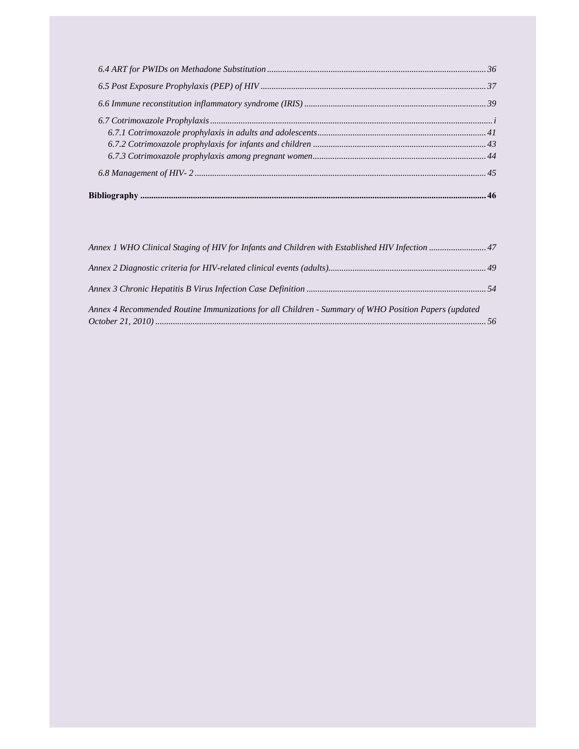*6.4 ART for PWIDs on Methadone Substitution* ..... 36

*6.5 Post Exposure Prophylaxis (PEP) of HIV* ..... 37

*6.6 Immune reconstitution inflammatory syndrome (IRIS)* ..... 39

*6.7 Cotrimoxazole Prophylaxis* ..... i

*6.7.1 Cotrimoxazole prophylaxis in adults and adolescents* ..... 41

*6.7.2 Cotrimoxazole prophylaxis for infants and children* ..... 43

*6.7.3 Cotrimoxazole prophylaxis among pregnant women* ..... 44

*6.8 Management of HIV- 2* ..... 45

**Bibliography ..... 46**

*Annex 1 WHO Clinical Staging of HIV for Infants and Children with Established HIV Infection* ..... 47

*Annex 2 Diagnostic criteria for HIV-related clinical events (adults)* ..... 49

*Annex 3 Chronic Hepatitis B Virus Infection Case Definition* ..... 54

*Annex 4 Recommended Routine Immunizations for all Children - Summary of WHO Position Papers (updated October 21, 2010)* ..... 56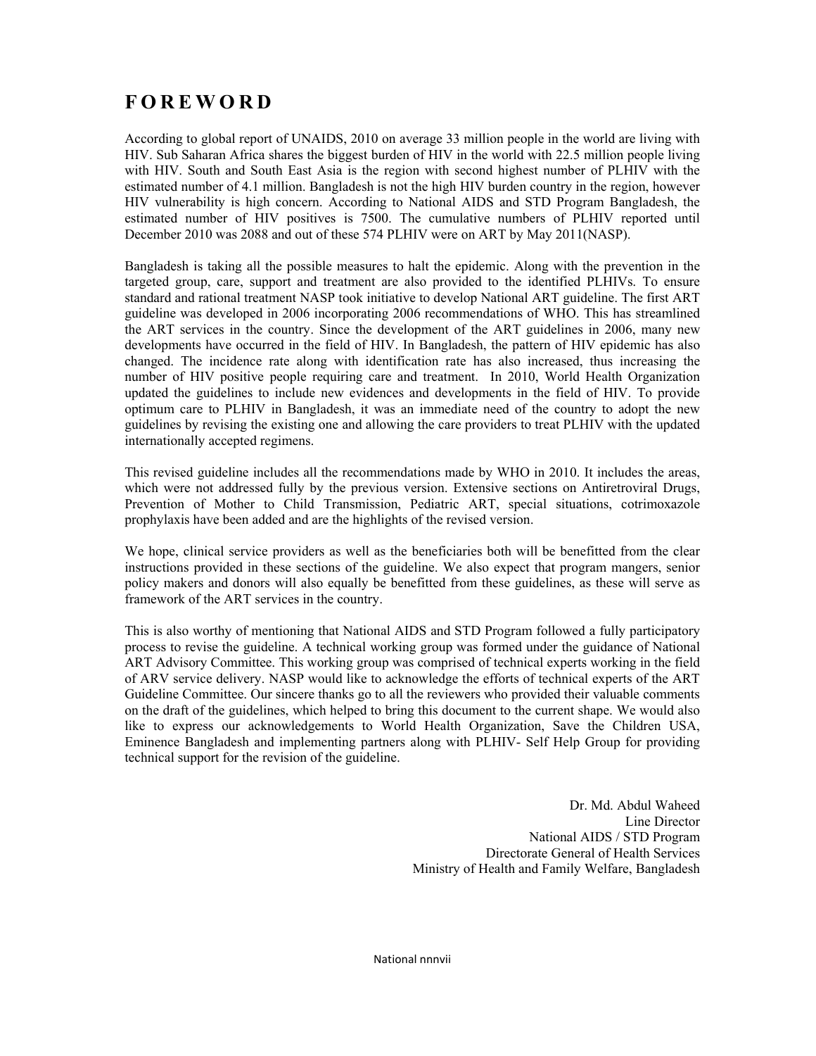# FOREWORD

According to global report of UNAIDS, 2010 on average 33 million people in the world are living with HIV. Sub Saharan Africa shares the biggest burden of HIV in the world with 22.5 million people living with HIV. South and South East Asia is the region with second highest number of PLHIV with the estimated number of 4.1 million. Bangladesh is not the high HIV burden country in the region, however HIV vulnerability is high concern. According to National AIDS and STD Program Bangladesh, the estimated number of HIV positives is 7500. The cumulative numbers of PLHIV reported until December 2010 was 2088 and out of these 574 PLHIV were on ART by May 2011(NASP).

Bangladesh is taking all the possible measures to halt the epidemic. Along with the prevention in the targeted group, care, support and treatment are also provided to the identified PLHIVs. To ensure standard and rational treatment NASP took initiative to develop National ART guideline. The first ART guideline was developed in 2006 incorporating 2006 recommendations of WHO. This has streamlined the ART services in the country. Since the development of the ART guidelines in 2006, many new developments have occurred in the field of HIV. In Bangladesh, the pattern of HIV epidemic has also changed. The incidence rate along with identification rate has also increased, thus increasing the number of HIV positive people requiring care and treatment. In 2010, World Health Organization updated the guidelines to include new evidences and developments in the field of HIV. To provide optimum care to PLHIV in Bangladesh, it was an immediate need of the country to adopt the new guidelines by revising the existing one and allowing the care providers to treat PLHIV with the updated internationally accepted regimens.

This revised guideline includes all the recommendations made by WHO in 2010. It includes the areas, which were not addressed fully by the previous version. Extensive sections on Antiretroviral Drugs, Prevention of Mother to Child Transmission, Pediatric ART, special situations, cotrimoxazole prophylaxis have been added and are the highlights of the revised version.

We hope, clinical service providers as well as the beneficiaries both will be benefitted from the clear instructions provided in these sections of the guideline. We also expect that program mangers, senior policy makers and donors will also equally be benefitted from these guidelines, as these will serve as framework of the ART services in the country.

This is also worthy of mentioning that National AIDS and STD Program followed a fully participatory process to revise the guideline. A technical working group was formed under the guidance of National ART Advisory Committee. This working group was comprised of technical experts working in the field of ARV service delivery. NASP would like to acknowledge the efforts of technical experts of the ART Guideline Committee. Our sincere thanks go to all the reviewers who provided their valuable comments on the draft of the guidelines, which helped to bring this document to the current shape. We would also like to express our acknowledgements to World Health Organization, Save the Children USA, Eminence Bangladesh and implementing partners along with PLHIV- Self Help Group for providing technical support for the revision of the guideline.

Dr. Md. Abdul Waheed
Line Director
National AIDS / STD Program
Directorate General of Health Services
Ministry of Health and Family Welfare, Bangladesh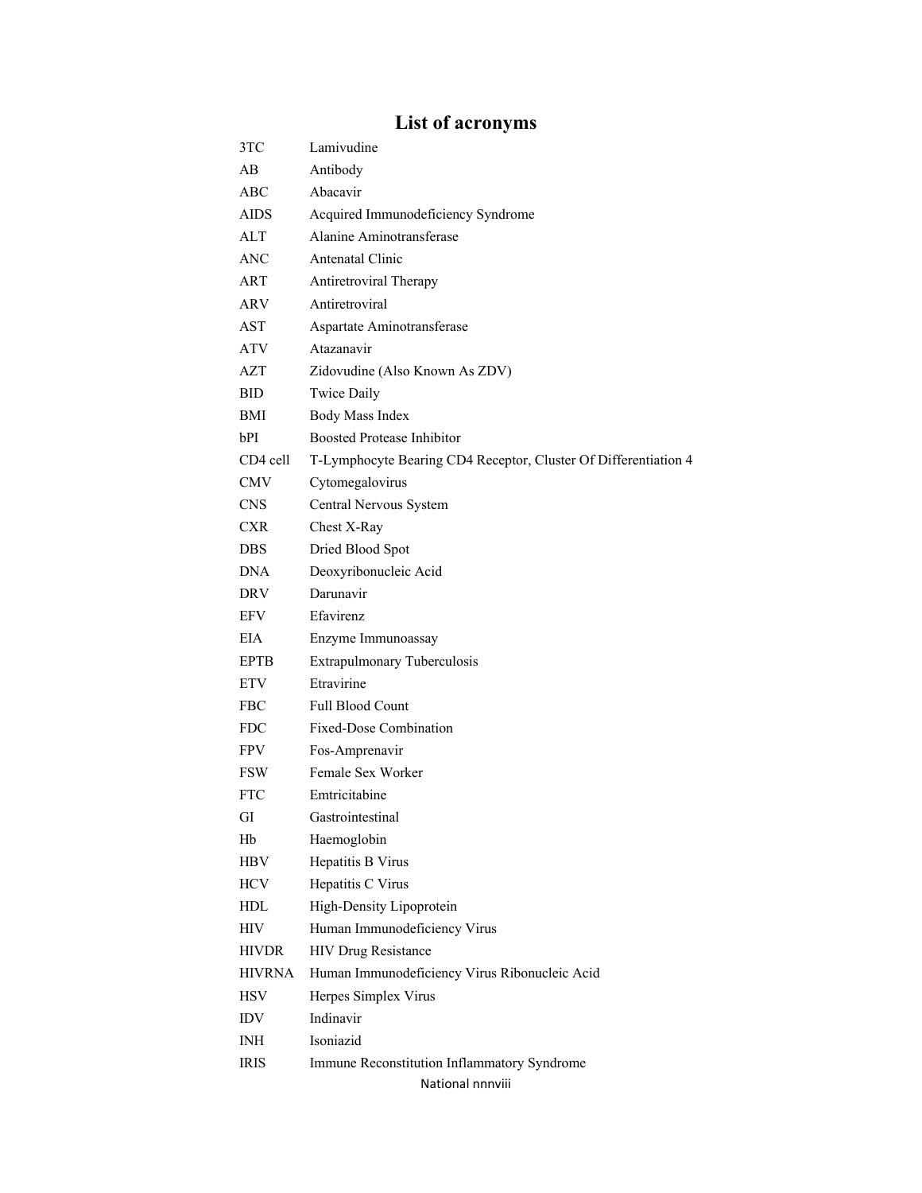# List of acronyms

| | |
|---|---|
| 3TC | Lamivudine |
| AB | Antibody |
| ABC | Abacavir |
| AIDS | Acquired Immunodeficiency Syndrome |
| ALT | Alanine Aminotransferase |
| ANC | Antenatal Clinic |
| ART | Antiretroviral Therapy |
| ARV | Antiretroviral |
| AST | Aspartate Aminotransferase |
| ATV | Atazanavir |
| AZT | Zidovudine (Also Known As ZDV) |
| BID | Twice Daily |
| BMI | Body Mass Index |
| bPI | Boosted Protease Inhibitor |
| CD4 cell | T-Lymphocyte Bearing CD4 Receptor, Cluster Of Differentiation 4 |
| CMV | Cytomegalovirus |
| CNS | Central Nervous System |
| CXR | Chest X-Ray |
| DBS | Dried Blood Spot |
| DNA | Deoxyribonucleic Acid |
| DRV | Darunavir |
| EFV | Efavirenz |
| EIA | Enzyme Immunoassay |
| EPTB | Extrapulmonary Tuberculosis |
| ETV | Etravirine |
| FBC | Full Blood Count |
| FDC | Fixed-Dose Combination |
| FPV | Fos-Amprenavir |
| FSW | Female Sex Worker |
| FTC | Emtricitabine |
| GI | Gastrointestinal |
| Hb | Haemoglobin |
| HBV | Hepatitis B Virus |
| HCV | Hepatitis C Virus |
| HDL | High-Density Lipoprotein |
| HIV | Human Immunodeficiency Virus |
| HIVDR | HIV Drug Resistance |
| HIVRNA | Human Immunodeficiency Virus Ribonucleic Acid |
| HSV | Herpes Simplex Virus |
| IDV | Indinavir |
| INH | Isoniazid |
| IRIS | Immune Reconstitution Inflammatory Syndrome |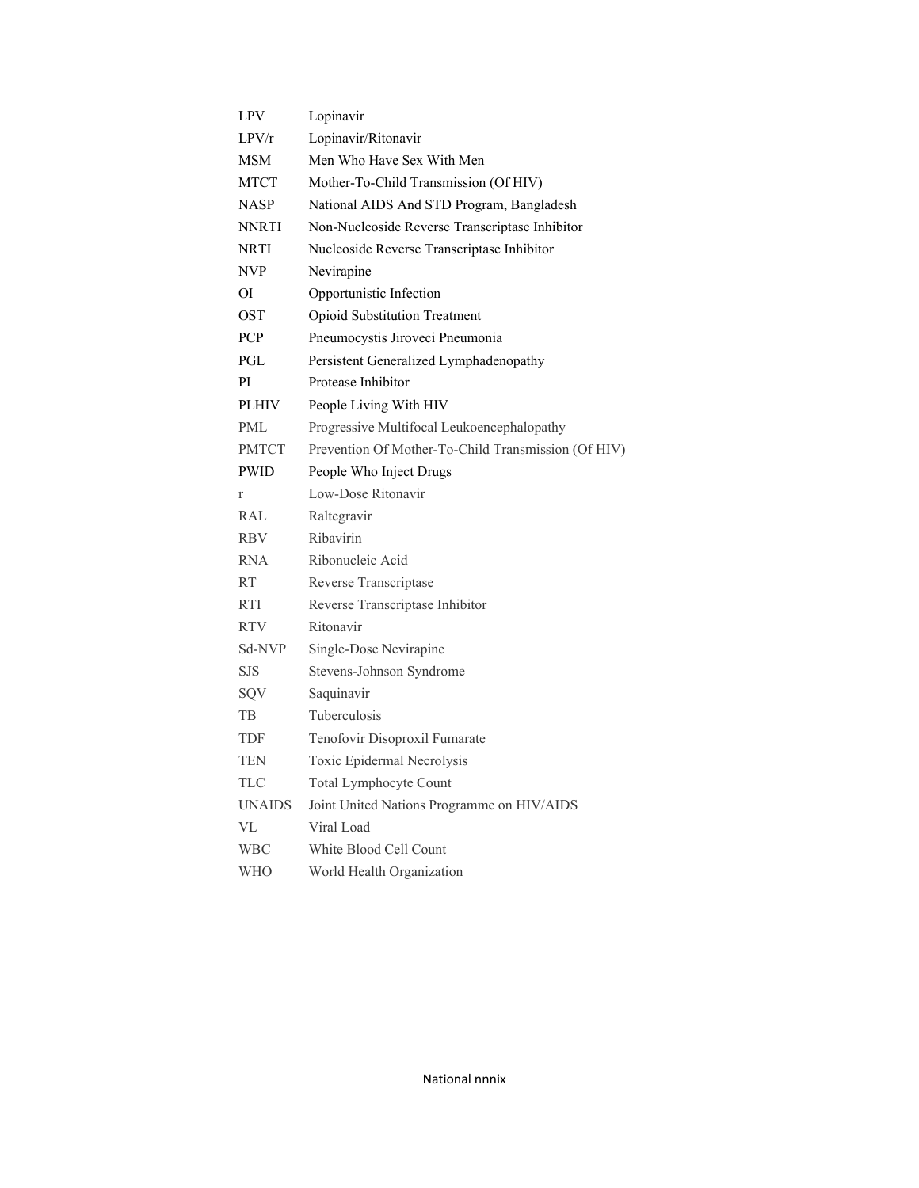| | |
|---|---|
| LPV | Lopinavir |
| LPV/r | Lopinavir/Ritonavir |
| MSM | Men Who Have Sex With Men |
| MTCT | Mother-To-Child Transmission (Of HIV) |
| NASP | National AIDS And STD Program, Bangladesh |
| NNRTI | Non-Nucleoside Reverse Transcriptase Inhibitor |
| NRTI | Nucleoside Reverse Transcriptase Inhibitor |
| NVP | Nevirapine |
| OI | Opportunistic Infection |
| OST | Opioid Substitution Treatment |
| PCP | Pneumocystis Jiroveci Pneumonia |
| PGL | Persistent Generalized Lymphadenopathy |
| PI | Protease Inhibitor |
| PLHIV | People Living With HIV |
| PML | Progressive Multifocal Leukoencephalopathy |
| PMTCT | Prevention Of Mother-To-Child Transmission (Of HIV) |
| PWID | People Who Inject Drugs |
| r | Low-Dose Ritonavir |
| RAL | Raltegravir |
| RBV | Ribavirin |
| RNA | Ribonucleic Acid |
| RT | Reverse Transcriptase |
| RTI | Reverse Transcriptase Inhibitor |
| RTV | Ritonavir |
| Sd-NVP | Single-Dose Nevirapine |
| SJS | Stevens-Johnson Syndrome |
| SQV | Saquinavir |
| TB | Tuberculosis |
| TDF | Tenofovir Disoproxil Fumarate |
| TEN | Toxic Epidermal Necrolysis |
| TLC | Total Lymphocyte Count |
| UNAIDS | Joint United Nations Programme on HIV/AIDS |
| VL | Viral Load |
| WBC | White Blood Cell Count |
| WHO | World Health Organization |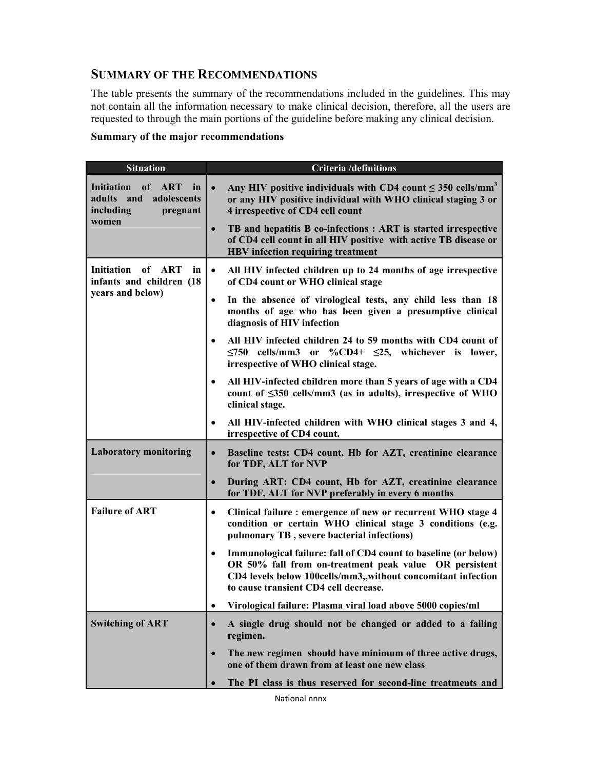## SUMMARY OF THE RECOMMENDATIONS

The table presents the summary of the recommendations included in the guidelines. This may not contain all the information necessary to make clinical decision, therefore, all the users are requested to through the main portions of the guideline before making any clinical decision.

**Summary of the major recommendations**

| Situation | Criteria /definitions |
|---|---|
| **Initiation of ART in adults and adolescents including pregnant women** | • **Any HIV positive individuals with CD4 count ≤ 350 cells/mm$^3$ or any HIV positive individual with WHO clinical staging 3 or 4 irrespective of CD4 cell count**<br>• **TB and hepatitis B co-infections : ART is started irrespective of CD4 cell count in all HIV positive with active TB disease or HBV infection requiring treatment** |
| **Initiation of ART in infants and children (18 years and below)** | • **All HIV infected children up to 24 months of age irrespective of CD4 count or WHO clinical stage**<br>• **In the absence of virological tests, any child less than 18 months of age who has been given a presumptive clinical diagnosis of HIV infection**<br>• **All HIV infected children 24 to 59 months with CD4 count of ≤750 cells/mm3 or %CD4+ ≤25, whichever is lower, irrespective of WHO clinical stage.**<br>• **All HIV-infected children more than 5 years of age with a CD4 count of ≤350 cells/mm3 (as in adults), irrespective of WHO clinical stage.**<br>• **All HIV-infected children with WHO clinical stages 3 and 4, irrespective of CD4 count.** |
| **Laboratory monitoring** | • **Baseline tests: CD4 count, Hb for AZT, creatinine clearance for TDF, ALT for NVP**<br>• **During ART: CD4 count, Hb for AZT, creatinine clearance for TDF, ALT for NVP preferably in every 6 months** |
| **Failure of ART** | • **Clinical failure : emergence of new or recurrent WHO stage 4 condition or certain WHO clinical stage 3 conditions (e.g. pulmonary TB , severe bacterial infections)**<br>• **Immunological failure: fall of CD4 count to baseline (or below) OR 50% fall from on-treatment peak value OR persistent CD4 levels below 100cells/mm3,,without concomitant infection to cause transient CD4 cell decrease.**<br>• **Virological failure: Plasma viral load above 5000 copies/ml** |
| **Switching of ART** | • **A single drug should not be changed or added to a failing regimen.**<br>• **The new regimen should have minimum of three active drugs, one of them drawn from at least one new class**<br>• **The PI class is thus reserved for second-line treatments and** |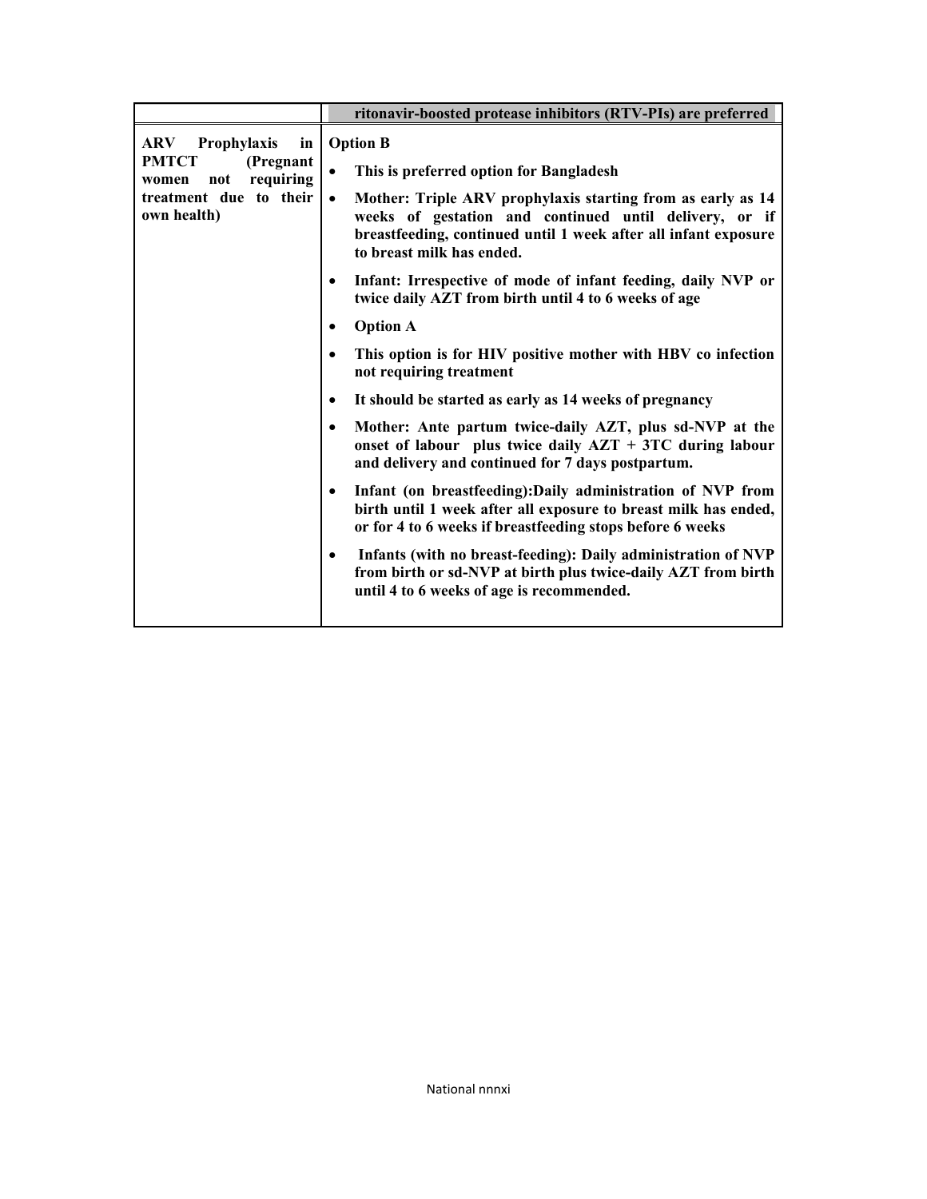| | **ritonavir-boosted protease inhibitors (RTV-PIs) are preferred** |
|---|---|
| **ARV Prophylaxis in PMTCT (Pregnant women not requiring treatment due to their own health)** | **Option B**<br>• **This is preferred option for Bangladesh**<br>• **Mother: Triple ARV prophylaxis starting from as early as 14 weeks of gestation and continued until delivery, or if breastfeeding, continued until 1 week after all infant exposure to breast milk has ended.**<br>• **Infant: Irrespective of mode of infant feeding, daily NVP or twice daily AZT from birth until 4 to 6 weeks of age**<br>• **Option A**<br>• **This option is for HIV positive mother with HBV co infection not requiring treatment**<br>• **It should be started as early as 14 weeks of pregnancy**<br>• **Mother: Ante partum twice-daily AZT, plus sd-NVP at the onset of labour plus twice daily AZT + 3TC during labour and delivery and continued for 7 days postpartum.**<br>• **Infant (on breastfeeding):Daily administration of NVP from birth until 1 week after all exposure to breast milk has ended, or for 4 to 6 weeks if breastfeeding stops before 6 weeks**<br>• **Infants (with no breast-feeding): Daily administration of NVP from birth or sd-NVP at birth plus twice-daily AZT from birth until 4 to 6 weeks of age is recommended.** |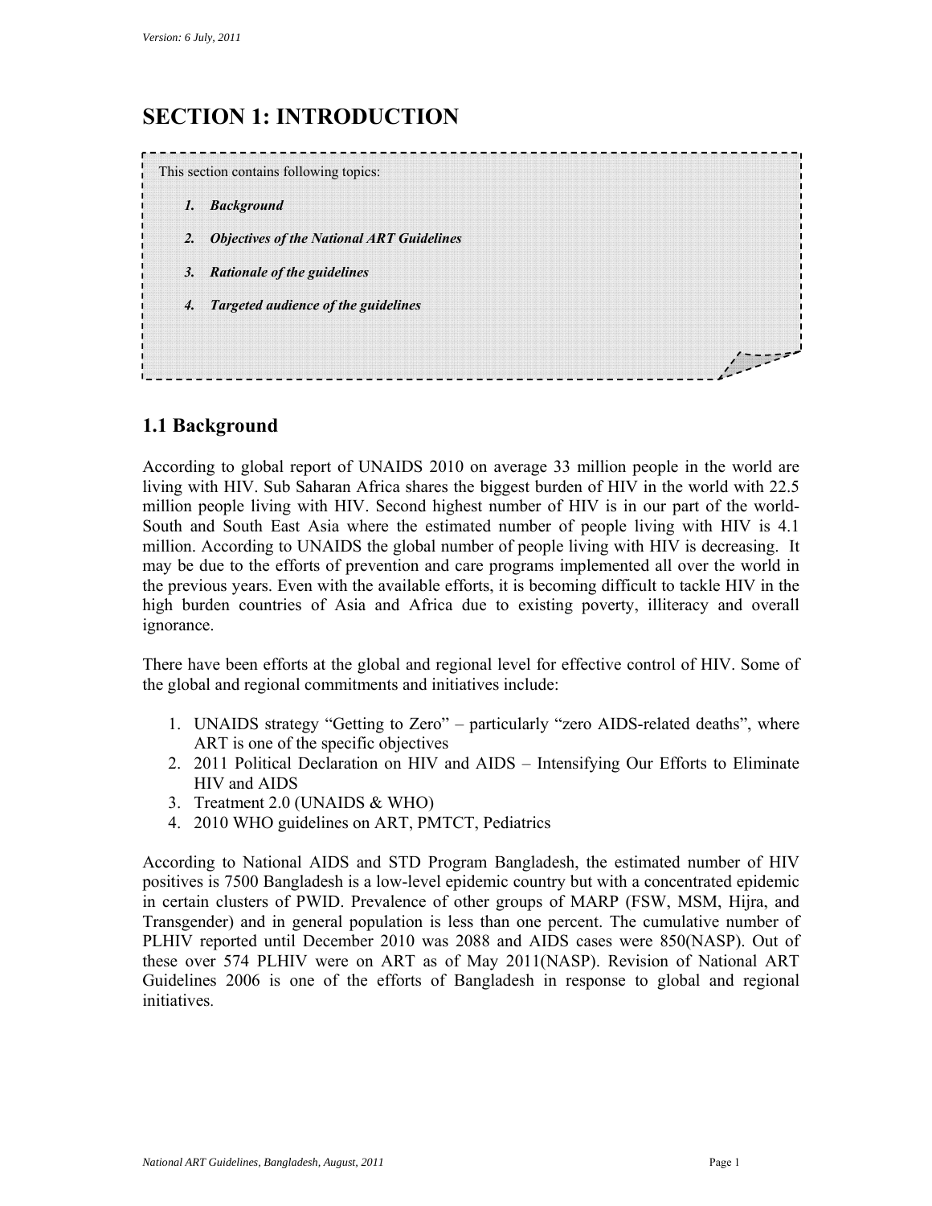# SECTION 1: INTRODUCTION

This section contains following topics:

1. ***Background***
2. ***Objectives of the National ART Guidelines***
3. ***Rationale of the guidelines***
4. ***Targeted audience of the guidelines***

## 1.1 Background

According to global report of UNAIDS 2010 on average 33 million people in the world are living with HIV. Sub Saharan Africa shares the biggest burden of HIV in the world with 22.5 million people living with HIV. Second highest number of HIV is in our part of the world- South and South East Asia where the estimated number of people living with HIV is 4.1 million. According to UNAIDS the global number of people living with HIV is decreasing. It may be due to the efforts of prevention and care programs implemented all over the world in the previous years. Even with the available efforts, it is becoming difficult to tackle HIV in the high burden countries of Asia and Africa due to existing poverty, illiteracy and overall ignorance.

There have been efforts at the global and regional level for effective control of HIV. Some of the global and regional commitments and initiatives include:

1. UNAIDS strategy "Getting to Zero" – particularly "zero AIDS-related deaths", where ART is one of the specific objectives
2. 2011 Political Declaration on HIV and AIDS – Intensifying Our Efforts to Eliminate HIV and AIDS
3. Treatment 2.0 (UNAIDS & WHO)
4. 2010 WHO guidelines on ART, PMTCT, Pediatrics

According to National AIDS and STD Program Bangladesh, the estimated number of HIV positives is 7500 Bangladesh is a low-level epidemic country but with a concentrated epidemic in certain clusters of PWID. Prevalence of other groups of MARP (FSW, MSM, Hijra, and Transgender) and in general population is less than one percent. The cumulative number of PLHIV reported until December 2010 was 2088 and AIDS cases were 850(NASP). Out of these over 574 PLHIV were on ART as of May 2011(NASP). Revision of National ART Guidelines 2006 is one of the efforts of Bangladesh in response to global and regional initiatives.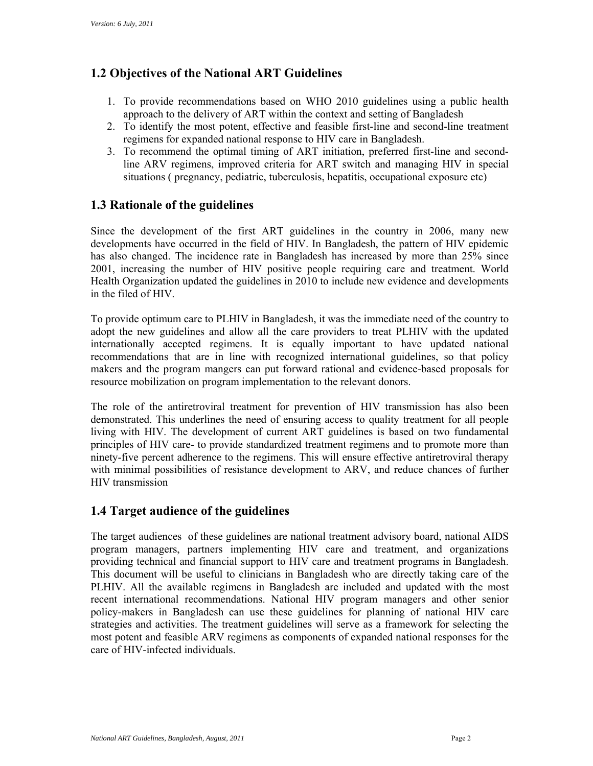## 1.2 Objectives of the National ART Guidelines

1. To provide recommendations based on WHO 2010 guidelines using a public health approach to the delivery of ART within the context and setting of Bangladesh
2. To identify the most potent, effective and feasible first-line and second-line treatment regimens for expanded national response to HIV care in Bangladesh.
3. To recommend the optimal timing of ART initiation, preferred first-line and second-line ARV regimens, improved criteria for ART switch and managing HIV in special situations ( pregnancy, pediatric, tuberculosis, hepatitis, occupational exposure etc)

## 1.3 Rationale of the guidelines

Since the development of the first ART guidelines in the country in 2006, many new developments have occurred in the field of HIV. In Bangladesh, the pattern of HIV epidemic has also changed. The incidence rate in Bangladesh has increased by more than 25% since 2001, increasing the number of HIV positive people requiring care and treatment. World Health Organization updated the guidelines in 2010 to include new evidence and developments in the filed of HIV.

To provide optimum care to PLHIV in Bangladesh, it was the immediate need of the country to adopt the new guidelines and allow all the care providers to treat PLHIV with the updated internationally accepted regimens. It is equally important to have updated national recommendations that are in line with recognized international guidelines, so that policy makers and the program mangers can put forward rational and evidence-based proposals for resource mobilization on program implementation to the relevant donors.

The role of the antiretroviral treatment for prevention of HIV transmission has also been demonstrated. This underlines the need of ensuring access to quality treatment for all people living with HIV. The development of current ART guidelines is based on two fundamental principles of HIV care- to provide standardized treatment regimens and to promote more than ninety-five percent adherence to the regimens. This will ensure effective antiretroviral therapy with minimal possibilities of resistance development to ARV, and reduce chances of further HIV transmission

## 1.4 Target audience of the guidelines

The target audiences of these guidelines are national treatment advisory board, national AIDS program managers, partners implementing HIV care and treatment, and organizations providing technical and financial support to HIV care and treatment programs in Bangladesh. This document will be useful to clinicians in Bangladesh who are directly taking care of the PLHIV. All the available regimens in Bangladesh are included and updated with the most recent international recommendations. National HIV program managers and other senior policy-makers in Bangladesh can use these guidelines for planning of national HIV care strategies and activities. The treatment guidelines will serve as a framework for selecting the most potent and feasible ARV regimens as components of expanded national responses for the care of HIV-infected individuals.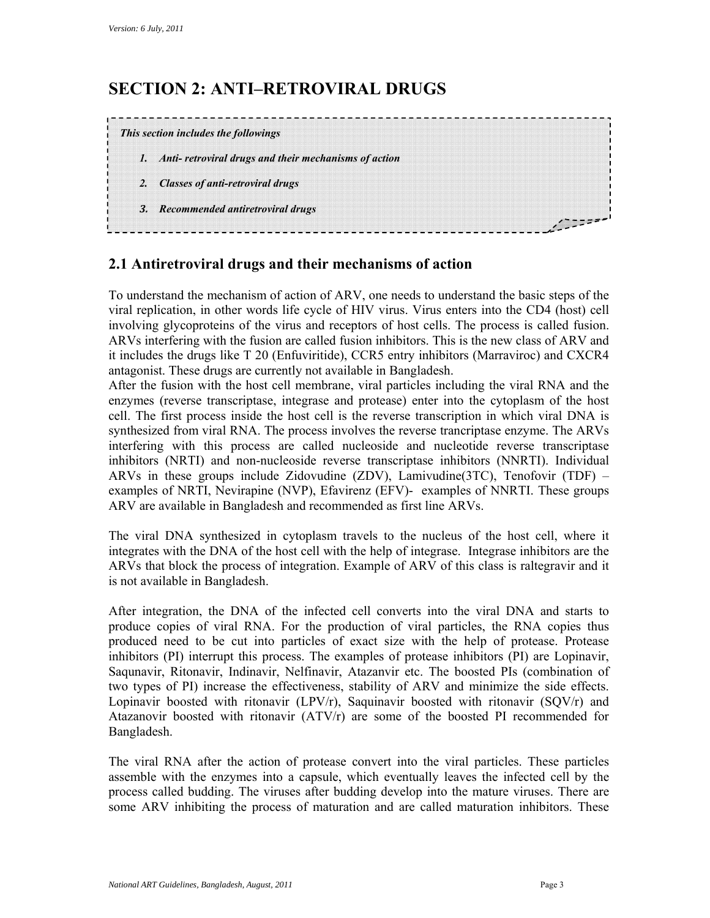# SECTION 2: ANTI–RETROVIRAL DRUGS

> ***This section includes the followings***
>
> 1. ***Anti- retroviral drugs and their mechanisms of action***
> 2. ***Classes of anti-retroviral drugs***
> 3. ***Recommended antiretroviral drugs***

## 2.1 Antiretroviral drugs and their mechanisms of action

To understand the mechanism of action of ARV, one needs to understand the basic steps of the viral replication, in other words life cycle of HIV virus. Virus enters into the CD4 (host) cell involving glycoproteins of the virus and receptors of host cells. The process is called fusion. ARVs interfering with the fusion are called fusion inhibitors. This is the new class of ARV and it includes the drugs like T 20 (Enfuviritide), CCR5 entry inhibitors (Marraviroc) and CXCR4 antagonist. These drugs are currently not available in Bangladesh.

After the fusion with the host cell membrane, viral particles including the viral RNA and the enzymes (reverse transcriptase, integrase and protease) enter into the cytoplasm of the host cell. The first process inside the host cell is the reverse transcription in which viral DNA is synthesized from viral RNA. The process involves the reverse trancriptase enzyme. The ARVs interfering with this process are called nucleoside and nucleotide reverse transcriptase inhibitors (NRTI) and non-nucleoside reverse transcriptase inhibitors (NNRTI). Individual ARVs in these groups include Zidovudine (ZDV), Lamivudine(3TC), Tenofovir (TDF) – examples of NRTI, Nevirapine (NVP), Efavirenz (EFV)- examples of NNRTI. These groups ARV are available in Bangladesh and recommended as first line ARVs.

The viral DNA synthesized in cytoplasm travels to the nucleus of the host cell, where it integrates with the DNA of the host cell with the help of integrase. Integrase inhibitors are the ARVs that block the process of integration. Example of ARV of this class is raltegravir and it is not available in Bangladesh.

After integration, the DNA of the infected cell converts into the viral DNA and starts to produce copies of viral RNA. For the production of viral particles, the RNA copies thus produced need to be cut into particles of exact size with the help of protease. Protease inhibitors (PI) interrupt this process. The examples of protease inhibitors (PI) are Lopinavir, Saqunavir, Ritonavir, Indinavir, Nelfinavir, Atazanvir etc. The boosted PIs (combination of two types of PI) increase the effectiveness, stability of ARV and minimize the side effects. Lopinavir boosted with ritonavir (LPV/r), Saquinavir boosted with ritonavir (SQV/r) and Atazanovir boosted with ritonavir (ATV/r) are some of the boosted PI recommended for Bangladesh.

The viral RNA after the action of protease convert into the viral particles. These particles assemble with the enzymes into a capsule, which eventually leaves the infected cell by the process called budding. The viruses after budding develop into the mature viruses. There are some ARV inhibiting the process of maturation and are called maturation inhibitors. These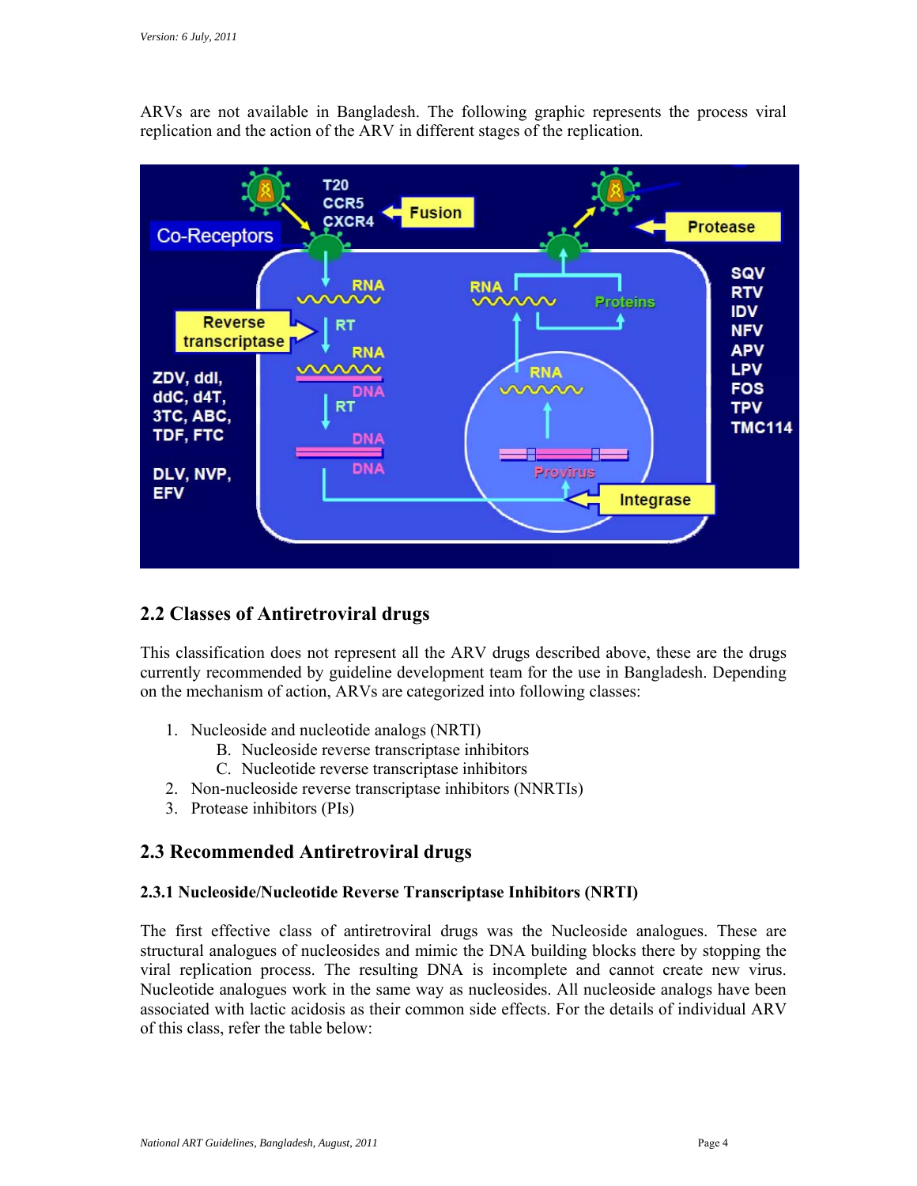ARVs are not available in Bangladesh. The following graphic represents the process viral replication and the action of the ARV in different stages of the replication.

## 2.2 Classes of Antiretroviral drugs

This classification does not represent all the ARV drugs described above, these are the drugs currently recommended by guideline development team for the use in Bangladesh. Depending on the mechanism of action, ARVs are categorized into following classes:

1. Nucleoside and nucleotide analogs (NRTI)
   B. Nucleoside reverse transcriptase inhibitors
   C. Nucleotide reverse transcriptase inhibitors
2. Non-nucleoside reverse transcriptase inhibitors (NNRTIs)
3. Protease inhibitors (PIs)

## 2.3 Recommended Antiretroviral drugs

### 2.3.1 Nucleoside/Nucleotide Reverse Transcriptase Inhibitors (NRTI)

The first effective class of antiretroviral drugs was the Nucleoside analogues. These are structural analogues of nucleosides and mimic the DNA building blocks there by stopping the viral replication process. The resulting DNA is incomplete and cannot create new virus. Nucleotide analogues work in the same way as nucleosides. All nucleoside analogs have been associated with lactic acidosis as their common side effects. For the details of individual ARV of this class, refer the table below: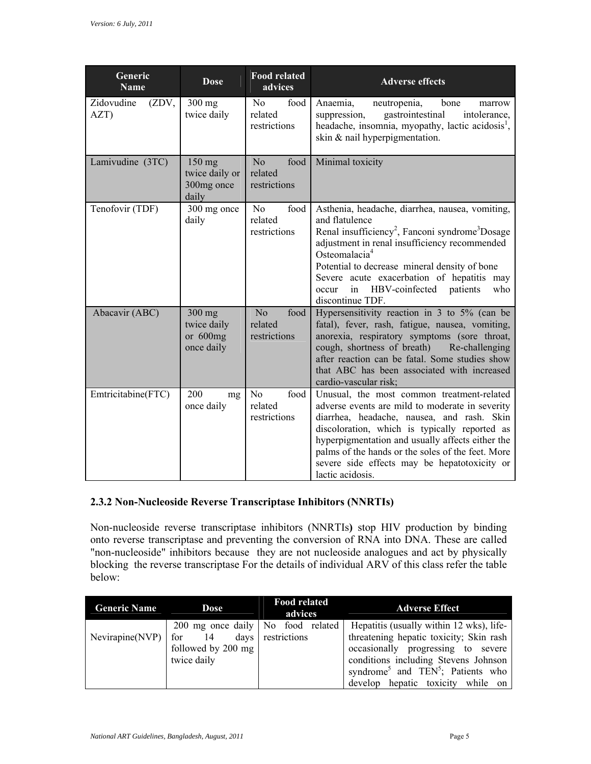| Generic Name | Dose | Food related advices | Adverse effects |
|---|---|---|---|
| Zidovudine (ZDV, AZT) | 300 mg twice daily | No food related restrictions | Anaemia, neutropenia, bone marrow suppression, gastrointestinal intolerance, headache, insomnia, myopathy, lactic acidosis[1], skin & nail hyperpigmentation. |
| Lamivudine (3TC) | 150 mg twice daily or 300mg once daily | No food related restrictions | Minimal toxicity |
| Tenofovir (TDF) | 300 mg once daily | No food related restrictions | Asthenia, headache, diarrhea, nausea, vomiting, and flatulence<br>Renal insufficiency[2], Fanconi syndrome[3]Dosage adjustment in renal insufficiency recommended Osteomalacia[4]<br>Potential to decrease mineral density of bone<br>Severe acute exacerbation of hepatitis may occur in HBV-coinfected patients who discontinue TDF. |
| Abacavir (ABC) | 300 mg twice daily or 600mg once daily | No food related restrictions | Hypersensitivity reaction in 3 to 5% (can be fatal), fever, rash, fatigue, nausea, vomiting, anorexia, respiratory symptoms (sore throat, cough, shortness of breath) Re-challenging after reaction can be fatal. Some studies show that ABC has been associated with increased cardio-vascular risk; |
| Emtricitabine(FTC) | 200 mg once daily | No food related restrictions | Unusual, the most common treatment-related adverse events are mild to moderate in severity diarrhea, headache, nausea, and rash. Skin discoloration, which is typically reported as hyperpigmentation and usually affects either the palms of the hands or the soles of the feet. More severe side effects may be hepatotoxicity or lactic acidosis. |

### 2.3.2 Non-Nucleoside Reverse Transcriptase Inhibitors (NNRTIs)

Non-nucleoside reverse transcriptase inhibitors (NNRTIs**)** stop HIV production by binding onto reverse transcriptase and preventing the conversion of RNA into DNA. These are called "non-nucleoside" inhibitors because they are not nucleoside analogues and act by physically blocking the reverse transcriptase For the details of individual ARV of this class refer the table below:

| Generic Name | Dose | Food related advices | Adverse Effect |
|---|---|---|---|
| Nevirapine(NVP) | 200 mg once daily for 14 days followed by 200 mg twice daily | No food related restrictions | Hepatitis (usually within 12 wks), life-threatening hepatic toxicity; Skin rash occasionally progressing to severe conditions including Stevens Johnson syndrome[5] and TEN[5]; Patients who develop hepatic toxicity while on |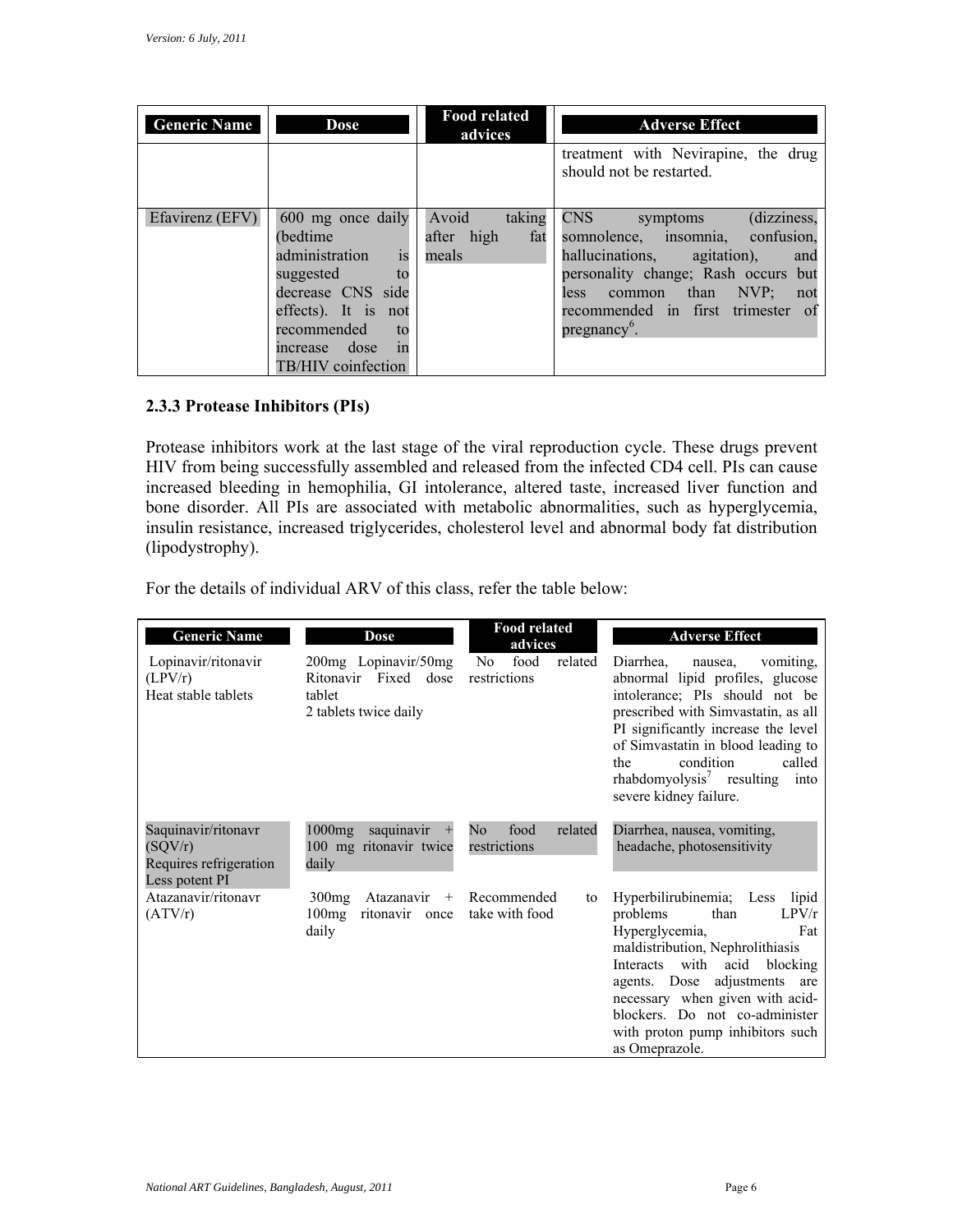| Generic Name | Dose | Food related advices | Adverse Effect |
|---|---|---|---|
| | | | treatment with Nevirapine, the drug should not be restarted. |
| Efavirenz (EFV) | 600 mg once daily (bedtime administration is suggested to decrease CNS side effects). It is not recommended to increase dose in TB/HIV coinfection | Avoid taking after high fat meals | CNS symptoms (dizziness, somnolence, insomnia, confusion, hallucinations, agitation), and personality change; Rash occurs but less common than NVP; not recommended in first trimester of pregnancy[6]. |

### 2.3.3 Protease Inhibitors (PIs)

Protease inhibitors work at the last stage of the viral reproduction cycle. These drugs prevent HIV from being successfully assembled and released from the infected CD4 cell. PIs can cause increased bleeding in hemophilia, GI intolerance, altered taste, increased liver function and bone disorder. All PIs are associated with metabolic abnormalities, such as hyperglycemia, insulin resistance, increased triglycerides, cholesterol level and abnormal body fat distribution (lipodystrophy).

For the details of individual ARV of this class, refer the table below:

| Generic Name | Dose | Food related advices | Adverse Effect |
|---|---|---|---|
| Lopinavir/ritonavir (LPV/r) Heat stable tablets | 200mg Lopinavir/50mg Ritonavir Fixed dose tablet 2 tablets twice daily | No food related restrictions | Diarrhea, nausea, vomiting, abnormal lipid profiles, glucose intolerance; PIs should not be prescribed with Simvastatin, as all PI significantly increase the level of Simvastatin in blood leading to the condition called rhabdomyolysis[7] resulting into severe kidney failure. |
| Saquinavir/ritonavr (SQV/r) Requires refrigeration Less potent PI | 1000mg saquinavir + 100 mg ritonavir twice daily | No food related restrictions | Diarrhea, nausea, vomiting, headache, photosensitivity |
| Atazanavir/ritonavr (ATV/r) | 300mg Atazanavir + 100mg ritonavir once daily | Recommended to take with food | Hyperbilirubinemia; Less lipid problems than LPV/r Hyperglycemia, Fat maldistribution, Nephrolithiasis Interacts with acid blocking agents. Dose adjustments are necessary when given with acid-blockers. Do not co-administer with proton pump inhibitors such as Omeprazole. |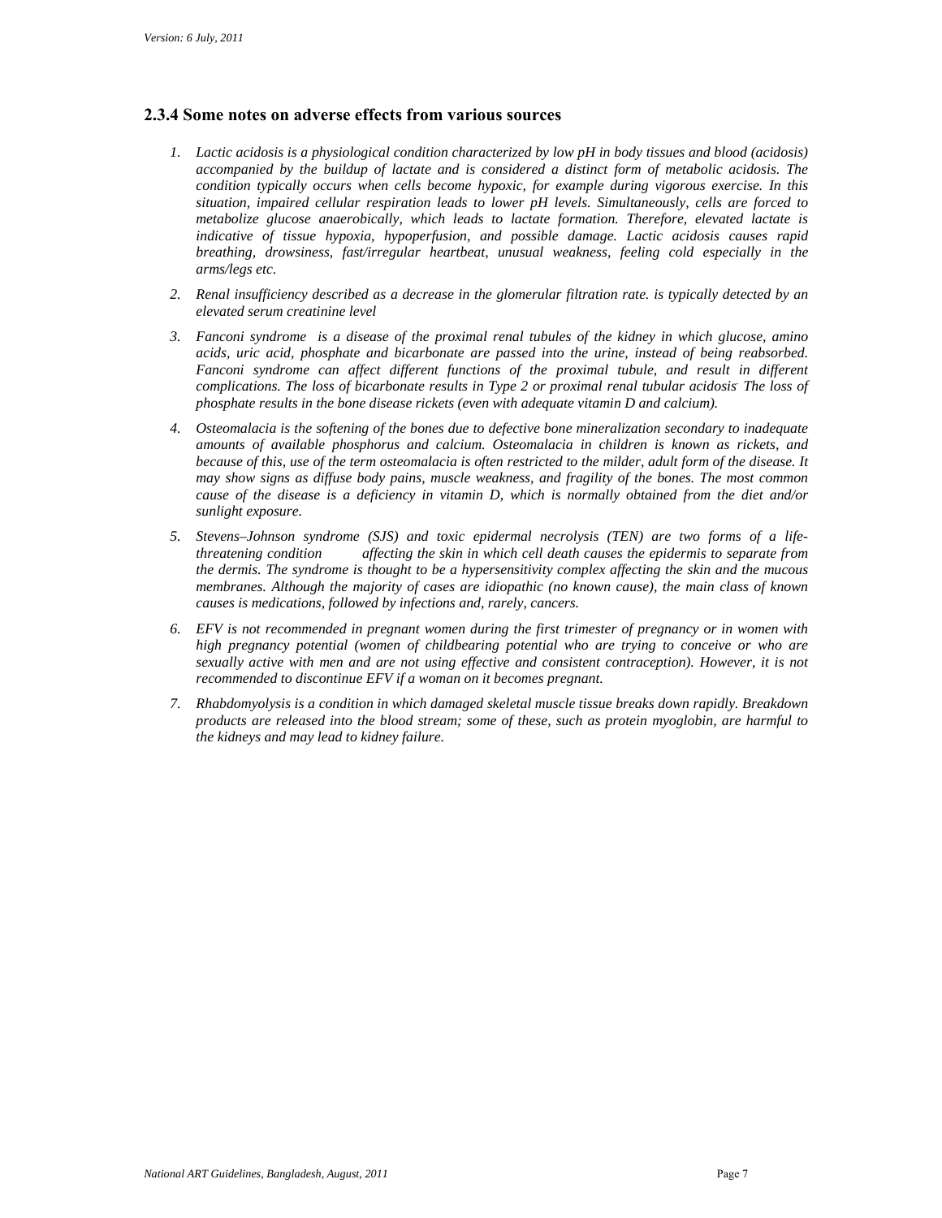### 2.3.4 Some notes on adverse effects from various sources

1. *Lactic acidosis is a physiological condition characterized by low pH in body tissues and blood (acidosis) accompanied by the buildup of lactate and is considered a distinct form of metabolic acidosis. The condition typically occurs when cells become hypoxic, for example during vigorous exercise. In this situation, impaired cellular respiration leads to lower pH levels. Simultaneously, cells are forced to metabolize glucose anaerobically, which leads to lactate formation. Therefore, elevated lactate is indicative of tissue hypoxia, hypoperfusion, and possible damage. Lactic acidosis causes rapid breathing, drowsiness, fast/irregular heartbeat, unusual weakness, feeling cold especially in the arms/legs etc.*

2. *Renal insufficiency described as a decrease in the glomerular filtration rate. is typically detected by an elevated serum creatinine level*

3. *Fanconi syndrome is a disease of the proximal renal tubules of the kidney in which glucose, amino acids, uric acid, phosphate and bicarbonate are passed into the urine, instead of being reabsorbed. Fanconi syndrome can affect different functions of the proximal tubule, and result in different complications. The loss of bicarbonate results in Type 2 or proximal renal tubular acidosis. The loss of phosphate results in the bone disease rickets (even with adequate vitamin D and calcium).*

4. *Osteomalacia is the softening of the bones due to defective bone mineralization secondary to inadequate amounts of available phosphorus and calcium. Osteomalacia in children is known as rickets, and because of this, use of the term osteomalacia is often restricted to the milder, adult form of the disease. It may show signs as diffuse body pains, muscle weakness, and fragility of the bones. The most common cause of the disease is a deficiency in vitamin D, which is normally obtained from the diet and/or sunlight exposure.*

5. *Stevens–Johnson syndrome (SJS) and toxic epidermal necrolysis (TEN) are two forms of a life-threatening condition affecting the skin in which cell death causes the epidermis to separate from the dermis. The syndrome is thought to be a hypersensitivity complex affecting the skin and the mucous membranes. Although the majority of cases are idiopathic (no known cause), the main class of known causes is medications, followed by infections and, rarely, cancers.*

6. *EFV is not recommended in pregnant women during the first trimester of pregnancy or in women with high pregnancy potential (women of childbearing potential who are trying to conceive or who are sexually active with men and are not using effective and consistent contraception). However, it is not recommended to discontinue EFV if a woman on it becomes pregnant.*

7. *Rhabdomyolysis is a condition in which damaged skeletal muscle tissue breaks down rapidly. Breakdown products are released into the blood stream; some of these, such as protein myoglobin, are harmful to the kidneys and may lead to kidney failure.*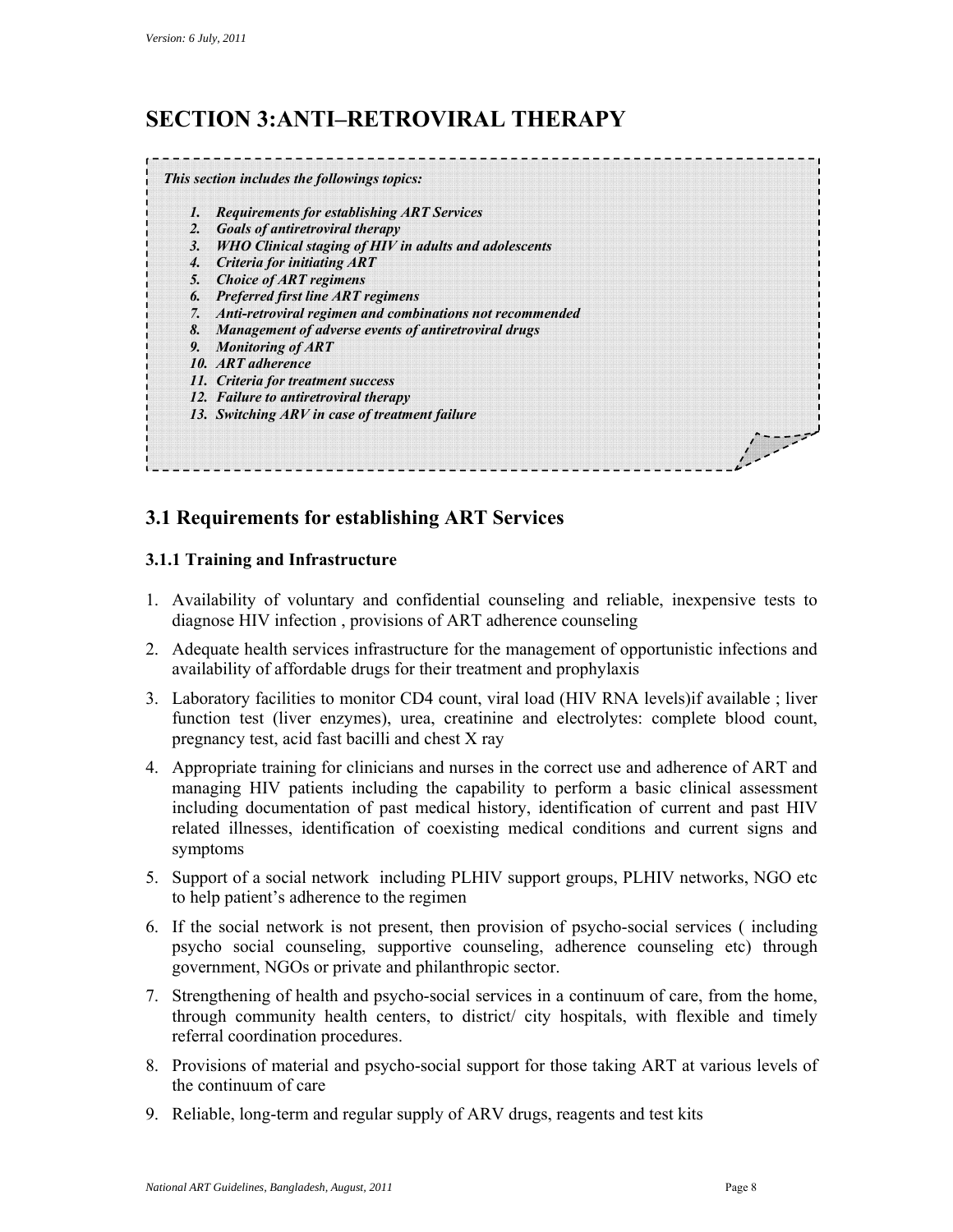# SECTION 3:ANTI–RETROVIRAL THERAPY

***This section includes the followings topics:***

1. ***Requirements for establishing ART Services***
2. ***Goals of antiretroviral therapy***
3. ***WHO Clinical staging of HIV in adults and adolescents***
4. ***Criteria for initiating ART***
5. ***Choice of ART regimens***
6. ***Preferred first line ART regimens***
7. ***Anti-retroviral regimen and combinations not recommended***
8. ***Management of adverse events of antiretroviral drugs***
9. ***Monitoring of ART***
10. ***ART adherence***
11. ***Criteria for treatment success***
12. ***Failure to antiretroviral therapy***
13. ***Switching ARV in case of treatment failure***

## 3.1 Requirements for establishing ART Services

### 3.1.1 Training and Infrastructure

1. Availability of voluntary and confidential counseling and reliable, inexpensive tests to diagnose HIV infection , provisions of ART adherence counseling
2. Adequate health services infrastructure for the management of opportunistic infections and availability of affordable drugs for their treatment and prophylaxis
3. Laboratory facilities to monitor CD4 count, viral load (HIV RNA levels)if available ; liver function test (liver enzymes), urea, creatinine and electrolytes: complete blood count, pregnancy test, acid fast bacilli and chest X ray
4. Appropriate training for clinicians and nurses in the correct use and adherence of ART and managing HIV patients including the capability to perform a basic clinical assessment including documentation of past medical history, identification of current and past HIV related illnesses, identification of coexisting medical conditions and current signs and symptoms
5. Support of a social network including PLHIV support groups, PLHIV networks, NGO etc to help patient's adherence to the regimen
6. If the social network is not present, then provision of psycho-social services ( including psycho social counseling, supportive counseling, adherence counseling etc) through government, NGOs or private and philanthropic sector.
7. Strengthening of health and psycho-social services in a continuum of care, from the home, through community health centers, to district/ city hospitals, with flexible and timely referral coordination procedures.
8. Provisions of material and psycho-social support for those taking ART at various levels of the continuum of care
9. Reliable, long-term and regular supply of ARV drugs, reagents and test kits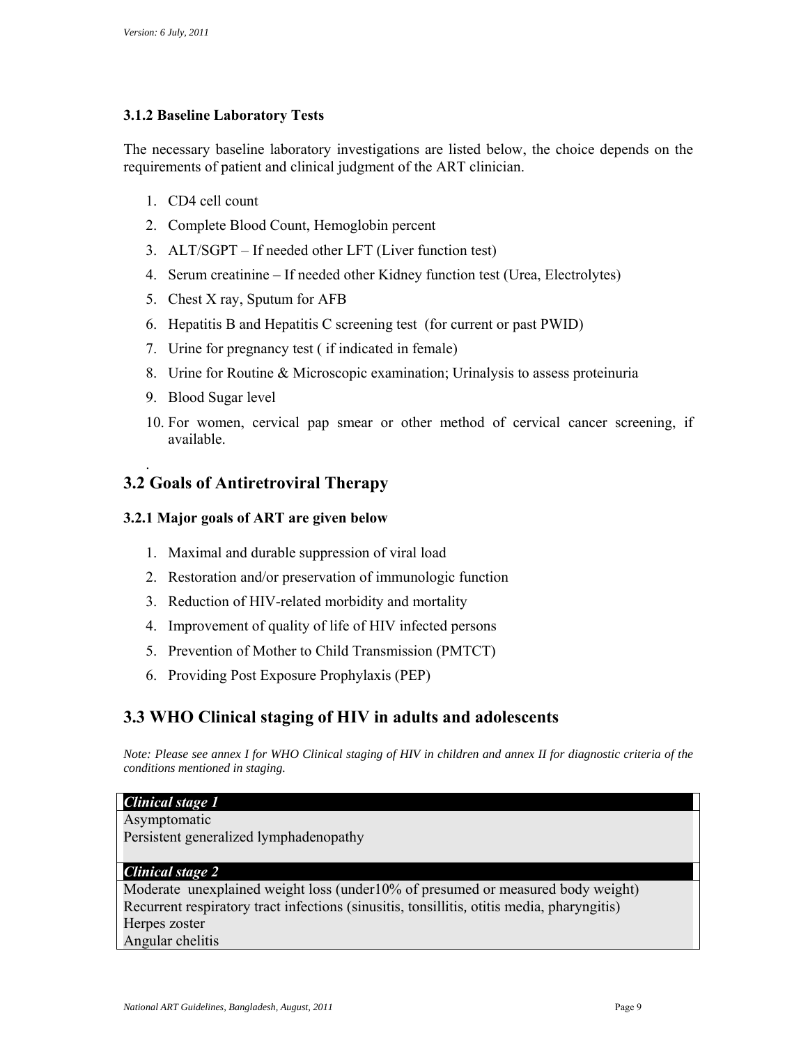### 3.1.2 Baseline Laboratory Tests

The necessary baseline laboratory investigations are listed below, the choice depends on the requirements of patient and clinical judgment of the ART clinician.

1. CD4 cell count
2. Complete Blood Count, Hemoglobin percent
3. ALT/SGPT – If needed other LFT (Liver function test)
4. Serum creatinine – If needed other Kidney function test (Urea, Electrolytes)
5. Chest X ray, Sputum for AFB
6. Hepatitis B and Hepatitis C screening test (for current or past PWID)
7. Urine for pregnancy test ( if indicated in female)
8. Urine for Routine & Microscopic examination; Urinalysis to assess proteinuria
9. Blood Sugar level
10. For women, cervical pap smear or other method of cervical cancer screening, if available.

## 3.2 Goals of Antiretroviral Therapy

### 3.2.1 Major goals of ART are given below

1. Maximal and durable suppression of viral load
2. Restoration and/or preservation of immunologic function
3. Reduction of HIV-related morbidity and mortality
4. Improvement of quality of life of HIV infected persons
5. Prevention of Mother to Child Transmission (PMTCT)
6. Providing Post Exposure Prophylaxis (PEP)

## 3.3 WHO Clinical staging of HIV in adults and adolescents

*Note: Please see annex I for WHO Clinical staging of HIV in children and annex II for diagnostic criteria of the conditions mentioned in staging.*

| ***Clinical stage 1*** |
| --- |
| Asymptomatic<br>Persistent generalized lymphadenopathy |
| ***Clinical stage 2*** |
| Moderate unexplained weight loss (under10% of presumed or measured body weight)<br>Recurrent respiratory tract infections (sinusitis, tonsillitis, otitis media, pharyngitis)<br>Herpes zoster<br>Angular chelitis |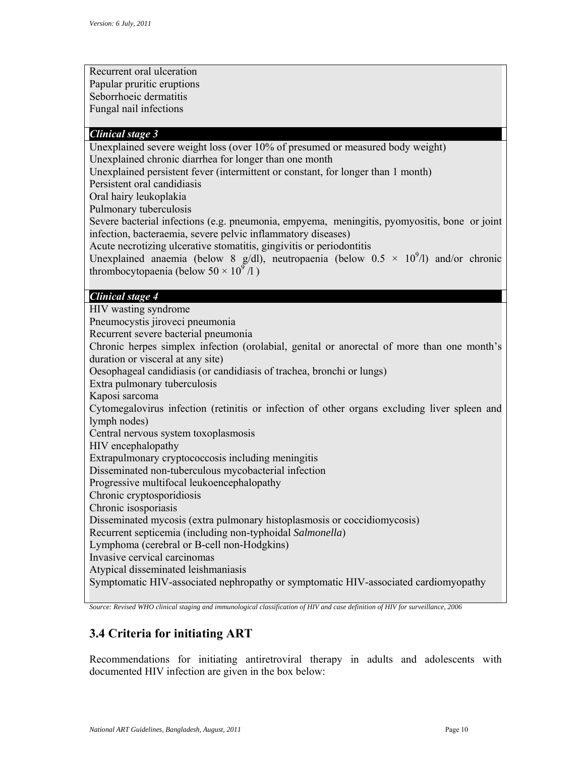Recurrent oral ulceration
Papular pruritic eruptions
Seborrhoeic dermatitis
Fungal nail infections

***Clinical stage 3***

Unexplained severe weight loss (over 10% of presumed or measured body weight)
Unexplained chronic diarrhea for longer than one month
Unexplained persistent fever (intermittent or constant, for longer than 1 month)
Persistent oral candidiasis
Oral hairy leukoplakia
Pulmonary tuberculosis
Severe bacterial infections (e.g. pneumonia, empyema, meningitis, pyomyositis, bone or joint infection, bacteraemia, severe pelvic inflammatory diseases)
Acute necrotizing ulcerative stomatitis, gingivitis or periodontitis
Unexplained anaemia (below 8 g/dl), neutropaenia (below $0.5 \times 10^9$/l) and/or chronic thrombocytopaenia (below $50 \times 10^9$ /l )

***Clinical stage 4***

HIV wasting syndrome
Pneumocystis jiroveci pneumonia
Recurrent severe bacterial pneumonia
Chronic herpes simplex infection (orolabial, genital or anorectal of more than one month's duration or visceral at any site)
Oesophageal candidiasis (or candidiasis of trachea, bronchi or lungs)
Extra pulmonary tuberculosis
Kaposi sarcoma
Cytomegalovirus infection (retinitis or infection of other organs excluding liver spleen and lymph nodes)
Central nervous system toxoplasmosis
HIV encephalopathy
Extrapulmonary cryptococcosis including meningitis
Disseminated non-tuberculous mycobacterial infection
Progressive multifocal leukoencephalopathy
Chronic cryptosporidiosis
Chronic isosporiasis
Disseminated mycosis (extra pulmonary histoplasmosis or coccidiomycosis)
Recurrent septicemia (including non-typhoidal *Salmonella*)
Lymphoma (cerebral or B-cell non-Hodgkins)
Invasive cervical carcinomas
Atypical disseminated leishmaniasis
Symptomatic HIV-associated nephropathy or symptomatic HIV-associated cardiomyopathy

*Source: Revised WHO clinical staging and immunological classification of HIV and case definition of HIV for surveillance, 2006*

## 3.4 Criteria for initiating ART

Recommendations for initiating antiretroviral therapy in adults and adolescents with documented HIV infection are given in the box below: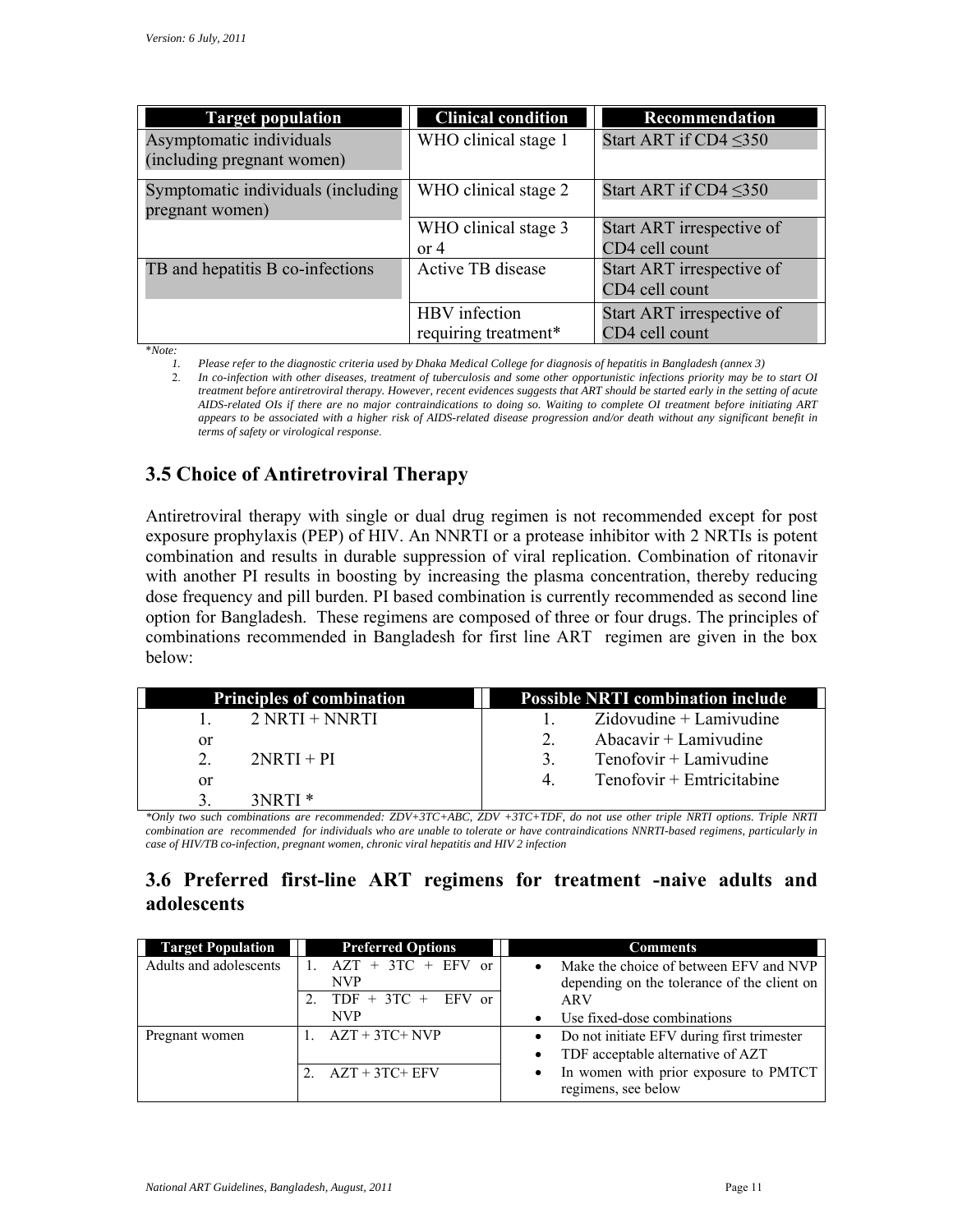| Target population | Clinical condition | Recommendation |
|---|---|---|
| Asymptomatic individuals (including pregnant women) | WHO clinical stage 1 | Start ART if CD4 ≤350 |
| Symptomatic individuals (including pregnant women) | WHO clinical stage 2 | Start ART if CD4 ≤350 |
| | WHO clinical stage 3 or 4 | Start ART irrespective of CD4 cell count |
| TB and hepatitis B co-infections | Active TB disease | Start ART irrespective of CD4 cell count |
| | HBV infection requiring treatment* | Start ART irrespective of CD4 cell count |

**Note:*

1. *Please refer to the diagnostic criteria used by Dhaka Medical College for diagnosis of hepatitis in Bangladesh (annex 3)*
2. *In co-infection with other diseases, treatment of tuberculosis and some other opportunistic infections priority may be to start OI treatment before antiretroviral therapy. However, recent evidences suggests that ART should be started early in the setting of acute AIDS-related OIs if there are no major contraindications to doing so. Waiting to complete OI treatment before initiating ART appears to be associated with a higher risk of AIDS-related disease progression and/or death without any significant benefit in terms of safety or virological response.*

## 3.5 Choice of Antiretroviral Therapy

Antiretroviral therapy with single or dual drug regimen is not recommended except for post exposure prophylaxis (PEP) of HIV. An NNRTI or a protease inhibitor with 2 NRTIs is potent combination and results in durable suppression of viral replication. Combination of ritonavir with another PI results in boosting by increasing the plasma concentration, thereby reducing dose frequency and pill burden. PI based combination is currently recommended as second line option for Bangladesh. These regimens are composed of three or four drugs. The principles of combinations recommended in Bangladesh for first line ART regimen are given in the box below:

| Principles of combination | Possible NRTI combination include |
|---|---|
| 1. 2 NRTI + NNRTI | 1. Zidovudine + Lamivudine |
| or | 2. Abacavir + Lamivudine |
| 2. 2NRTI + PI | 3. Tenofovir + Lamivudine |
| or | 4. Tenofovir + Emtricitabine |
| 3. 3NRTI * | |

*\*Only two such combinations are recommended: ZDV+3TC+ABC, ZDV +3TC+TDF, do not use other triple NRTI options. Triple NRTI combination are recommended for individuals who are unable to tolerate or have contraindications NNRTI-based regimens, particularly in case of HIV/TB co-infection, pregnant women, chronic viral hepatitis and HIV 2 infection*

## 3.6 Preferred first-line ART regimens for treatment -naive adults and adolescents

| Target Population | Preferred Options | Comments |
|---|---|---|
| Adults and adolescents | 1. AZT + 3TC + EFV or NVP<br>2. TDF + 3TC + EFV or NVP | • Make the choice of between EFV and NVP depending on the tolerance of the client on ARV<br>• Use fixed-dose combinations |
| Pregnant women | 1. AZT + 3TC+ NVP<br>2. AZT + 3TC+ EFV | • Do not initiate EFV during first trimester<br>• TDF acceptable alternative of AZT<br>• In women with prior exposure to PMTCT regimens, see below |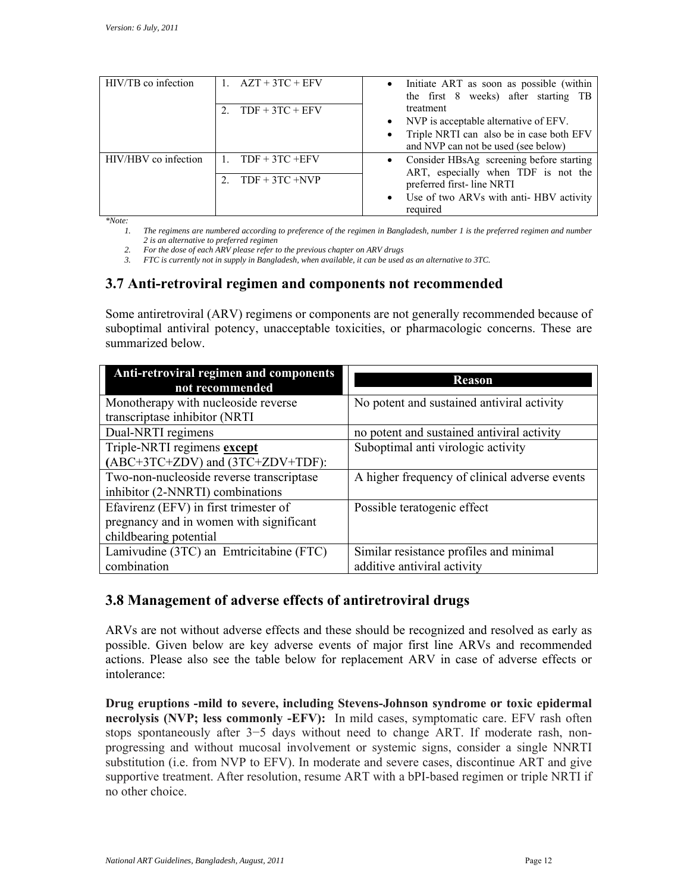| HIV/TB co infection | 1. AZT + 3TC + EFV<br>2. TDF + 3TC + EFV | • Initiate ART as soon as possible (within the first 8 weeks) after starting TB treatment<br>• NVP is acceptable alternative of EFV.<br>• Triple NRTI can also be in case both EFV and NVP can not be used (see below) |
|---|---|---|
| HIV/HBV co infection | 1. TDF + 3TC +EFV<br>2. TDF + 3TC +NVP | • Consider HBsAg screening before starting ART, especially when TDF is not the preferred first- line NRTI<br>• Use of two ARVs with anti- HBV activity required |

**Note:*

1. *The regimens are numbered according to preference of the regimen in Bangladesh, number 1 is the preferred regimen and number 2 is an alternative to preferred regimen*
2. *For the dose of each ARV please refer to the previous chapter on ARV drugs*
3. *FTC is currently not in supply in Bangladesh, when available, it can be used as an alternative to 3TC.*

## 3.7 Anti-retroviral regimen and components not recommended

Some antiretroviral (ARV) regimens or components are not generally recommended because of suboptimal antiviral potency, unacceptable toxicities, or pharmacologic concerns. These are summarized below.

| Anti-retroviral regimen and components not recommended | Reason |
|---|---|
| Monotherapy with nucleoside reverse transcriptase inhibitor (NRTI | No potent and sustained antiviral activity |
| Dual-NRTI regimens | no potent and sustained antiviral activity |
| Triple-NRTI regimens **except** (ABC+3TC+ZDV) and (3TC+ZDV+TDF): | Suboptimal anti virologic activity |
| Two-non-nucleoside reverse transcriptase inhibitor (2-NNRTI) combinations | A higher frequency of clinical adverse events |
| Efavirenz (EFV) in first trimester of pregnancy and in women with significant childbearing potential | Possible teratogenic effect |
| Lamivudine (3TC) an Emtricitabine (FTC) combination | Similar resistance profiles and minimal additive antiviral activity |

## 3.8 Management of adverse effects of antiretroviral drugs

ARVs are not without adverse effects and these should be recognized and resolved as early as possible. Given below are key adverse events of major first line ARVs and recommended actions. Please also see the table below for replacement ARV in case of adverse effects or intolerance:

**Drug eruptions -mild to severe, including Stevens-Johnson syndrome or toxic epidermal necrolysis (NVP; less commonly -EFV):** In mild cases, symptomatic care. EFV rash often stops spontaneously after 3−5 days without need to change ART. If moderate rash, non-progressing and without mucosal involvement or systemic signs, consider a single NNRTI substitution (i.e. from NVP to EFV). In moderate and severe cases, discontinue ART and give supportive treatment. After resolution, resume ART with a bPI-based regimen or triple NRTI if no other choice.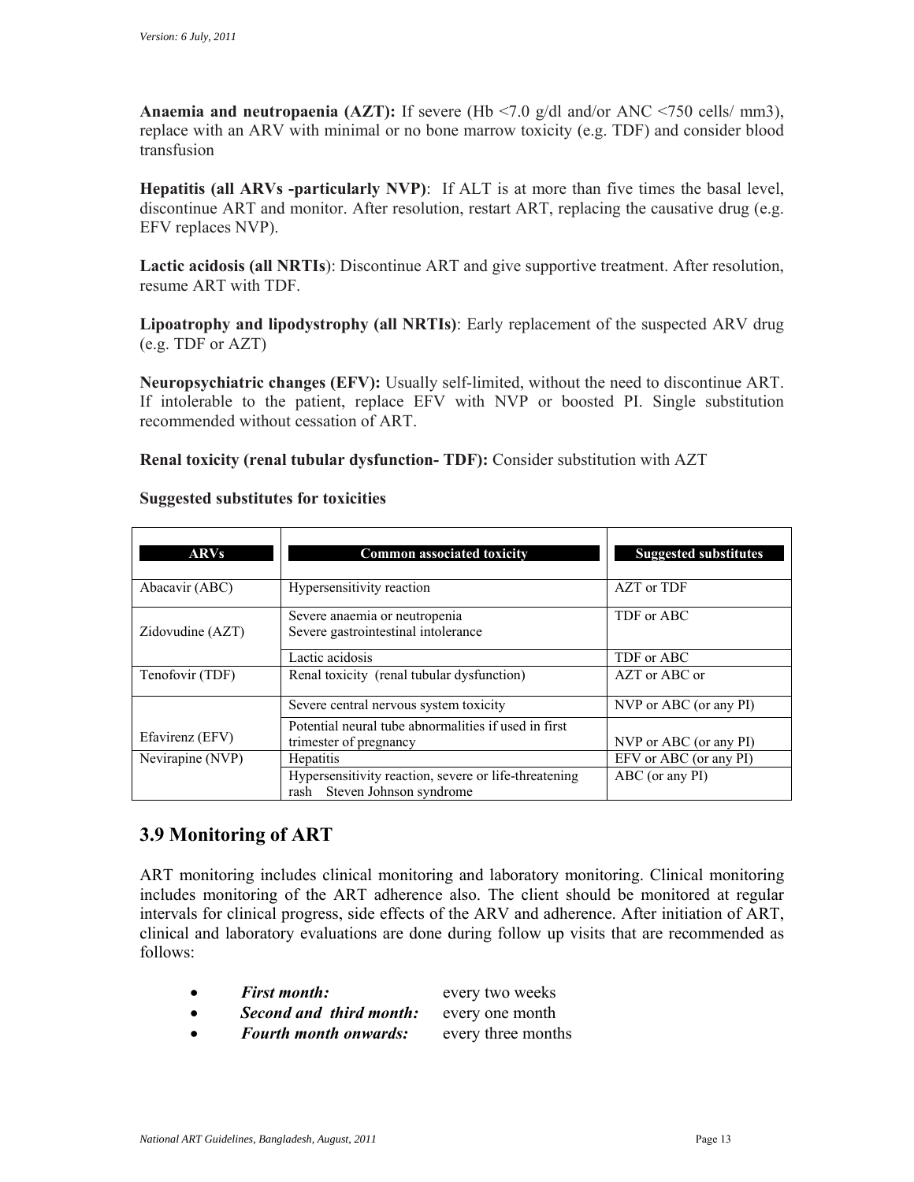**Anaemia and neutropaenia (AZT):** If severe (Hb <7.0 g/dl and/or ANC <750 cells/ mm3), replace with an ARV with minimal or no bone marrow toxicity (e.g. TDF) and consider blood transfusion

**Hepatitis (all ARVs -particularly NVP)**: If ALT is at more than five times the basal level, discontinue ART and monitor. After resolution, restart ART, replacing the causative drug (e.g. EFV replaces NVP).

**Lactic acidosis (all NRTIs**): Discontinue ART and give supportive treatment. After resolution, resume ART with TDF.

**Lipoatrophy and lipodystrophy (all NRTIs)**: Early replacement of the suspected ARV drug (e.g. TDF or AZT)

**Neuropsychiatric changes (EFV):** Usually self-limited, without the need to discontinue ART. If intolerable to the patient, replace EFV with NVP or boosted PI. Single substitution recommended without cessation of ART.

**Renal toxicity (renal tubular dysfunction- TDF):** Consider substitution with AZT

**Suggested substitutes for toxicities**

| ARVs | Common associated toxicity | Suggested substitutes |
|---|---|---|
| Abacavir (ABC) | Hypersensitivity reaction | AZT or TDF |
| Zidovudine (AZT) | Severe anaemia or neutropenia<br>Severe gastrointestinal intolerance | TDF or ABC |
| | Lactic acidosis | TDF or ABC |
| Tenofovir (TDF) | Renal toxicity (renal tubular dysfunction) | AZT or ABC or |
| Efavirenz (EFV) | Severe central nervous system toxicity | NVP or ABC (or any PI) |
| | Potential neural tube abnormalities if used in first trimester of pregnancy | NVP or ABC (or any PI) |
| Nevirapine (NVP) | Hepatitis | EFV or ABC (or any PI) |
| | Hypersensitivity reaction, severe or life-threatening rash Steven Johnson syndrome | ABC (or any PI) |

## 3.9 Monitoring of ART

ART monitoring includes clinical monitoring and laboratory monitoring. Clinical monitoring includes monitoring of the ART adherence also. The client should be monitored at regular intervals for clinical progress, side effects of the ARV and adherence. After initiation of ART, clinical and laboratory evaluations are done during follow up visits that are recommended as follows:

- ***First month:*** every two weeks
- ***Second and third month:*** every one month
- ***Fourth month onwards:*** every three months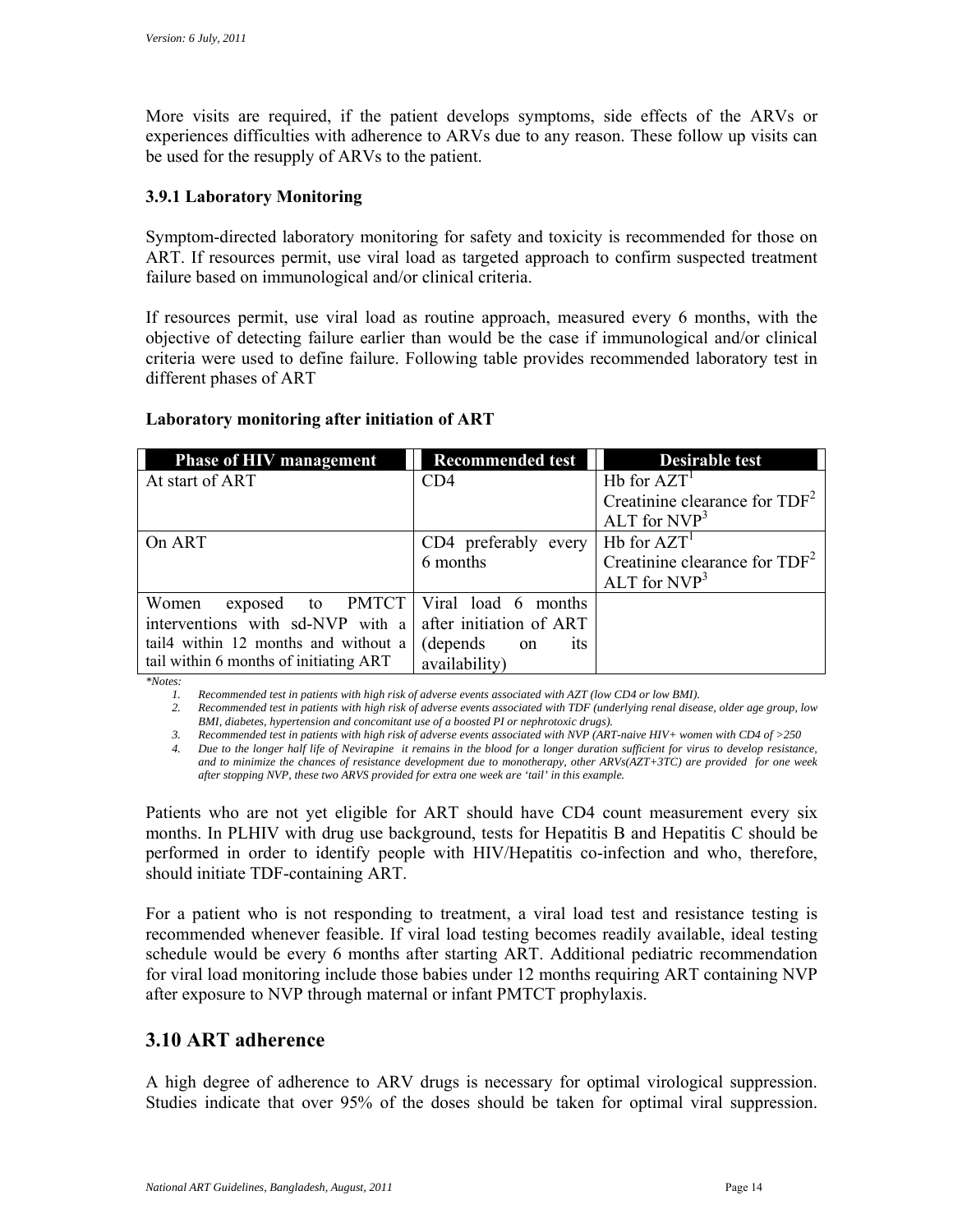More visits are required, if the patient develops symptoms, side effects of the ARVs or experiences difficulties with adherence to ARVs due to any reason. These follow up visits can be used for the resupply of ARVs to the patient.

### 3.9.1 Laboratory Monitoring

Symptom-directed laboratory monitoring for safety and toxicity is recommended for those on ART. If resources permit, use viral load as targeted approach to confirm suspected treatment failure based on immunological and/or clinical criteria.

If resources permit, use viral load as routine approach, measured every 6 months, with the objective of detecting failure earlier than would be the case if immunological and/or clinical criteria were used to define failure. Following table provides recommended laboratory test in different phases of ART

**Laboratory monitoring after initiation of ART**

| Phase of HIV management | Recommended test | Desirable test |
|---|---|---|
| At start of ART | CD4 | Hb for AZT[1]<br>Creatinine clearance for TDF[2]<br>ALT for NVP[3] |
| On ART | CD4 preferably every 6 months | Hb for AZT[1]<br>Creatinine clearance for TDF[2]<br>ALT for NVP[3] |
| Women exposed to PMTCT interventions with sd-NVP with a tail4 within 12 months and without a tail within 6 months of initiating ART | Viral load 6 months after initiation of ART (depends on its availability) | |

*\*Notes:*

1. *Recommended test in patients with high risk of adverse events associated with AZT (low CD4 or low BMI).*
2. *Recommended test in patients with high risk of adverse events associated with TDF (underlying renal disease, older age group, low BMI, diabetes, hypertension and concomitant use of a boosted PI or nephrotoxic drugs).*
3. *Recommended test in patients with high risk of adverse events associated with NVP (ART-naive HIV+ women with CD4 of >250*
4. *Due to the longer half life of Nevirapine it remains in the blood for a longer duration sufficient for virus to develop resistance, and to minimize the chances of resistance development due to monotherapy, other ARVs(AZT+3TC) are provided for one week after stopping NVP, these two ARVS provided for extra one week are 'tail' in this example.*

Patients who are not yet eligible for ART should have CD4 count measurement every six months. In PLHIV with drug use background, tests for Hepatitis B and Hepatitis C should be performed in order to identify people with HIV/Hepatitis co-infection and who, therefore, should initiate TDF-containing ART.

For a patient who is not responding to treatment, a viral load test and resistance testing is recommended whenever feasible. If viral load testing becomes readily available, ideal testing schedule would be every 6 months after starting ART. Additional pediatric recommendation for viral load monitoring include those babies under 12 months requiring ART containing NVP after exposure to NVP through maternal or infant PMTCT prophylaxis.

## 3.10 ART adherence

A high degree of adherence to ARV drugs is necessary for optimal virological suppression. Studies indicate that over 95% of the doses should be taken for optimal viral suppression.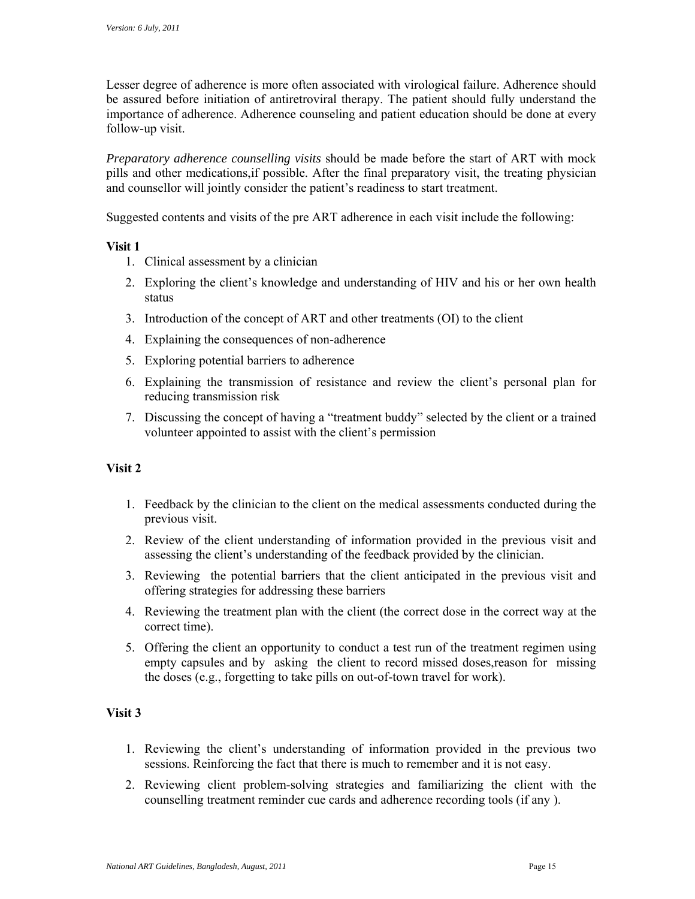Lesser degree of adherence is more often associated with virological failure. Adherence should be assured before initiation of antiretroviral therapy. The patient should fully understand the importance of adherence. Adherence counseling and patient education should be done at every follow-up visit.

*Preparatory adherence counselling visits* should be made before the start of ART with mock pills and other medications,if possible. After the final preparatory visit, the treating physician and counsellor will jointly consider the patient's readiness to start treatment.

Suggested contents and visits of the pre ART adherence in each visit include the following:

**Visit 1**

1. Clinical assessment by a clinician
2. Exploring the client's knowledge and understanding of HIV and his or her own health status
3. Introduction of the concept of ART and other treatments (OI) to the client
4. Explaining the consequences of non-adherence
5. Exploring potential barriers to adherence
6. Explaining the transmission of resistance and review the client's personal plan for reducing transmission risk
7. Discussing the concept of having a "treatment buddy" selected by the client or a trained volunteer appointed to assist with the client's permission

**Visit 2**

1. Feedback by the clinician to the client on the medical assessments conducted during the previous visit.
2. Review of the client understanding of information provided in the previous visit and assessing the client's understanding of the feedback provided by the clinician.
3. Reviewing the potential barriers that the client anticipated in the previous visit and offering strategies for addressing these barriers
4. Reviewing the treatment plan with the client (the correct dose in the correct way at the correct time).
5. Offering the client an opportunity to conduct a test run of the treatment regimen using empty capsules and by asking the client to record missed doses,reason for missing the doses (e.g., forgetting to take pills on out-of-town travel for work).

**Visit 3**

1. Reviewing the client's understanding of information provided in the previous two sessions. Reinforcing the fact that there is much to remember and it is not easy.
2. Reviewing client problem-solving strategies and familiarizing the client with the counselling treatment reminder cue cards and adherence recording tools (if any ).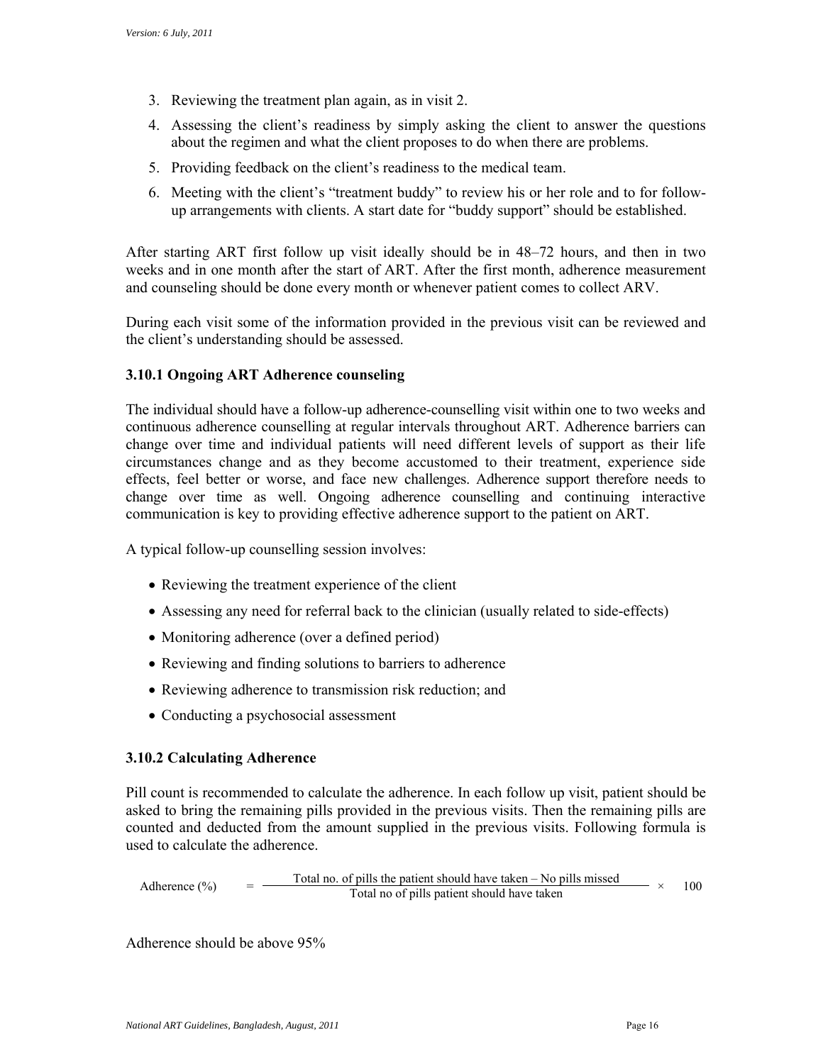3. Reviewing the treatment plan again, as in visit 2.
4. Assessing the client's readiness by simply asking the client to answer the questions about the regimen and what the client proposes to do when there are problems.
5. Providing feedback on the client's readiness to the medical team.
6. Meeting with the client's "treatment buddy" to review his or her role and to for follow-up arrangements with clients. A start date for "buddy support" should be established.

After starting ART first follow up visit ideally should be in 48–72 hours, and then in two weeks and in one month after the start of ART. After the first month, adherence measurement and counseling should be done every month or whenever patient comes to collect ARV.

During each visit some of the information provided in the previous visit can be reviewed and the client's understanding should be assessed.

### 3.10.1 Ongoing ART Adherence counseling

The individual should have a follow-up adherence-counselling visit within one to two weeks and continuous adherence counselling at regular intervals throughout ART. Adherence barriers can change over time and individual patients will need different levels of support as their life circumstances change and as they become accustomed to their treatment, experience side effects, feel better or worse, and face new challenges. Adherence support therefore needs to change over time as well. Ongoing adherence counselling and continuing interactive communication is key to providing effective adherence support to the patient on ART.

A typical follow-up counselling session involves:

- Reviewing the treatment experience of the client
- Assessing any need for referral back to the clinician (usually related to side-effects)
- Monitoring adherence (over a defined period)
- Reviewing and finding solutions to barriers to adherence
- Reviewing adherence to transmission risk reduction; and
- Conducting a psychosocial assessment

### 3.10.2 Calculating Adherence

Pill count is recommended to calculate the adherence. In each follow up visit, patient should be asked to bring the remaining pills provided in the previous visits. Then the remaining pills are counted and deducted from the amount supplied in the previous visits. Following formula is used to calculate the adherence.

$$\text{Adherence (\%)} = \frac{\text{Total no. of pills the patient should have taken} - \text{No pills missed}}{\text{Total no of pills patient should have taken}} \times 100$$

Adherence should be above 95%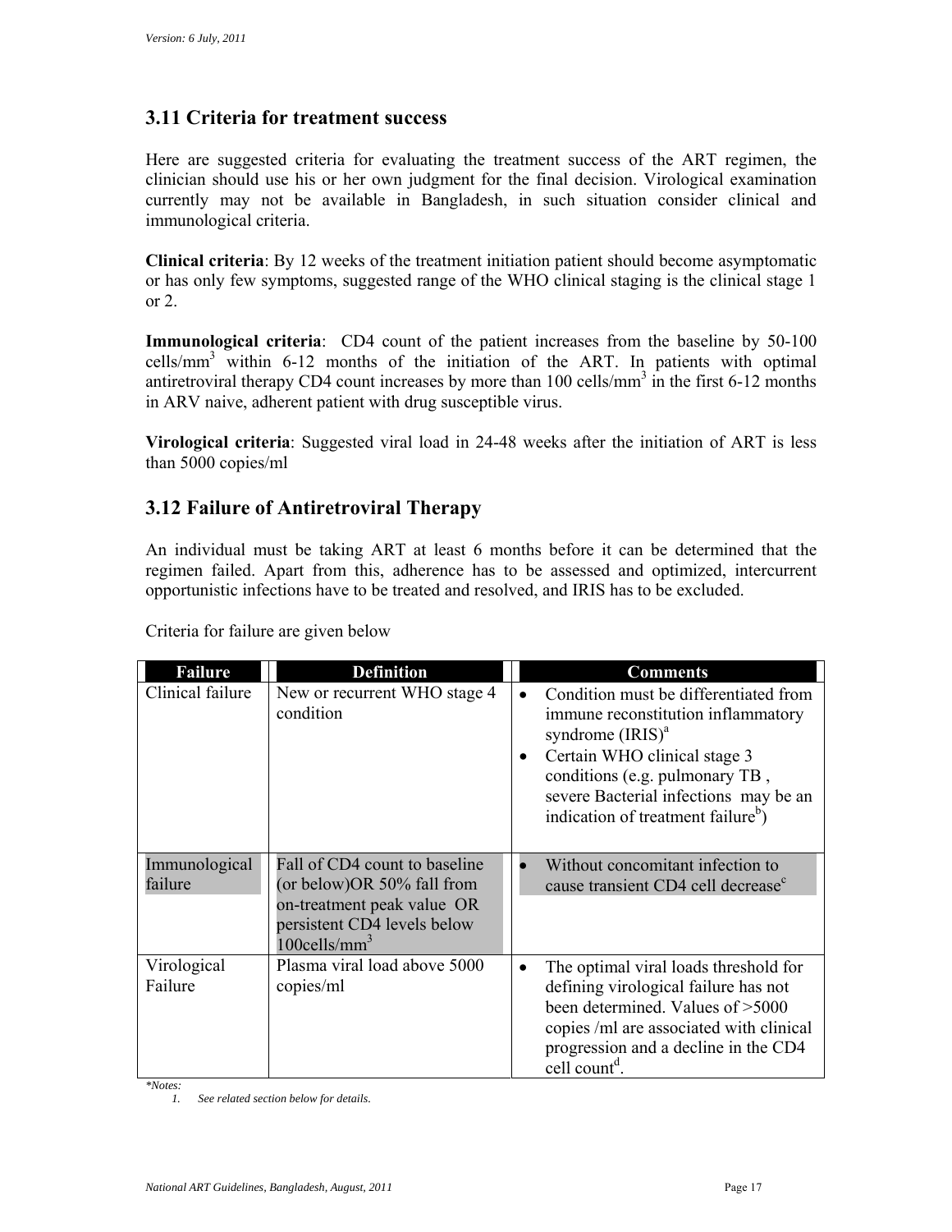## 3.11 Criteria for treatment success

Here are suggested criteria for evaluating the treatment success of the ART regimen, the clinician should use his or her own judgment for the final decision. Virological examination currently may not be available in Bangladesh, in such situation consider clinical and immunological criteria.

**Clinical criteria**: By 12 weeks of the treatment initiation patient should become asymptomatic or has only few symptoms, suggested range of the WHO clinical staging is the clinical stage 1 or 2.

**Immunological criteria**: CD4 count of the patient increases from the baseline by 50-100 cells/mm$^3$ within 6-12 months of the initiation of the ART. In patients with optimal antiretroviral therapy CD4 count increases by more than 100 cells/mm$^3$ in the first 6-12 months in ARV naive, adherent patient with drug susceptible virus.

**Virological criteria**: Suggested viral load in 24-48 weeks after the initiation of ART is less than 5000 copies/ml

## 3.12 Failure of Antiretroviral Therapy

An individual must be taking ART at least 6 months before it can be determined that the regimen failed. Apart from this, adherence has to be assessed and optimized, intercurrent opportunistic infections have to be treated and resolved, and IRIS has to be excluded.

Criteria for failure are given below

| Failure | Definition | Comments |
|---|---|---|
| Clinical failure | New or recurrent WHO stage 4 condition | • Condition must be differentiated from immune reconstitution inflammatory syndrome (IRIS)[a]<br>• Certain WHO clinical stage 3 conditions (e.g. pulmonary TB , severe Bacterial infections may be an indication of treatment failure[b]) |
| Immunological failure | Fall of CD4 count to baseline (or below)OR 50% fall from on-treatment peak value OR persistent CD4 levels below 100cells/mm$^3$ | • Without concomitant infection to cause transient CD4 cell decrease[c] |
| Virological Failure | Plasma viral load above 5000 copies/ml | • The optimal viral loads threshold for defining virological failure has not been determined. Values of >5000 copies /ml are associated with clinical progression and a decline in the CD4 cell count[d]. |

*\*Notes:*

1. *See related section below for details.*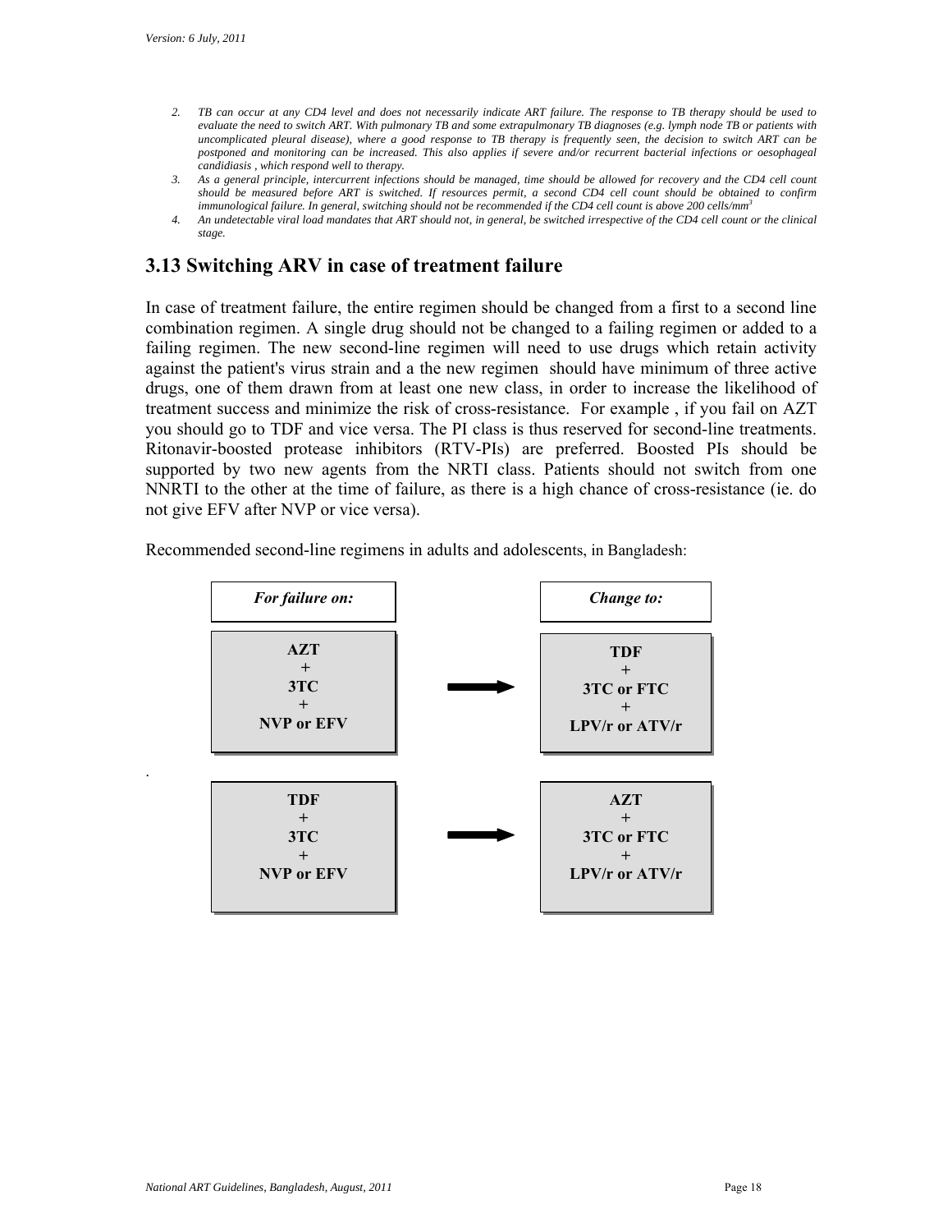2. *TB can occur at any CD4 level and does not necessarily indicate ART failure. The response to TB therapy should be used to evaluate the need to switch ART. With pulmonary TB and some extrapulmonary TB diagnoses (e.g. lymph node TB or patients with uncomplicated pleural disease), where a good response to TB therapy is frequently seen, the decision to switch ART can be postponed and monitoring can be increased. This also applies if severe and/or recurrent bacterial infections or oesophageal candidiasis , which respond well to therapy.*
3. *As a general principle, intercurrent infections should be managed, time should be allowed for recovery and the CD4 cell count should be measured before ART is switched. If resources permit, a second CD4 cell count should be obtained to confirm immunological failure. In general, switching should not be recommended if the CD4 cell count is above 200 cells/mm$^3$*
4. *An undetectable viral load mandates that ART should not, in general, be switched irrespective of the CD4 cell count or the clinical stage.*

## 3.13 Switching ARV in case of treatment failure

In case of treatment failure, the entire regimen should be changed from a first to a second line combination regimen. A single drug should not be changed to a failing regimen or added to a failing regimen. The new second-line regimen will need to use drugs which retain activity against the patient's virus strain and a the new regimen should have minimum of three active drugs, one of them drawn from at least one new class, in order to increase the likelihood of treatment success and minimize the risk of cross-resistance. For example , if you fail on AZT you should go to TDF and vice versa. The PI class is thus reserved for second-line treatments. Ritonavir-boosted protease inhibitors (RTV-PIs) are preferred. Boosted PIs should be supported by two new agents from the NRTI class. Patients should not switch from one NNRTI to the other at the time of failure, as there is a high chance of cross-resistance (ie. do not give EFV after NVP or vice versa).

Recommended second-line regimens in adults and adolescents, in Bangladesh:

| *For failure on:* | | *Change to:* |
| --- | --- | --- |
| **AZT + 3TC + NVP or EFV** | → | **TDF + 3TC or FTC + LPV/r or ATV/r** |
| **TDF + 3TC + NVP or EFV** | → | **AZT + 3TC or FTC + LPV/r or ATV/r** |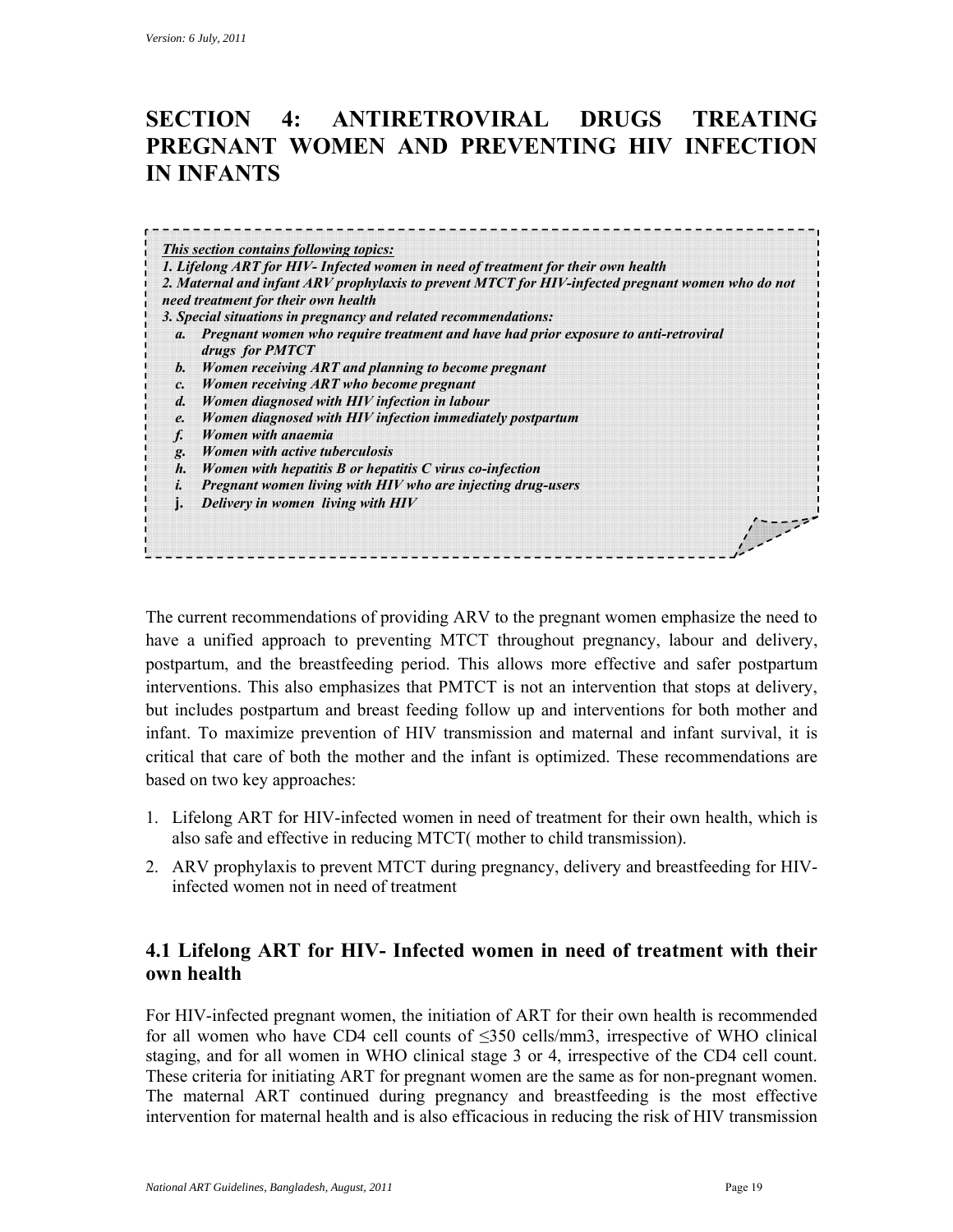# SECTION 4: ANTIRETROVIRAL DRUGS TREATING PREGNANT WOMEN AND PREVENTING HIV INFECTION IN INFANTS

***This section contains following topics:***

***1. Lifelong ART for HIV- Infected women in need of treatment for their own health***

***2. Maternal and infant ARV prophylaxis to prevent MTCT for HIV-infected pregnant women who do not need treatment for their own health***

***3. Special situations in pregnancy and related recommendations:***

- ***a. Pregnant women who require treatment and have had prior exposure to anti-retroviral drugs for PMTCT***
- ***b. Women receiving ART and planning to become pregnant***
- ***c. Women receiving ART who become pregnant***
- ***d. Women diagnosed with HIV infection in labour***
- ***e. Women diagnosed with HIV infection immediately postpartum***
- ***f. Women with anaemia***
- ***g. Women with active tuberculosis***
- ***h. Women with hepatitis B or hepatitis C virus co-infection***
- ***i. Pregnant women living with HIV who are injecting drug-users***
- ***j. Delivery in women living with HIV***

The current recommendations of providing ARV to the pregnant women emphasize the need to have a unified approach to preventing MTCT throughout pregnancy, labour and delivery, postpartum, and the breastfeeding period. This allows more effective and safer postpartum interventions. This also emphasizes that PMTCT is not an intervention that stops at delivery, but includes postpartum and breast feeding follow up and interventions for both mother and infant. To maximize prevention of HIV transmission and maternal and infant survival, it is critical that care of both the mother and the infant is optimized. These recommendations are based on two key approaches:

1. Lifelong ART for HIV-infected women in need of treatment for their own health, which is also safe and effective in reducing MTCT( mother to child transmission).
2. ARV prophylaxis to prevent MTCT during pregnancy, delivery and breastfeeding for HIV-infected women not in need of treatment

## 4.1 Lifelong ART for HIV- Infected women in need of treatment with their own health

For HIV-infected pregnant women, the initiation of ART for their own health is recommended for all women who have CD4 cell counts of ≤350 cells/mm3, irrespective of WHO clinical staging, and for all women in WHO clinical stage 3 or 4, irrespective of the CD4 cell count. These criteria for initiating ART for pregnant women are the same as for non-pregnant women. The maternal ART continued during pregnancy and breastfeeding is the most effective intervention for maternal health and is also efficacious in reducing the risk of HIV transmission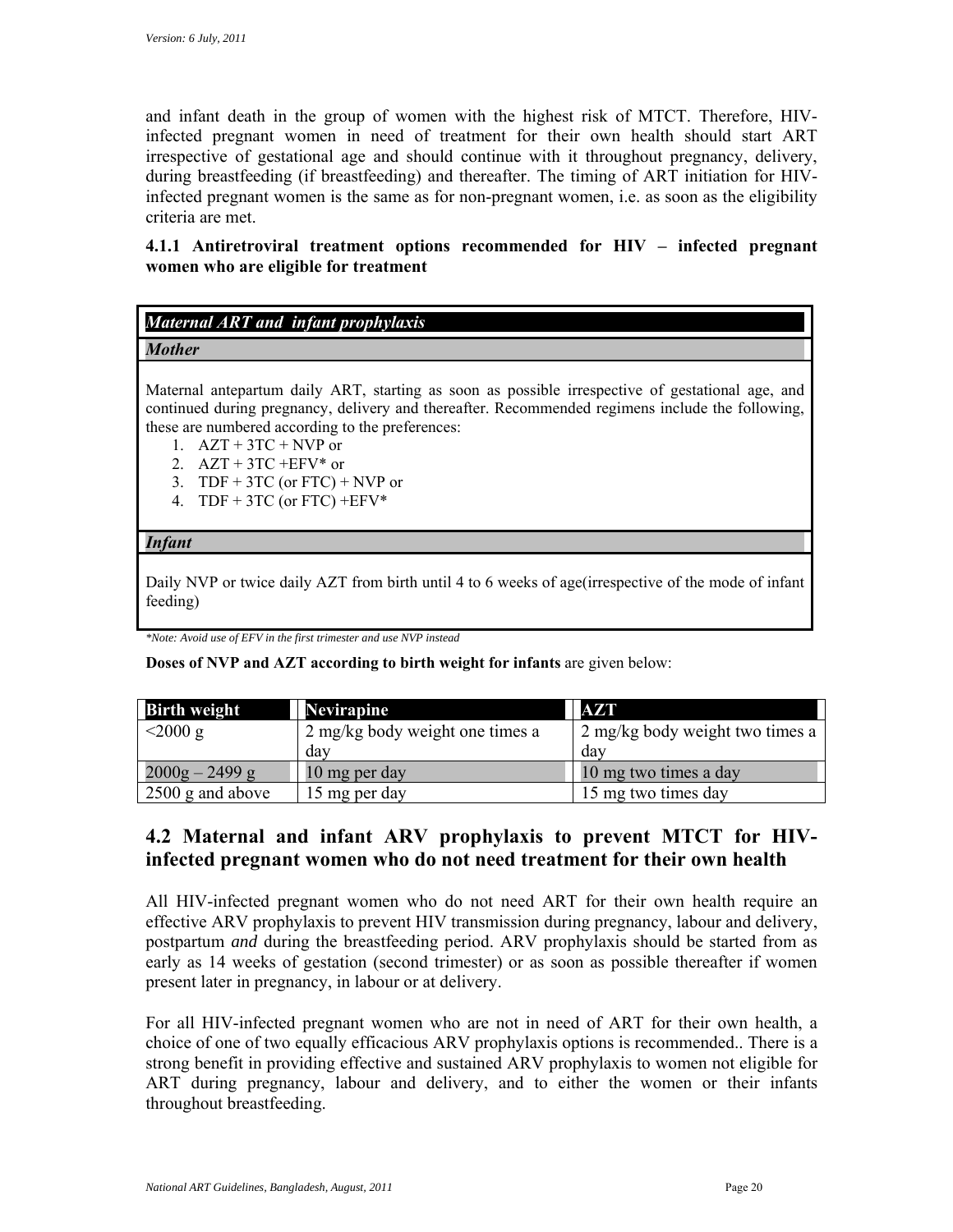and infant death in the group of women with the highest risk of MTCT. Therefore, HIV-infected pregnant women in need of treatment for their own health should start ART irrespective of gestational age and should continue with it throughout pregnancy, delivery, during breastfeeding (if breastfeeding) and thereafter. The timing of ART initiation for HIV-infected pregnant women is the same as for non-pregnant women, i.e. as soon as the eligibility criteria are met.

### 4.1.1 Antiretroviral treatment options recommended for HIV – infected pregnant women who are eligible for treatment

***Maternal ART and infant prophylaxis***

***Mother***

Maternal antepartum daily ART, starting as soon as possible irrespective of gestational age, and continued during pregnancy, delivery and thereafter. Recommended regimens include the following, these are numbered according to the preferences:

1. AZT + 3TC + NVP or
2. AZT + 3TC +EFV* or
3. TDF + 3TC (or FTC) + NVP or
4. TDF + 3TC (or FTC) +EFV*

***Infant***

Daily NVP or twice daily AZT from birth until 4 to 6 weeks of age(irrespective of the mode of infant feeding)

*\*Note: Avoid use of EFV in the first trimester and use NVP instead*

**Doses of NVP and AZT according to birth weight for infants** are given below:

| Birth weight | Nevirapine | AZT |
|---|---|---|
| <2000 g | 2 mg/kg body weight one times a day | 2 mg/kg body weight two times a day |
| 2000g – 2499 g | 10 mg per day | 10 mg two times a day |
| 2500 g and above | 15 mg per day | 15 mg two times day |

## 4.2 Maternal and infant ARV prophylaxis to prevent MTCT for HIV-infected pregnant women who do not need treatment for their own health

All HIV-infected pregnant women who do not need ART for their own health require an effective ARV prophylaxis to prevent HIV transmission during pregnancy, labour and delivery, postpartum *and* during the breastfeeding period. ARV prophylaxis should be started from as early as 14 weeks of gestation (second trimester) or as soon as possible thereafter if women present later in pregnancy, in labour or at delivery.

For all HIV-infected pregnant women who are not in need of ART for their own health, a choice of one of two equally efficacious ARV prophylaxis options is recommended.. There is a strong benefit in providing effective and sustained ARV prophylaxis to women not eligible for ART during pregnancy, labour and delivery, and to either the women or their infants throughout breastfeeding.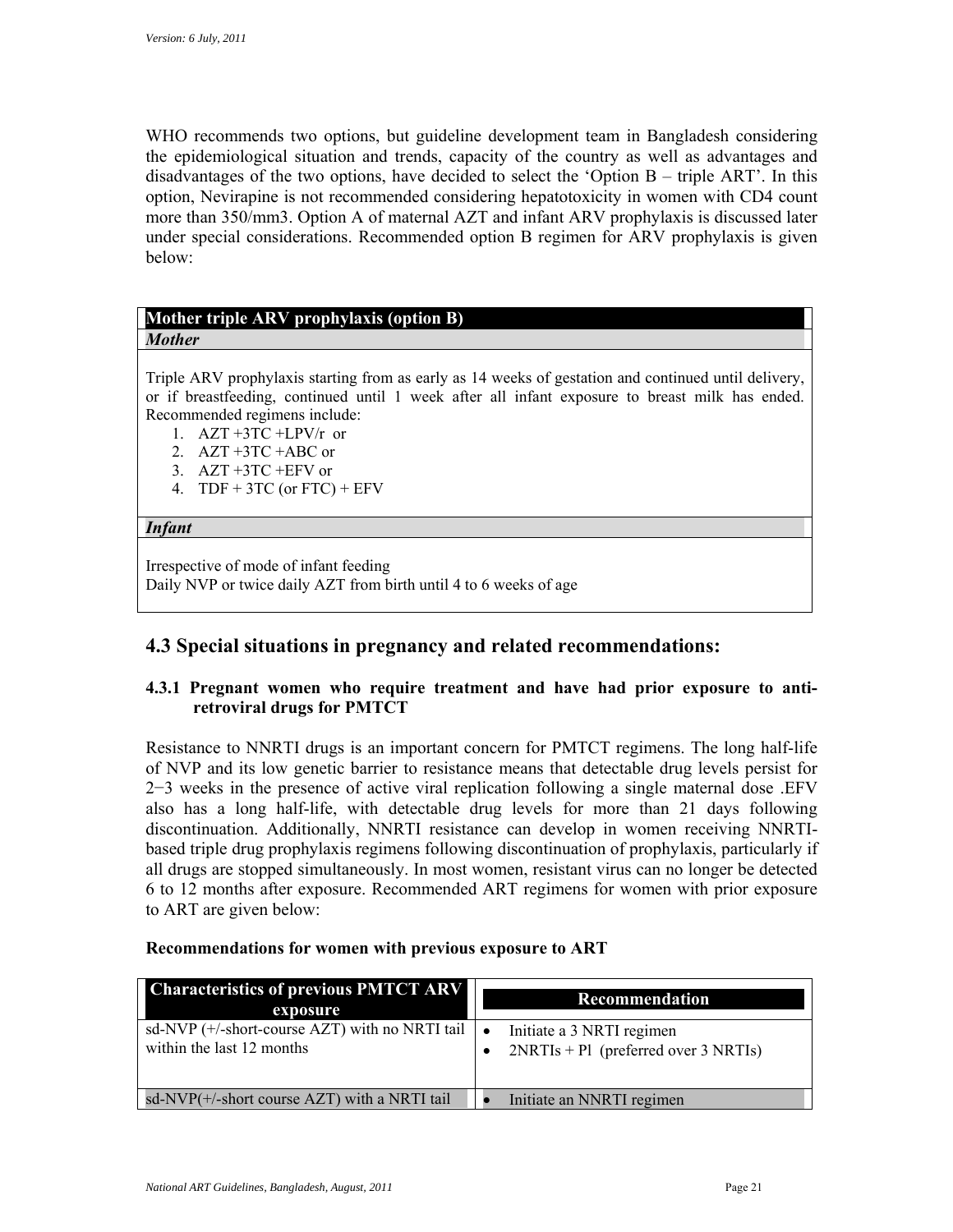WHO recommends two options, but guideline development team in Bangladesh considering the epidemiological situation and trends, capacity of the country as well as advantages and disadvantages of the two options, have decided to select the 'Option B – triple ART'. In this option, Nevirapine is not recommended considering hepatotoxicity in women with CD4 count more than 350/mm3. Option A of maternal AZT and infant ARV prophylaxis is discussed later under special considerations. Recommended option B regimen for ARV prophylaxis is given below:

| **Mother triple ARV prophylaxis (option B)** |
|---|
| ***Mother*** |
| Triple ARV prophylaxis starting from as early as 14 weeks of gestation and continued until delivery, or if breastfeeding, continued until 1 week after all infant exposure to breast milk has ended. Recommended regimens include:<br>1. AZT +3TC +LPV/r or<br>2. AZT +3TC +ABC or<br>3. AZT +3TC +EFV or<br>4. TDF + 3TC (or FTC) + EFV |
| ***Infant*** |
| Irrespective of mode of infant feeding<br>Daily NVP or twice daily AZT from birth until 4 to 6 weeks of age |

## 4.3 Special situations in pregnancy and related recommendations:

### 4.3.1 Pregnant women who require treatment and have had prior exposure to anti-retroviral drugs for PMTCT

Resistance to NNRTI drugs is an important concern for PMTCT regimens. The long half-life of NVP and its low genetic barrier to resistance means that detectable drug levels persist for 2−3 weeks in the presence of active viral replication following a single maternal dose .EFV also has a long half-life, with detectable drug levels for more than 21 days following discontinuation. Additionally, NNRTI resistance can develop in women receiving NNRTI-based triple drug prophylaxis regimens following discontinuation of prophylaxis, particularly if all drugs are stopped simultaneously. In most women, resistant virus can no longer be detected 6 to 12 months after exposure. Recommended ART regimens for women with prior exposure to ART are given below:

**Recommendations for women with previous exposure to ART**

| Characteristics of previous PMTCT ARV exposure | Recommendation |
|---|---|
| sd-NVP (+/-short-course AZT) with no NRTI tail within the last 12 months | • Initiate a 3 NRTI regimen<br>• 2NRTIs + Pl (preferred over 3 NRTIs) |
| sd-NVP(+/-short course AZT) with a NRTI tail | • Initiate an NNRTI regimen |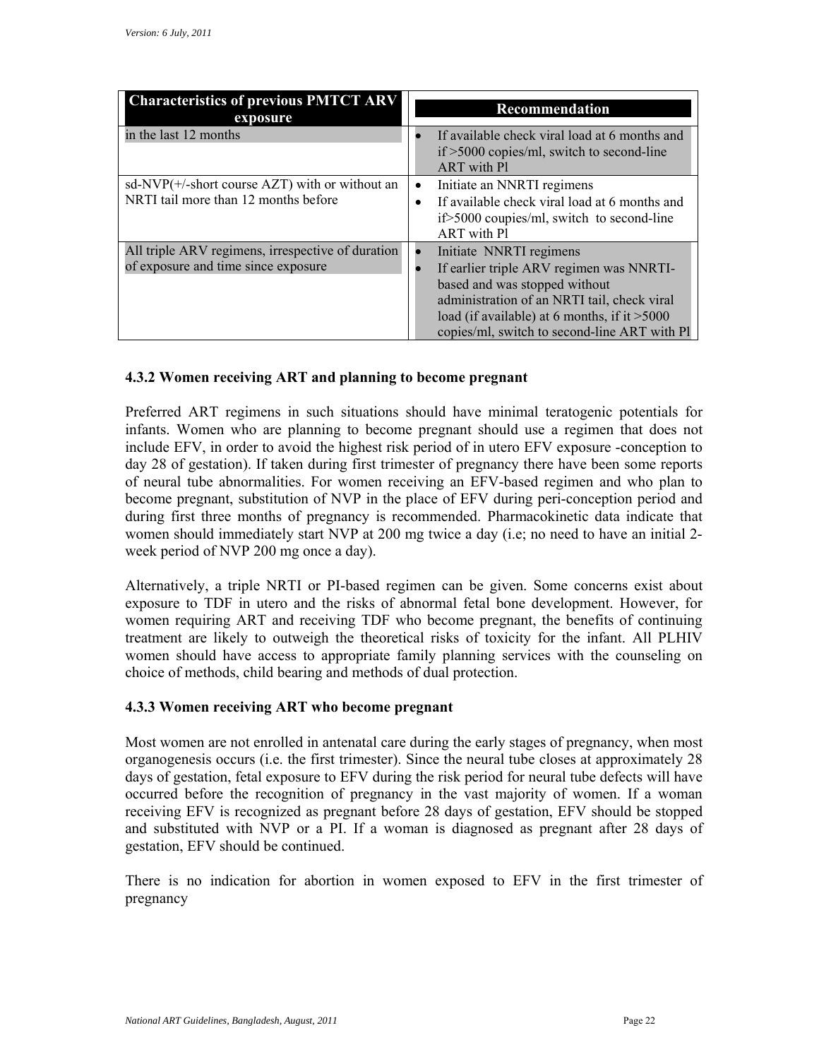| Characteristics of previous PMTCT ARV exposure | Recommendation |
|---|---|
| in the last 12 months | • If available check viral load at 6 months and if >5000 copies/ml, switch to second-line ART with Pl |
| sd-NVP(+/-short course AZT) with or without an NRTI tail more than 12 months before | • Initiate an NNRTI regimens<br>• If available check viral load at 6 months and if>5000 coupies/ml, switch to second-line ART with Pl |
| All triple ARV regimens, irrespective of duration of exposure and time since exposure | • Initiate NNRTI regimens<br>• If earlier triple ARV regimen was NNRTI-based and was stopped without administration of an NRTI tail, check viral load (if available) at 6 months, if it >5000 copies/ml, switch to second-line ART with Pl |

### 4.3.2 Women receiving ART and planning to become pregnant

Preferred ART regimens in such situations should have minimal teratogenic potentials for infants. Women who are planning to become pregnant should use a regimen that does not include EFV, in order to avoid the highest risk period of in utero EFV exposure -conception to day 28 of gestation). If taken during first trimester of pregnancy there have been some reports of neural tube abnormalities. For women receiving an EFV-based regimen and who plan to become pregnant, substitution of NVP in the place of EFV during peri-conception period and during first three months of pregnancy is recommended. Pharmacokinetic data indicate that women should immediately start NVP at 200 mg twice a day (i.e; no need to have an initial 2-week period of NVP 200 mg once a day).

Alternatively, a triple NRTI or PI-based regimen can be given. Some concerns exist about exposure to TDF in utero and the risks of abnormal fetal bone development. However, for women requiring ART and receiving TDF who become pregnant, the benefits of continuing treatment are likely to outweigh the theoretical risks of toxicity for the infant. All PLHIV women should have access to appropriate family planning services with the counseling on choice of methods, child bearing and methods of dual protection.

### 4.3.3 Women receiving ART who become pregnant

Most women are not enrolled in antenatal care during the early stages of pregnancy, when most organogenesis occurs (i.e. the first trimester). Since the neural tube closes at approximately 28 days of gestation, fetal exposure to EFV during the risk period for neural tube defects will have occurred before the recognition of pregnancy in the vast majority of women. If a woman receiving EFV is recognized as pregnant before 28 days of gestation, EFV should be stopped and substituted with NVP or a PI. If a woman is diagnosed as pregnant after 28 days of gestation, EFV should be continued.

There is no indication for abortion in women exposed to EFV in the first trimester of pregnancy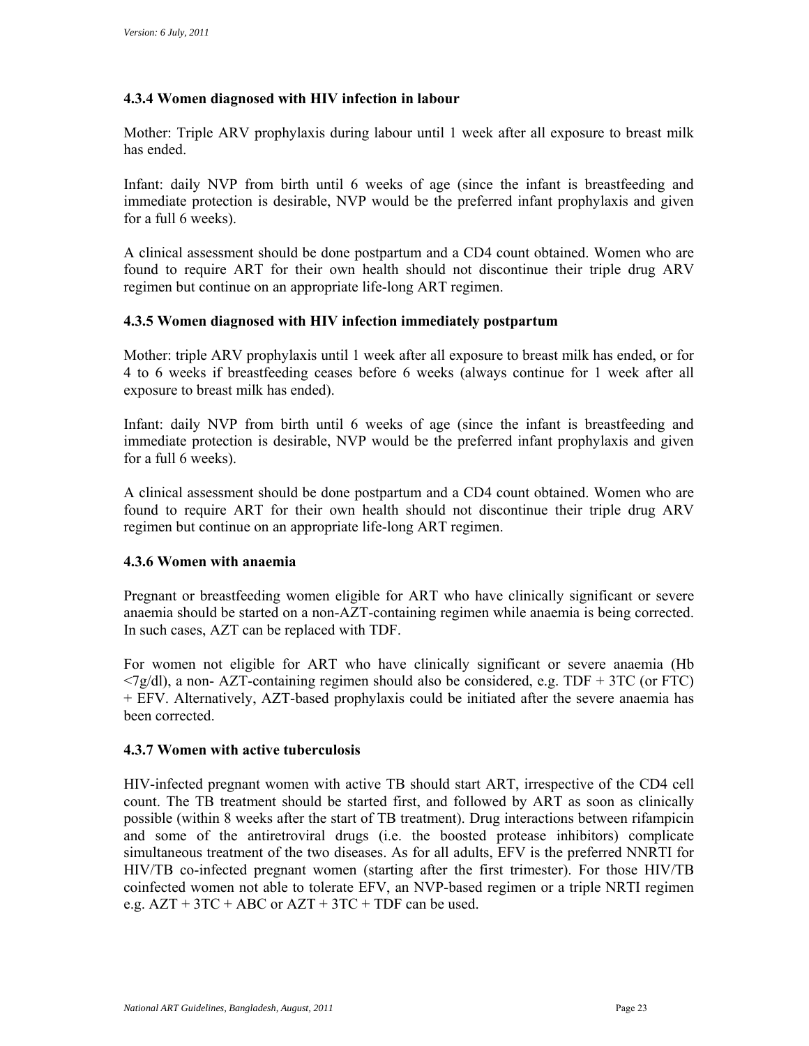### 4.3.4 Women diagnosed with HIV infection in labour

Mother: Triple ARV prophylaxis during labour until 1 week after all exposure to breast milk has ended.

Infant: daily NVP from birth until 6 weeks of age (since the infant is breastfeeding and immediate protection is desirable, NVP would be the preferred infant prophylaxis and given for a full 6 weeks).

A clinical assessment should be done postpartum and a CD4 count obtained. Women who are found to require ART for their own health should not discontinue their triple drug ARV regimen but continue on an appropriate life-long ART regimen.

### 4.3.5 Women diagnosed with HIV infection immediately postpartum

Mother: triple ARV prophylaxis until 1 week after all exposure to breast milk has ended, or for 4 to 6 weeks if breastfeeding ceases before 6 weeks (always continue for 1 week after all exposure to breast milk has ended).

Infant: daily NVP from birth until 6 weeks of age (since the infant is breastfeeding and immediate protection is desirable, NVP would be the preferred infant prophylaxis and given for a full 6 weeks).

A clinical assessment should be done postpartum and a CD4 count obtained. Women who are found to require ART for their own health should not discontinue their triple drug ARV regimen but continue on an appropriate life-long ART regimen.

### 4.3.6 Women with anaemia

Pregnant or breastfeeding women eligible for ART who have clinically significant or severe anaemia should be started on a non-AZT-containing regimen while anaemia is being corrected. In such cases, AZT can be replaced with TDF.

For women not eligible for ART who have clinically significant or severe anaemia (Hb <7g/dl), a non- AZT-containing regimen should also be considered, e.g. TDF + 3TC (or FTC) + EFV. Alternatively, AZT-based prophylaxis could be initiated after the severe anaemia has been corrected.

### 4.3.7 Women with active tuberculosis

HIV-infected pregnant women with active TB should start ART, irrespective of the CD4 cell count. The TB treatment should be started first, and followed by ART as soon as clinically possible (within 8 weeks after the start of TB treatment). Drug interactions between rifampicin and some of the antiretroviral drugs (i.e. the boosted protease inhibitors) complicate simultaneous treatment of the two diseases. As for all adults, EFV is the preferred NNRTI for HIV/TB co-infected pregnant women (starting after the first trimester). For those HIV/TB coinfected women not able to tolerate EFV, an NVP-based regimen or a triple NRTI regimen e.g. AZT + 3TC + ABC or AZT + 3TC + TDF can be used.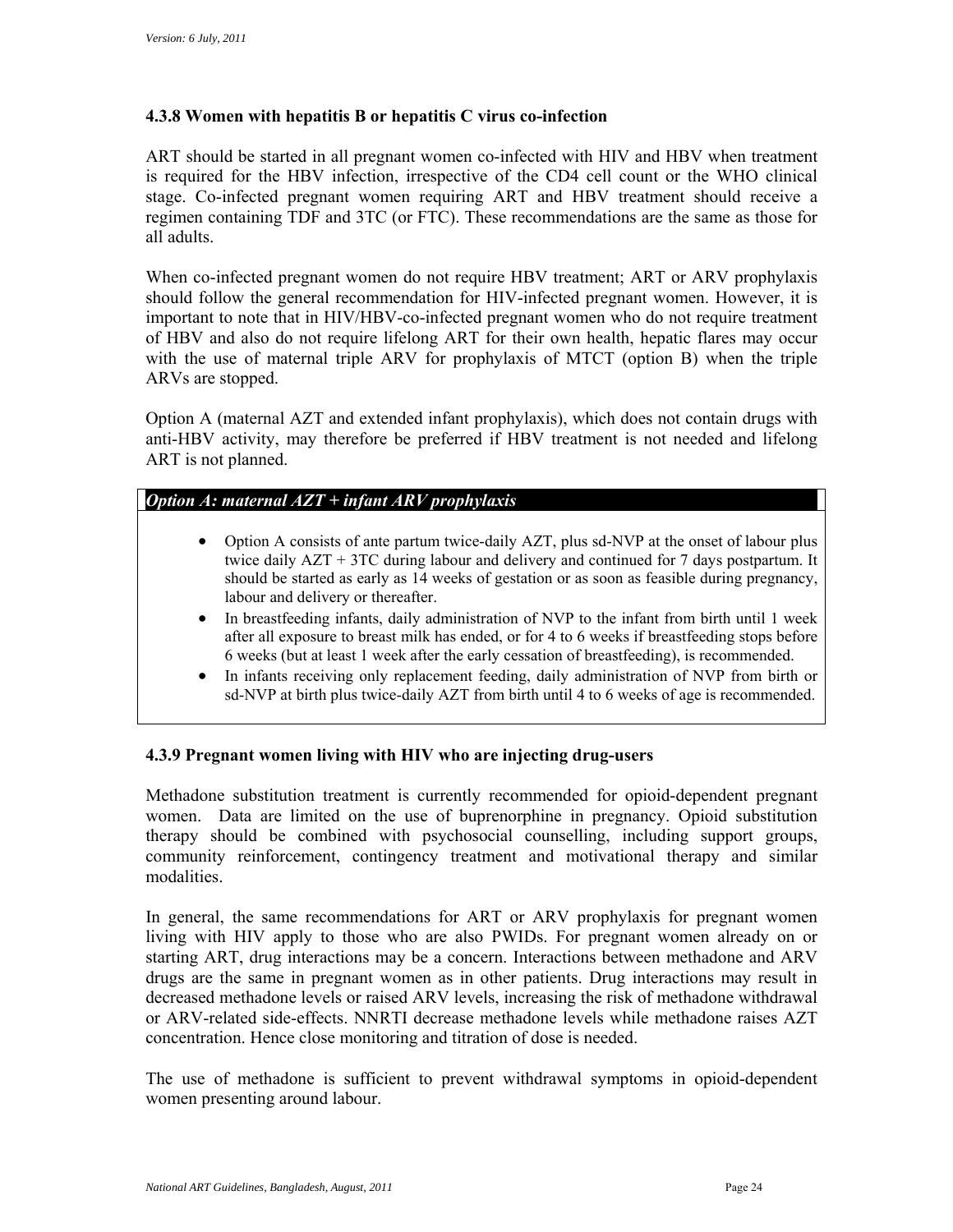### 4.3.8 Women with hepatitis B or hepatitis C virus co-infection

ART should be started in all pregnant women co-infected with HIV and HBV when treatment is required for the HBV infection, irrespective of the CD4 cell count or the WHO clinical stage. Co-infected pregnant women requiring ART and HBV treatment should receive a regimen containing TDF and 3TC (or FTC). These recommendations are the same as those for all adults.

When co-infected pregnant women do not require HBV treatment; ART or ARV prophylaxis should follow the general recommendation for HIV-infected pregnant women. However, it is important to note that in HIV/HBV-co-infected pregnant women who do not require treatment of HBV and also do not require lifelong ART for their own health, hepatic flares may occur with the use of maternal triple ARV for prophylaxis of MTCT (option B) when the triple ARVs are stopped.

Option A (maternal AZT and extended infant prophylaxis), which does not contain drugs with anti-HBV activity, may therefore be preferred if HBV treatment is not needed and lifelong ART is not planned.

***Option A: maternal AZT + infant ARV prophylaxis***

- Option A consists of ante partum twice-daily AZT, plus sd-NVP at the onset of labour plus twice daily AZT + 3TC during labour and delivery and continued for 7 days postpartum. It should be started as early as 14 weeks of gestation or as soon as feasible during pregnancy, labour and delivery or thereafter.
- In breastfeeding infants, daily administration of NVP to the infant from birth until 1 week after all exposure to breast milk has ended, or for 4 to 6 weeks if breastfeeding stops before 6 weeks (but at least 1 week after the early cessation of breastfeeding), is recommended.
- In infants receiving only replacement feeding, daily administration of NVP from birth or sd-NVP at birth plus twice-daily AZT from birth until 4 to 6 weeks of age is recommended.

### 4.3.9 Pregnant women living with HIV who are injecting drug-users

Methadone substitution treatment is currently recommended for opioid-dependent pregnant women. Data are limited on the use of buprenorphine in pregnancy. Opioid substitution therapy should be combined with psychosocial counselling, including support groups, community reinforcement, contingency treatment and motivational therapy and similar modalities.

In general, the same recommendations for ART or ARV prophylaxis for pregnant women living with HIV apply to those who are also PWIDs. For pregnant women already on or starting ART, drug interactions may be a concern. Interactions between methadone and ARV drugs are the same in pregnant women as in other patients. Drug interactions may result in decreased methadone levels or raised ARV levels, increasing the risk of methadone withdrawal or ARV-related side-effects. NNRTI decrease methadone levels while methadone raises AZT concentration. Hence close monitoring and titration of dose is needed.

The use of methadone is sufficient to prevent withdrawal symptoms in opioid-dependent women presenting around labour.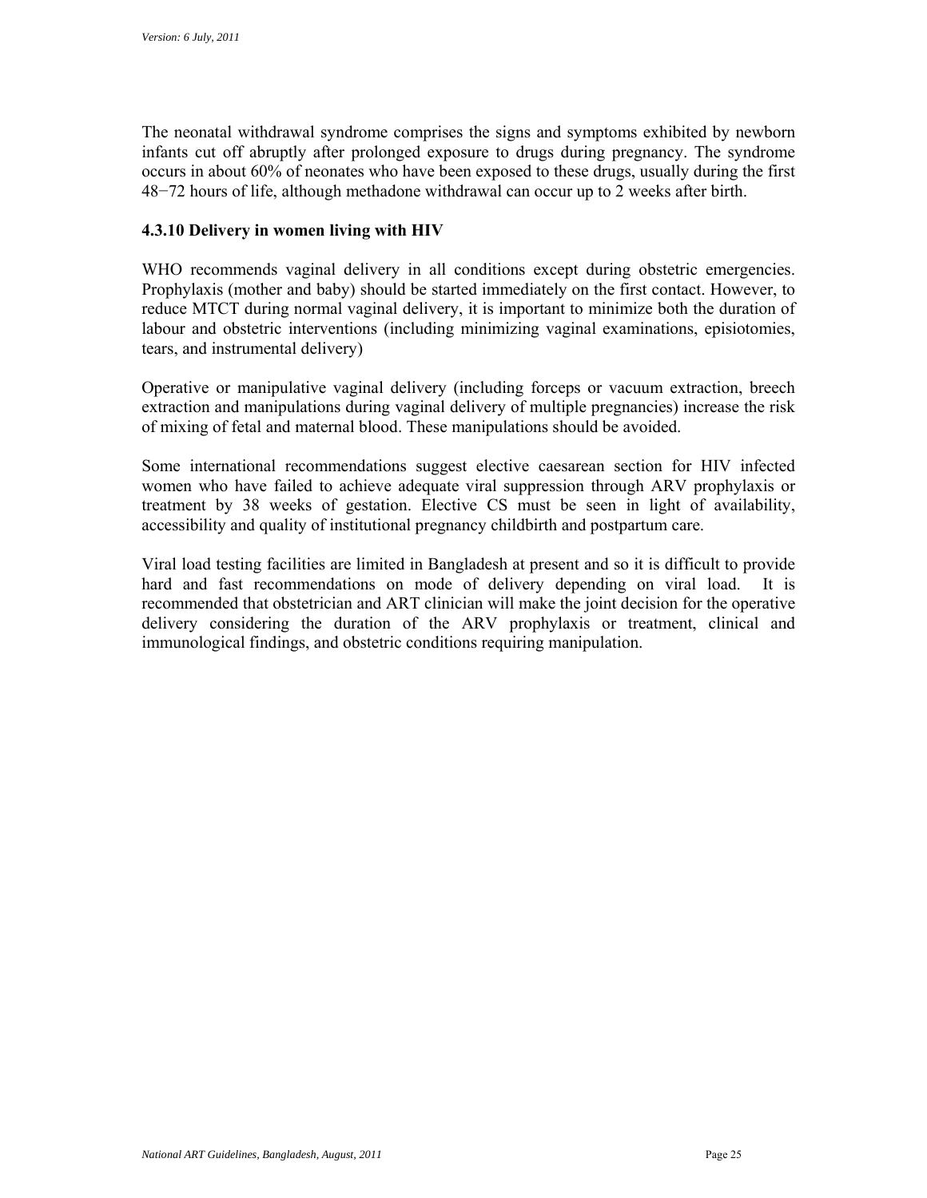The neonatal withdrawal syndrome comprises the signs and symptoms exhibited by newborn infants cut off abruptly after prolonged exposure to drugs during pregnancy. The syndrome occurs in about 60% of neonates who have been exposed to these drugs, usually during the first 48−72 hours of life, although methadone withdrawal can occur up to 2 weeks after birth.

### 4.3.10 Delivery in women living with HIV

WHO recommends vaginal delivery in all conditions except during obstetric emergencies. Prophylaxis (mother and baby) should be started immediately on the first contact. However, to reduce MTCT during normal vaginal delivery, it is important to minimize both the duration of labour and obstetric interventions (including minimizing vaginal examinations, episiotomies, tears, and instrumental delivery)

Operative or manipulative vaginal delivery (including forceps or vacuum extraction, breech extraction and manipulations during vaginal delivery of multiple pregnancies) increase the risk of mixing of fetal and maternal blood. These manipulations should be avoided.

Some international recommendations suggest elective caesarean section for HIV infected women who have failed to achieve adequate viral suppression through ARV prophylaxis or treatment by 38 weeks of gestation. Elective CS must be seen in light of availability, accessibility and quality of institutional pregnancy childbirth and postpartum care.

Viral load testing facilities are limited in Bangladesh at present and so it is difficult to provide hard and fast recommendations on mode of delivery depending on viral load. It is recommended that obstetrician and ART clinician will make the joint decision for the operative delivery considering the duration of the ARV prophylaxis or treatment, clinical and immunological findings, and obstetric conditions requiring manipulation.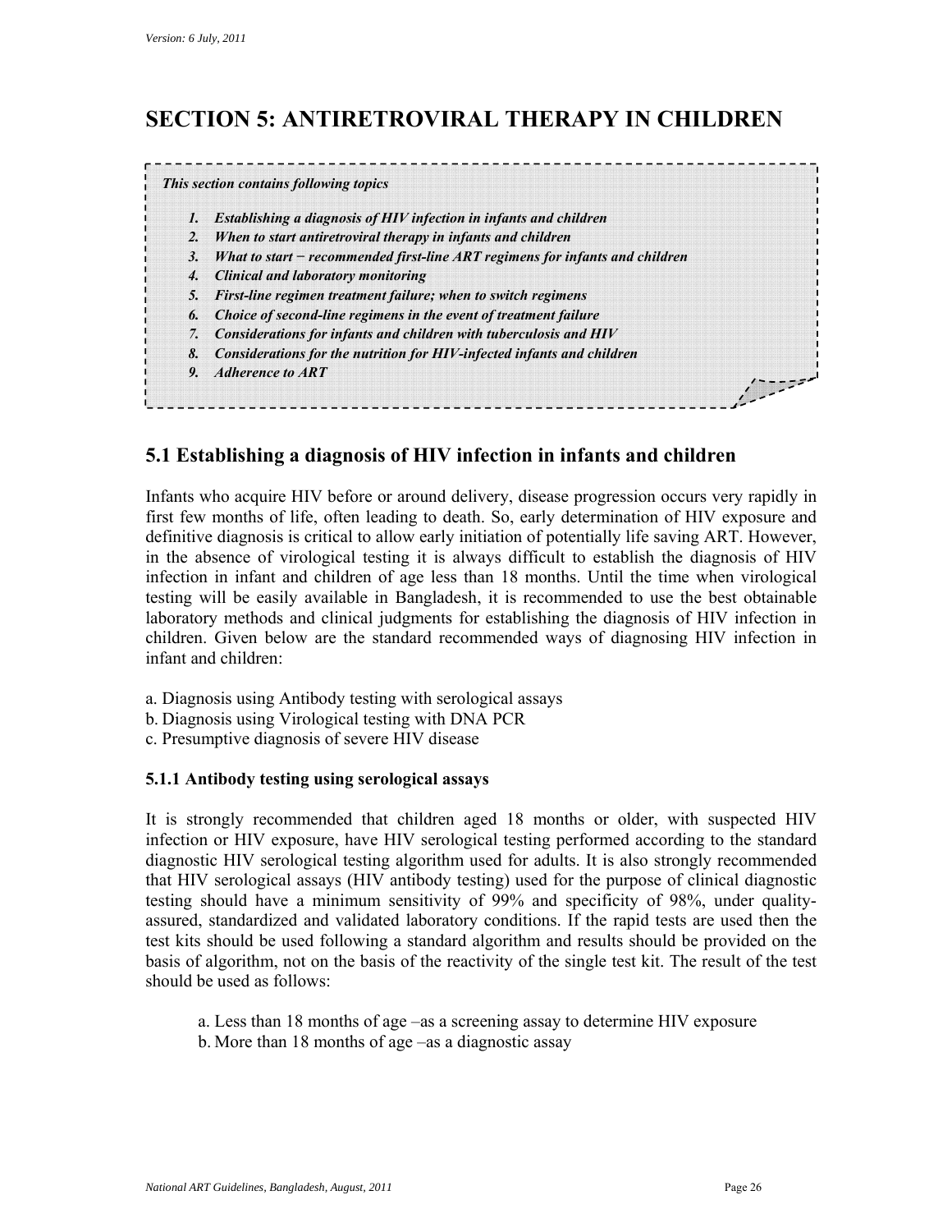# SECTION 5: ANTIRETROVIRAL THERAPY IN CHILDREN

*This section contains following topics*

1. ***Establishing a diagnosis of HIV infection in infants and children***
2. ***When to start antiretroviral therapy in infants and children***
3. ***What to start − recommended first-line ART regimens for infants and children***
4. ***Clinical and laboratory monitoring***
5. ***First-line regimen treatment failure; when to switch regimens***
6. ***Choice of second-line regimens in the event of treatment failure***
7. ***Considerations for infants and children with tuberculosis and HIV***
8. ***Considerations for the nutrition for HIV-infected infants and children***
9. ***Adherence to ART***

## 5.1 Establishing a diagnosis of HIV infection in infants and children

Infants who acquire HIV before or around delivery, disease progression occurs very rapidly in first few months of life, often leading to death. So, early determination of HIV exposure and definitive diagnosis is critical to allow early initiation of potentially life saving ART. However, in the absence of virological testing it is always difficult to establish the diagnosis of HIV infection in infant and children of age less than 18 months. Until the time when virological testing will be easily available in Bangladesh, it is recommended to use the best obtainable laboratory methods and clinical judgments for establishing the diagnosis of HIV infection in children. Given below are the standard recommended ways of diagnosing HIV infection in infant and children:

a. Diagnosis using Antibody testing with serological assays
b. Diagnosis using Virological testing with DNA PCR
c. Presumptive diagnosis of severe HIV disease

### 5.1.1 Antibody testing using serological assays

It is strongly recommended that children aged 18 months or older, with suspected HIV infection or HIV exposure, have HIV serological testing performed according to the standard diagnostic HIV serological testing algorithm used for adults. It is also strongly recommended that HIV serological assays (HIV antibody testing) used for the purpose of clinical diagnostic testing should have a minimum sensitivity of 99% and specificity of 98%, under quality-assured, standardized and validated laboratory conditions. If the rapid tests are used then the test kits should be used following a standard algorithm and results should be provided on the basis of algorithm, not on the basis of the reactivity of the single test kit. The result of the test should be used as follows:

a. Less than 18 months of age –as a screening assay to determine HIV exposure
b. More than 18 months of age –as a diagnostic assay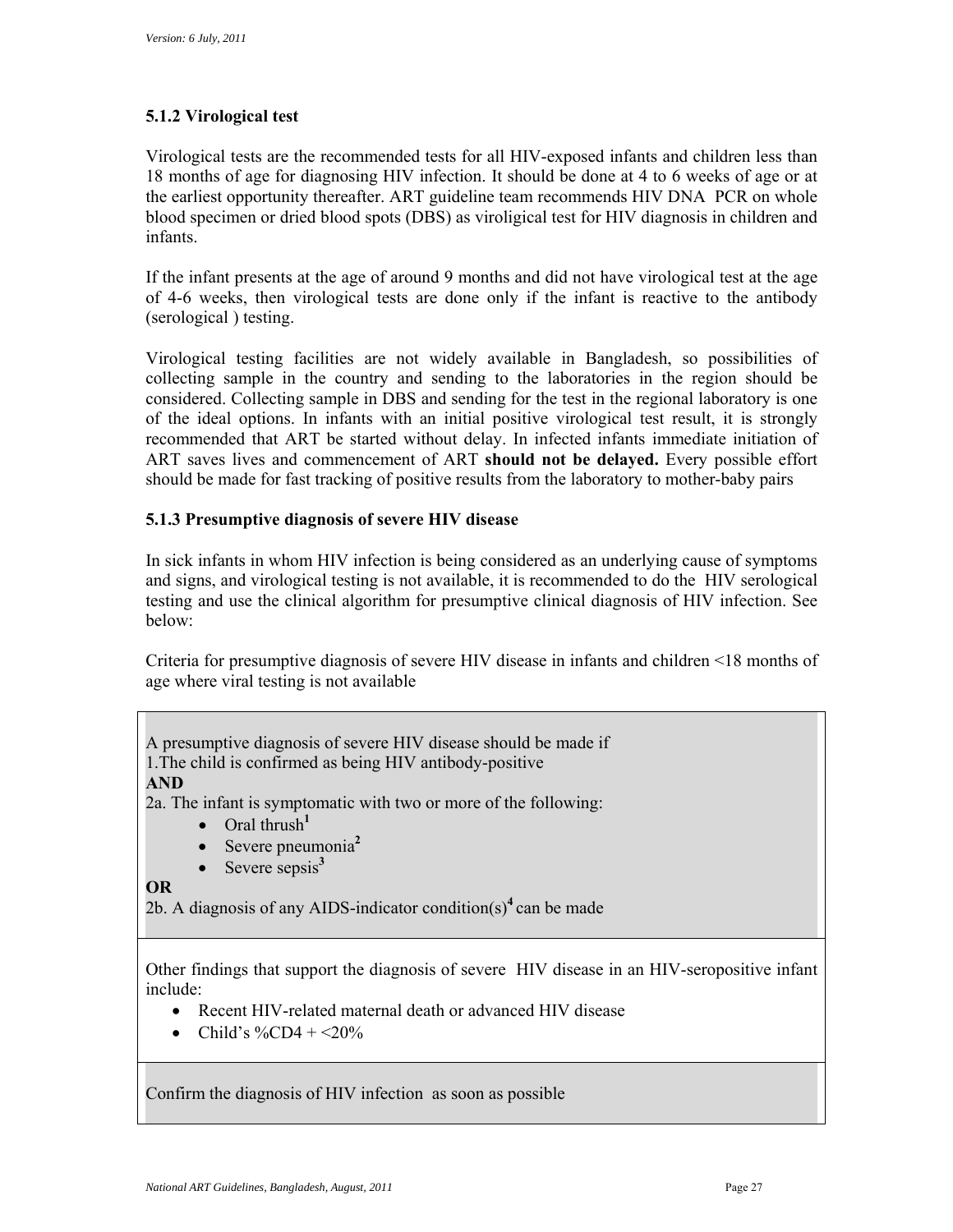### 5.1.2 Virological test

Virological tests are the recommended tests for all HIV-exposed infants and children less than 18 months of age for diagnosing HIV infection. It should be done at 4 to 6 weeks of age or at the earliest opportunity thereafter. ART guideline team recommends HIV DNA PCR on whole blood specimen or dried blood spots (DBS) as viroligical test for HIV diagnosis in children and infants.

If the infant presents at the age of around 9 months and did not have virological test at the age of 4-6 weeks, then virological tests are done only if the infant is reactive to the antibody (serological ) testing.

Virological testing facilities are not widely available in Bangladesh, so possibilities of collecting sample in the country and sending to the laboratories in the region should be considered. Collecting sample in DBS and sending for the test in the regional laboratory is one of the ideal options. In infants with an initial positive virological test result, it is strongly recommended that ART be started without delay. In infected infants immediate initiation of ART saves lives and commencement of ART **should not be delayed.** Every possible effort should be made for fast tracking of positive results from the laboratory to mother-baby pairs

### 5.1.3 Presumptive diagnosis of severe HIV disease

In sick infants in whom HIV infection is being considered as an underlying cause of symptoms and signs, and virological testing is not available, it is recommended to do the HIV serological testing and use the clinical algorithm for presumptive clinical diagnosis of HIV infection. See below:

Criteria for presumptive diagnosis of severe HIV disease in infants and children <18 months of age where viral testing is not available

A presumptive diagnosis of severe HIV disease should be made if

1.The child is confirmed as being HIV antibody-positive

**AND**

2a. The infant is symptomatic with two or more of the following:

- Oral thrush[1]
- Severe pneumonia[2]
- Severe sepsis[3]

**OR**

2b. A diagnosis of any AIDS-indicator condition(s)[4] can be made

Other findings that support the diagnosis of severe HIV disease in an HIV-seropositive infant include:

- Recent HIV-related maternal death or advanced HIV disease
- Child's %CD4 + <20%

Confirm the diagnosis of HIV infection as soon as possible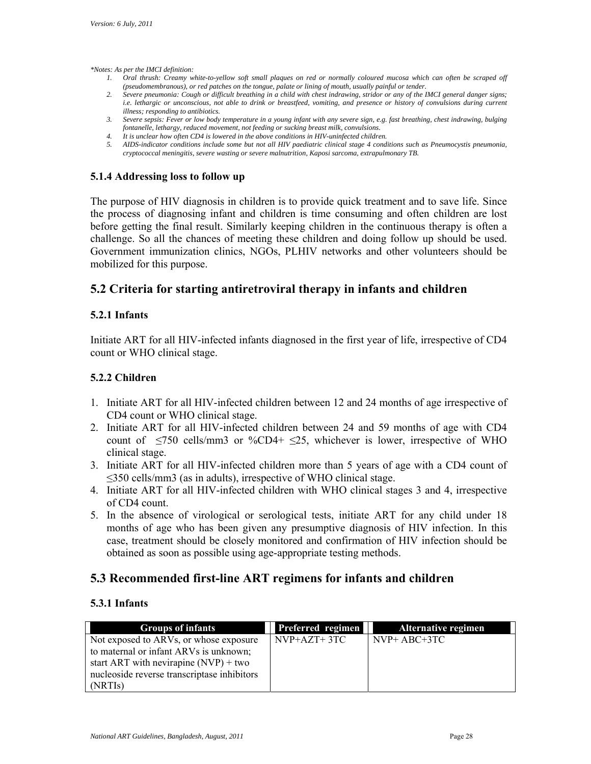*\*Notes: As per the IMCI definition:*

1. *Oral thrush: Creamy white-to-yellow soft small plaques on red or normally coloured mucosa which can often be scraped off (pseudomembranous), or red patches on the tongue, palate or lining of mouth, usually painful or tender.*
2. *Severe pneumonia: Cough or difficult breathing in a child with chest indrawing, stridor or any of the IMCI general danger signs; i.e. lethargic or unconscious, not able to drink or breastfeed, vomiting, and presence or history of convulsions during current illness; responding to antibiotics.*
3. *Severe sepsis: Fever or low body temperature in a young infant with any severe sign, e.g. fast breathing, chest indrawing, bulging fontanelle, lethargy, reduced movement, not feeding or sucking breast milk, convulsions.*
4. *It is unclear how often CD4 is lowered in the above conditions in HIV-uninfected children.*
5. *AIDS-indicator conditions include some but not all HIV paediatric clinical stage 4 conditions such as Pneumocystis pneumonia, cryptococcal meningitis, severe wasting or severe malnutrition, Kaposi sarcoma, extrapulmonary TB.*

### 5.1.4 Addressing loss to follow up

The purpose of HIV diagnosis in children is to provide quick treatment and to save life. Since the process of diagnosing infant and children is time consuming and often children are lost before getting the final result. Similarly keeping children in the continuous therapy is often a challenge. So all the chances of meeting these children and doing follow up should be used. Government immunization clinics, NGOs, PLHIV networks and other volunteers should be mobilized for this purpose.

## 5.2 Criteria for starting antiretroviral therapy in infants and children

### 5.2.1 Infants

Initiate ART for all HIV-infected infants diagnosed in the first year of life, irrespective of CD4 count or WHO clinical stage.

### 5.2.2 Children

1. Initiate ART for all HIV-infected children between 12 and 24 months of age irrespective of CD4 count or WHO clinical stage.
2. Initiate ART for all HIV-infected children between 24 and 59 months of age with CD4 count of $\leq$750 cells/mm3 or %CD4+ $\leq$25, whichever is lower, irrespective of WHO clinical stage.
3. Initiate ART for all HIV-infected children more than 5 years of age with a CD4 count of $\leq$350 cells/mm3 (as in adults), irrespective of WHO clinical stage.
4. Initiate ART for all HIV-infected children with WHO clinical stages 3 and 4, irrespective of CD4 count.
5. In the absence of virological or serological tests, initiate ART for any child under 18 months of age who has been given any presumptive diagnosis of HIV infection. In this case, treatment should be closely monitored and confirmation of HIV infection should be obtained as soon as possible using age-appropriate testing methods.

## 5.3 Recommended first-line ART regimens for infants and children

### 5.3.1 Infants

| Groups of infants | Preferred regimen | Alternative regimen |
|---|---|---|
| Not exposed to ARVs, or whose exposure to maternal or infant ARVs is unknown; start ART with nevirapine (NVP) + two nucleoside reverse transcriptase inhibitors (NRTIs) | NVP+AZT+ 3TC | NVP+ ABC+3TC |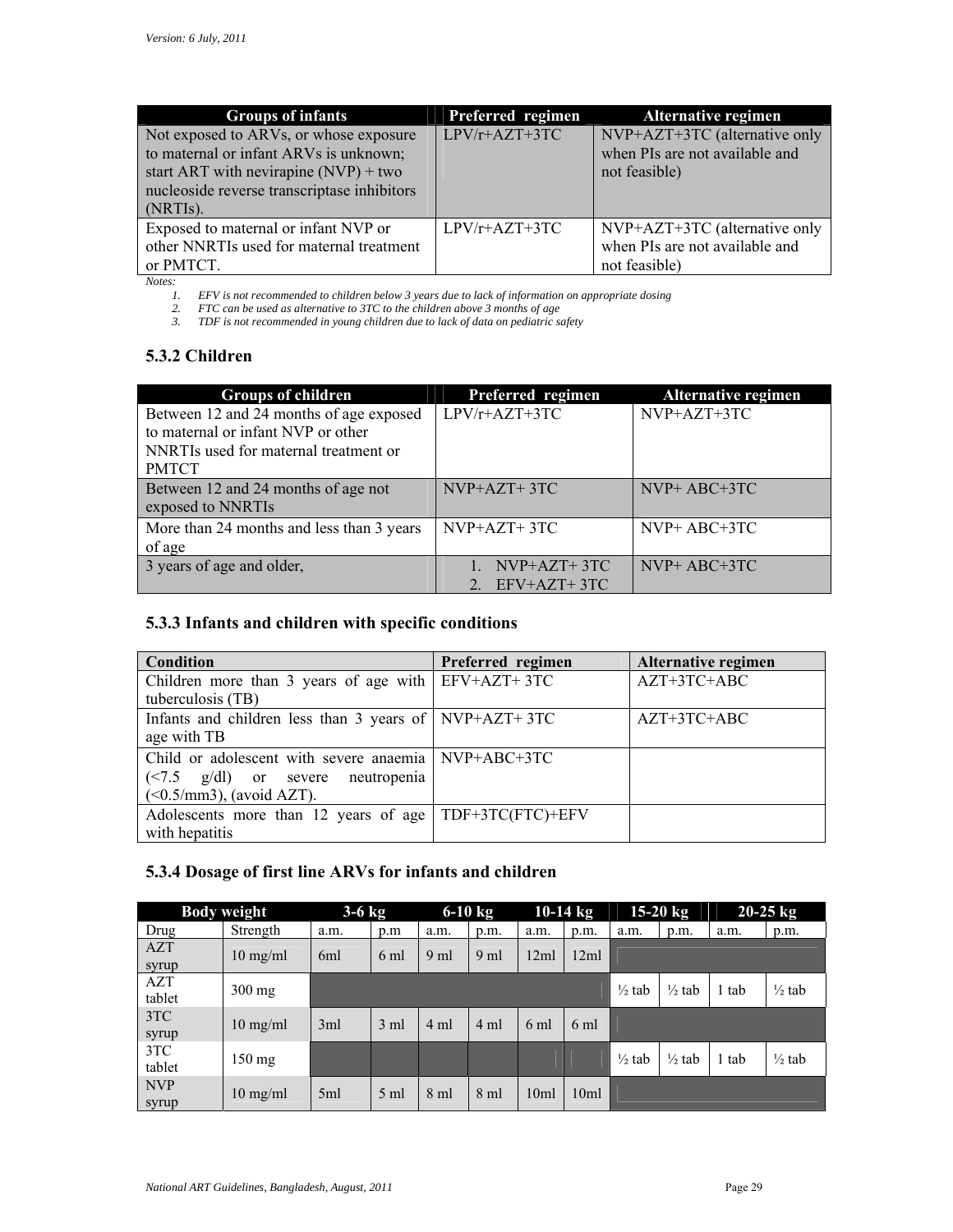| Groups of infants | Preferred regimen | Alternative regimen |
|---|---|---|
| Not exposed to ARVs, or whose exposure to maternal or infant ARVs is unknown; start ART with nevirapine (NVP) + two nucleoside reverse transcriptase inhibitors (NRTIs). | LPV/r+AZT+3TC | NVP+AZT+3TC (alternative only when PIs are not available and not feasible) |
| Exposed to maternal or infant NVP or other NNRTIs used for maternal treatment or PMTCT. | LPV/r+AZT+3TC | NVP+AZT+3TC (alternative only when PIs are not available and not feasible) |

*Notes:*

1. *EFV is not recommended to children below 3 years due to lack of information on appropriate dosing*
2. *FTC can be used as alternative to 3TC to the children above 3 months of age*
3. *TDF is not recommended in young children due to lack of data on pediatric safety*

### 5.3.2 Children

| Groups of children | Preferred regimen | Alternative regimen |
|---|---|---|
| Between 12 and 24 months of age exposed to maternal or infant NVP or other NNRTIs used for maternal treatment or PMTCT | LPV/r+AZT+3TC | NVP+AZT+3TC |
| Between 12 and 24 months of age not exposed to NNRTIs | NVP+AZT+ 3TC | NVP+ ABC+3TC |
| More than 24 months and less than 3 years of age | NVP+AZT+ 3TC | NVP+ ABC+3TC |
| 3 years of age and older, | 1. NVP+AZT+ 3TC<br>2. EFV+AZT+ 3TC | NVP+ ABC+3TC |

### 5.3.3 Infants and children with specific conditions

| Condition | Preferred regimen | Alternative regimen |
|---|---|---|
| Children more than 3 years of age with tuberculosis (TB) | EFV+AZT+ 3TC | AZT+3TC+ABC |
| Infants and children less than 3 years of age with TB | NVP+AZT+ 3TC | AZT+3TC+ABC |
| Child or adolescent with severe anaemia (<7.5 g/dl) or severe neutropenia (<0.5/mm3), (avoid AZT). | NVP+ABC+3TC | |
| Adolescents more than 12 years of age with hepatitis | TDF+3TC(FTC)+EFV | |

### 5.3.4 Dosage of first line ARVs for infants and children

| Body weight | | 3-6 kg | | 6-10 kg | | 10-14 kg | | 15-20 kg | | 20-25 kg | |
|---|---|---|---|---|---|---|---|---|---|---|---|
| Drug | Strength | a.m. | p.m | a.m. | p.m. | a.m. | p.m. | a.m. | p.m. | a.m. | p.m. |
| AZT syrup | 10 mg/ml | 6ml | 6 ml | 9 ml | 9 ml | 12ml | 12ml | | | | |
| AZT tablet | 300 mg | | | | | | | ½ tab | ½ tab | 1 tab | ½ tab |
| 3TC syrup | 10 mg/ml | 3ml | 3 ml | 4 ml | 4 ml | 6 ml | 6 ml | | | | |
| 3TC tablet | 150 mg | | | | | | | ½ tab | ½ tab | 1 tab | ½ tab |
| NVP syrup | 10 mg/ml | 5ml | 5 ml | 8 ml | 8 ml | 10ml | 10ml | | | | |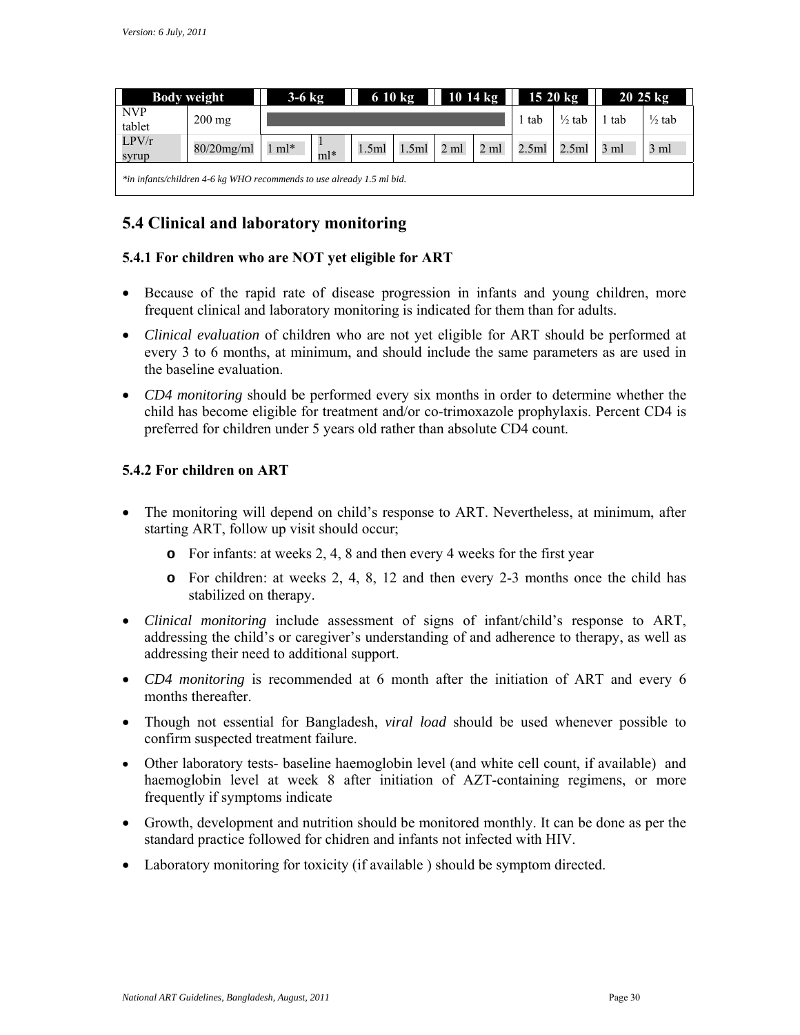| Body weight | | 3-6 kg | | 6 10 kg | | 10 14 kg | | 15 20 kg | | 20 25 kg | |
|---|---|---|---|---|---|---|---|---|---|---|---|
| NVP tablet | 200 mg | | | | | | | 1 tab | ½ tab | 1 tab | ½ tab |
| LPV/r syrup | 80/20mg/ml | 1 ml* | 1 ml* | 1.5ml | 1.5ml | 2 ml | 2 ml | 2.5ml | 2.5ml | 3 ml | 3 ml |

*\*in infants/children 4-6 kg WHO recommends to use already 1.5 ml bid.*

## 5.4 Clinical and laboratory monitoring

### 5.4.1 For children who are NOT yet eligible for ART

- Because of the rapid rate of disease progression in infants and young children, more frequent clinical and laboratory monitoring is indicated for them than for adults.
- *Clinical evaluation* of children who are not yet eligible for ART should be performed at every 3 to 6 months, at minimum, and should include the same parameters as are used in the baseline evaluation.
- *CD4 monitoring* should be performed every six months in order to determine whether the child has become eligible for treatment and/or co-trimoxazole prophylaxis. Percent CD4 is preferred for children under 5 years old rather than absolute CD4 count.

### 5.4.2 For children on ART

- The monitoring will depend on child's response to ART. Nevertheless, at minimum, after starting ART, follow up visit should occur;
  - For infants: at weeks 2, 4, 8 and then every 4 weeks for the first year
  - For children: at weeks 2, 4, 8, 12 and then every 2-3 months once the child has stabilized on therapy.
- *Clinical monitoring* include assessment of signs of infant/child's response to ART, addressing the child's or caregiver's understanding of and adherence to therapy, as well as addressing their need to additional support.
- *CD4 monitoring* is recommended at 6 month after the initiation of ART and every 6 months thereafter.
- Though not essential for Bangladesh, *viral load* should be used whenever possible to confirm suspected treatment failure.
- Other laboratory tests- baseline haemoglobin level (and white cell count, if available) and haemoglobin level at week 8 after initiation of AZT-containing regimens, or more frequently if symptoms indicate
- Growth, development and nutrition should be monitored monthly. It can be done as per the standard practice followed for chidren and infants not infected with HIV.
- Laboratory monitoring for toxicity (if available ) should be symptom directed.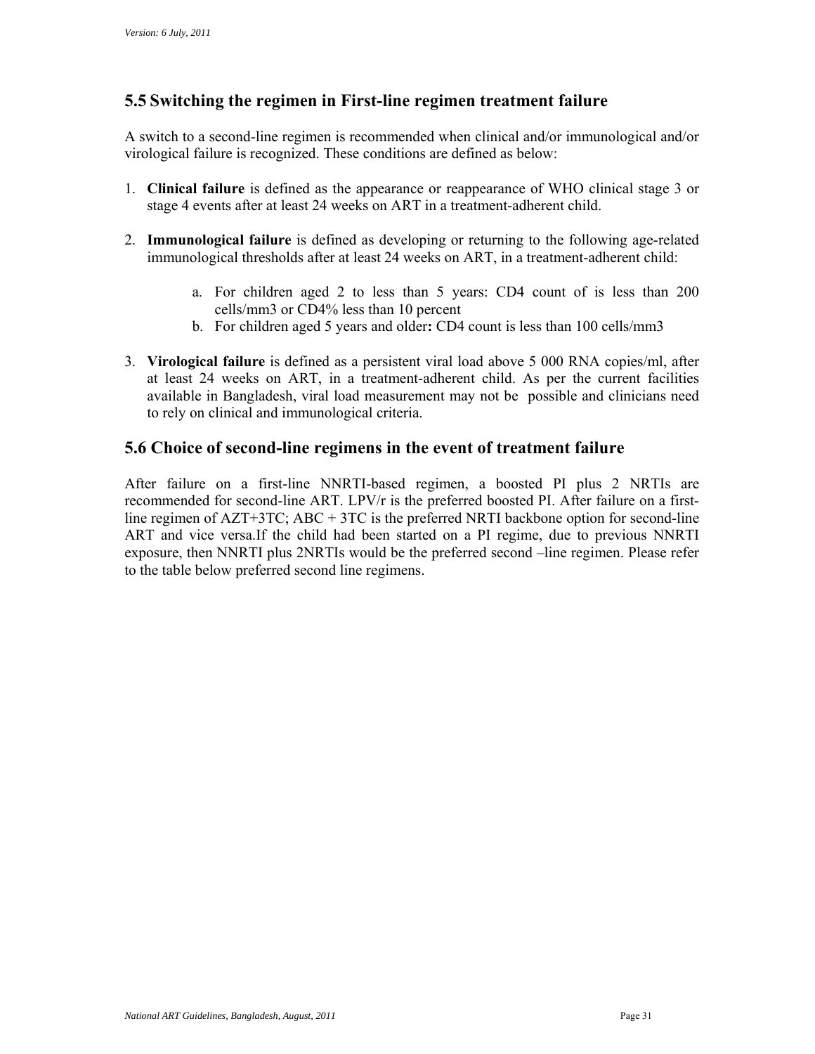## 5.5 Switching the regimen in First-line regimen treatment failure

A switch to a second-line regimen is recommended when clinical and/or immunological and/or virological failure is recognized. These conditions are defined as below:

1. **Clinical failure** is defined as the appearance or reappearance of WHO clinical stage 3 or stage 4 events after at least 24 weeks on ART in a treatment-adherent child.

2. **Immunological failure** is defined as developing or returning to the following age-related immunological thresholds after at least 24 weeks on ART, in a treatment-adherent child:

    a. For children aged 2 to less than 5 years: CD4 count of is less than 200 cells/mm3 or CD4% less than 10 percent
    b. For children aged 5 years and older**:** CD4 count is less than 100 cells/mm3

3. **Virological failure** is defined as a persistent viral load above 5 000 RNA copies/ml, after at least 24 weeks on ART, in a treatment-adherent child. As per the current facilities available in Bangladesh, viral load measurement may not be possible and clinicians need to rely on clinical and immunological criteria.

## 5.6 Choice of second-line regimens in the event of treatment failure

After failure on a first-line NNRTI-based regimen, a boosted PI plus 2 NRTIs are recommended for second-line ART. LPV/r is the preferred boosted PI. After failure on a first-line regimen of AZT+3TC; ABC + 3TC is the preferred NRTI backbone option for second-line ART and vice versa.If the child had been started on a PI regime, due to previous NNRTI exposure, then NNRTI plus 2NRTIs would be the preferred second –line regimen. Please refer to the table below preferred second line regimens.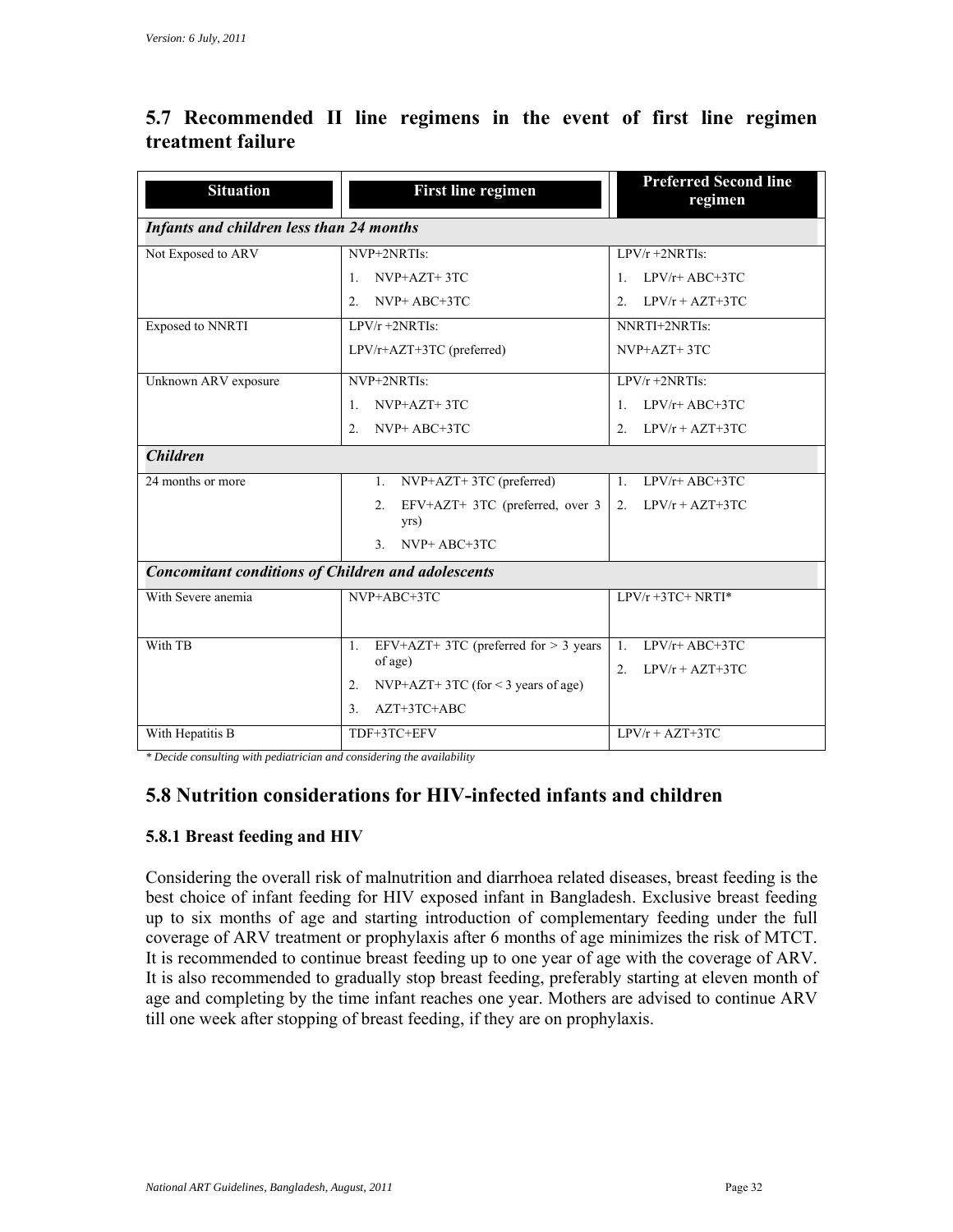## 5.7 Recommended II line regimens in the event of first line regimen treatment failure

| Situation | First line regimen | Preferred Second line regimen |
|---|---|---|
| ***Infants and children less than 24 months*** | | |
| Not Exposed to ARV | NVP+2NRTIs:<br>1. NVP+AZT+ 3TC<br>2. NVP+ ABC+3TC | LPV/r +2NRTIs:<br>1. LPV/r+ ABC+3TC<br>2. LPV/r + AZT+3TC |
| Exposed to NNRTI | LPV/r +2NRTIs:<br>LPV/r+AZT+3TC (preferred) | NNRTI+2NRTIs:<br>NVP+AZT+ 3TC |
| Unknown ARV exposure | NVP+2NRTIs:<br>1. NVP+AZT+ 3TC<br>2. NVP+ ABC+3TC | LPV/r +2NRTIs:<br>1. LPV/r+ ABC+3TC<br>2. LPV/r + AZT+3TC |
| ***Children*** | | |
| 24 months or more | 1. NVP+AZT+ 3TC (preferred)<br>2. EFV+AZT+ 3TC (preferred, over 3 yrs)<br>3. NVP+ ABC+3TC | 1. LPV/r+ ABC+3TC<br>2. LPV/r + AZT+3TC |
| ***Concomitant conditions of Children and adolescents*** | | |
| With Severe anemia | NVP+ABC+3TC | LPV/r +3TC+ NRTI* |
| With TB | 1. EFV+AZT+ 3TC (preferred for > 3 years of age)<br>2. NVP+AZT+ 3TC (for < 3 years of age)<br>3. AZT+3TC+ABC | 1. LPV/r+ ABC+3TC<br>2. LPV/r + AZT+3TC |
| With Hepatitis B | TDF+3TC+EFV | LPV/r + AZT+3TC |

*\* Decide consulting with pediatrician and considering the availability*

## 5.8 Nutrition considerations for HIV-infected infants and children

### 5.8.1 Breast feeding and HIV

Considering the overall risk of malnutrition and diarrhoea related diseases, breast feeding is the best choice of infant feeding for HIV exposed infant in Bangladesh. Exclusive breast feeding up to six months of age and starting introduction of complementary feeding under the full coverage of ARV treatment or prophylaxis after 6 months of age minimizes the risk of MTCT. It is recommended to continue breast feeding up to one year of age with the coverage of ARV. It is also recommended to gradually stop breast feeding, preferably starting at eleven month of age and completing by the time infant reaches one year. Mothers are advised to continue ARV till one week after stopping of breast feeding, if they are on prophylaxis.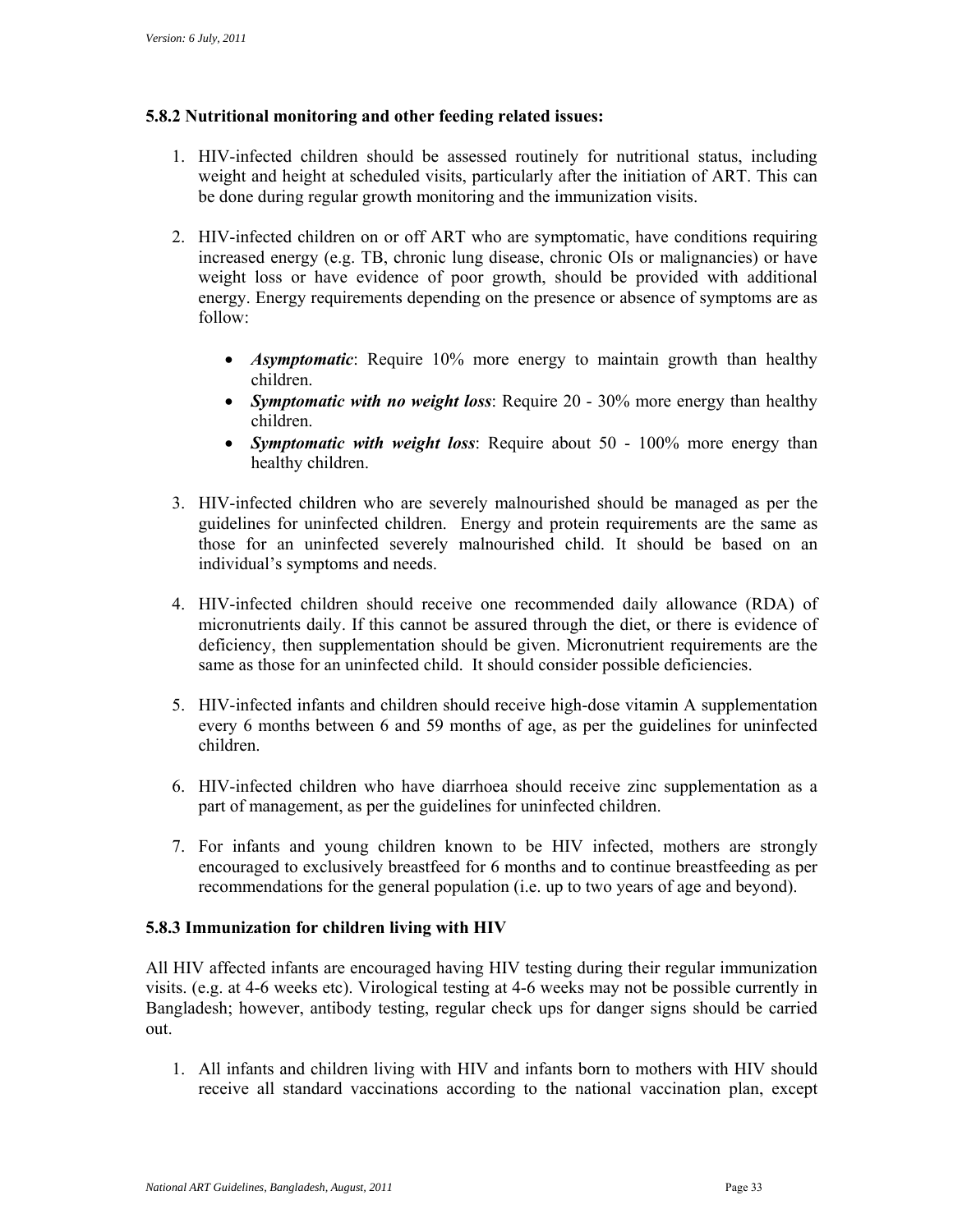### 5.8.2 Nutritional monitoring and other feeding related issues:

1. HIV-infected children should be assessed routinely for nutritional status, including weight and height at scheduled visits, particularly after the initiation of ART. This can be done during regular growth monitoring and the immunization visits.

2. HIV-infected children on or off ART who are symptomatic, have conditions requiring increased energy (e.g. TB, chronic lung disease, chronic OIs or malignancies) or have weight loss or have evidence of poor growth, should be provided with additional energy. Energy requirements depending on the presence or absence of symptoms are as follow:

   - ***Asymptomatic***: Require 10% more energy to maintain growth than healthy children.
   - ***Symptomatic with no weight loss***: Require 20 - 30% more energy than healthy children.
   - ***Symptomatic with weight loss***: Require about 50 - 100% more energy than healthy children.

3. HIV-infected children who are severely malnourished should be managed as per the guidelines for uninfected children. Energy and protein requirements are the same as those for an uninfected severely malnourished child. It should be based on an individual's symptoms and needs.

4. HIV-infected children should receive one recommended daily allowance (RDA) of micronutrients daily. If this cannot be assured through the diet, or there is evidence of deficiency, then supplementation should be given. Micronutrient requirements are the same as those for an uninfected child. It should consider possible deficiencies.

5. HIV-infected infants and children should receive high-dose vitamin A supplementation every 6 months between 6 and 59 months of age, as per the guidelines for uninfected children.

6. HIV-infected children who have diarrhoea should receive zinc supplementation as a part of management, as per the guidelines for uninfected children.

7. For infants and young children known to be HIV infected, mothers are strongly encouraged to exclusively breastfeed for 6 months and to continue breastfeeding as per recommendations for the general population (i.e. up to two years of age and beyond).

### 5.8.3 Immunization for children living with HIV

All HIV affected infants are encouraged having HIV testing during their regular immunization visits. (e.g. at 4-6 weeks etc). Virological testing at 4-6 weeks may not be possible currently in Bangladesh; however, antibody testing, regular check ups for danger signs should be carried out.

1. All infants and children living with HIV and infants born to mothers with HIV should receive all standard vaccinations according to the national vaccination plan, except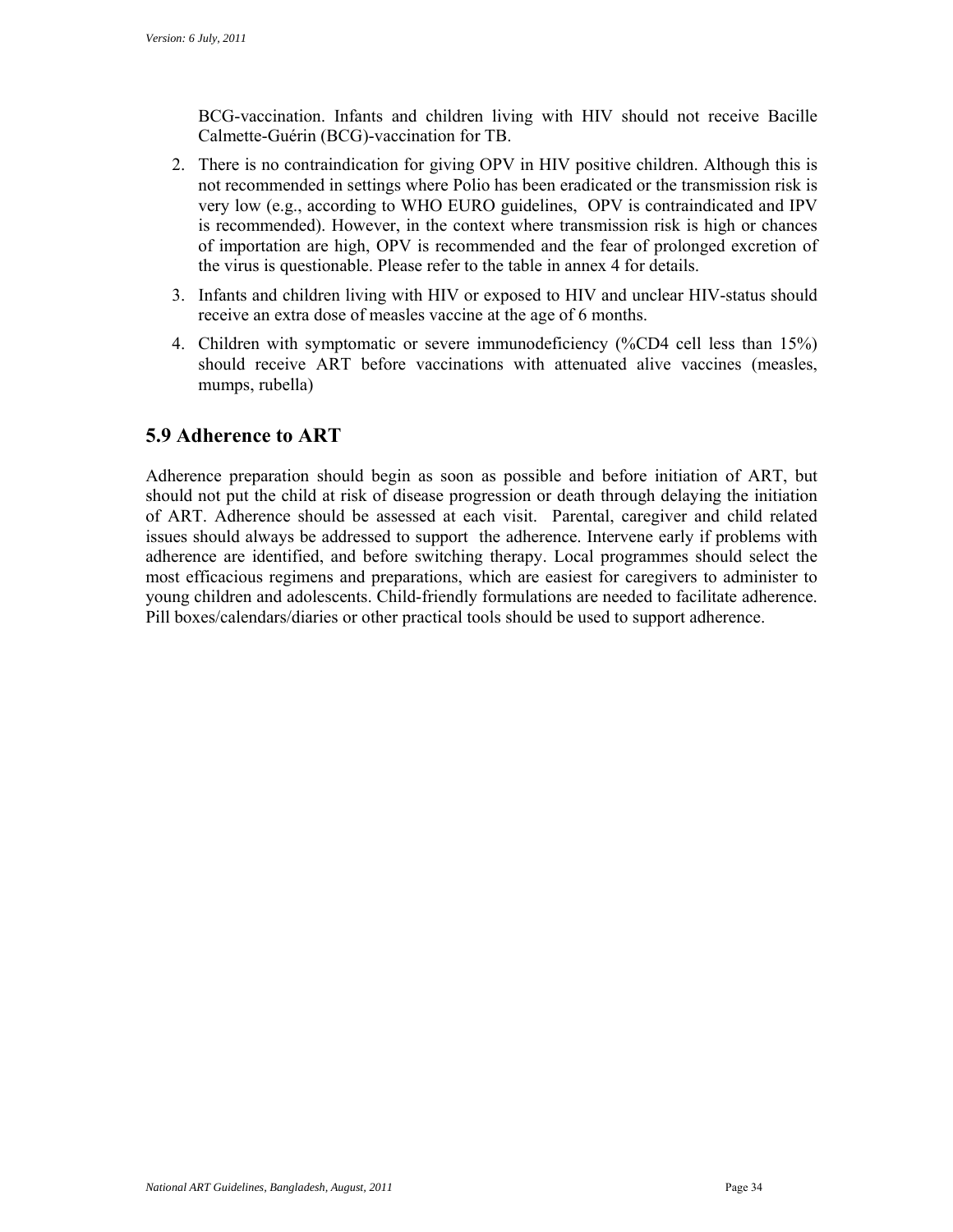BCG-vaccination. Infants and children living with HIV should not receive Bacille Calmette-Guérin (BCG)-vaccination for TB.

2. There is no contraindication for giving OPV in HIV positive children. Although this is not recommended in settings where Polio has been eradicated or the transmission risk is very low (e.g., according to WHO EURO guidelines, OPV is contraindicated and IPV is recommended). However, in the context where transmission risk is high or chances of importation are high, OPV is recommended and the fear of prolonged excretion of the virus is questionable. Please refer to the table in annex 4 for details.
3. Infants and children living with HIV or exposed to HIV and unclear HIV-status should receive an extra dose of measles vaccine at the age of 6 months.
4. Children with symptomatic or severe immunodeficiency (%CD4 cell less than 15%) should receive ART before vaccinations with attenuated alive vaccines (measles, mumps, rubella)

## 5.9 Adherence to ART

Adherence preparation should begin as soon as possible and before initiation of ART, but should not put the child at risk of disease progression or death through delaying the initiation of ART. Adherence should be assessed at each visit. Parental, caregiver and child related issues should always be addressed to support the adherence. Intervene early if problems with adherence are identified, and before switching therapy. Local programmes should select the most efficacious regimens and preparations, which are easiest for caregivers to administer to young children and adolescents. Child-friendly formulations are needed to facilitate adherence. Pill boxes/calendars/diaries or other practical tools should be used to support adherence.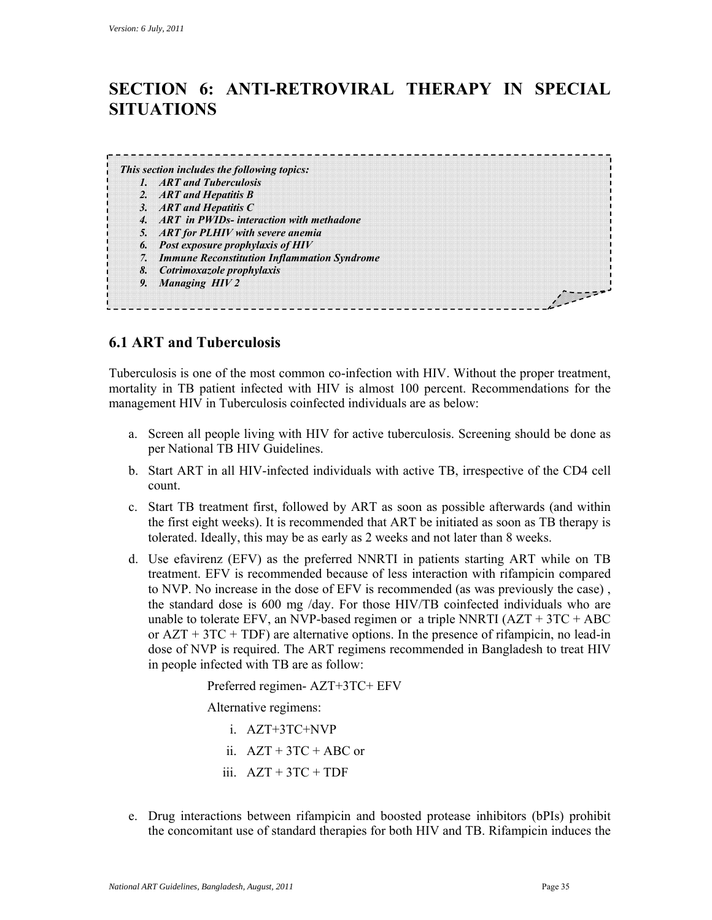# SECTION 6: ANTI-RETROVIRAL THERAPY IN SPECIAL SITUATIONS

***This section includes the following topics:***

1. ***ART and Tuberculosis***
2. ***ART and Hepatitis B***
3. ***ART and Hepatitis C***
4. ***ART in PWIDs- interaction with methadone***
5. ***ART for PLHIV with severe anemia***
6. ***Post exposure prophylaxis of HIV***
7. ***Immune Reconstitution Inflammation Syndrome***
8. ***Cotrimoxazole prophylaxis***
9. ***Managing HIV 2***

## 6.1 ART and Tuberculosis

Tuberculosis is one of the most common co-infection with HIV. Without the proper treatment, mortality in TB patient infected with HIV is almost 100 percent. Recommendations for the management HIV in Tuberculosis coinfected individuals are as below:

a. Screen all people living with HIV for active tuberculosis. Screening should be done as per National TB HIV Guidelines.

b. Start ART in all HIV-infected individuals with active TB, irrespective of the CD4 cell count.

c. Start TB treatment first, followed by ART as soon as possible afterwards (and within the first eight weeks). It is recommended that ART be initiated as soon as TB therapy is tolerated. Ideally, this may be as early as 2 weeks and not later than 8 weeks.

d. Use efavirenz (EFV) as the preferred NNRTI in patients starting ART while on TB treatment. EFV is recommended because of less interaction with rifampicin compared to NVP. No increase in the dose of EFV is recommended (as was previously the case) , the standard dose is 600 mg /day. For those HIV/TB coinfected individuals who are unable to tolerate EFV, an NVP-based regimen or a triple NNRTI (AZT + 3TC + ABC or AZT + 3TC + TDF) are alternative options. In the presence of rifampicin, no lead-in dose of NVP is required. The ART regimens recommended in Bangladesh to treat HIV in people infected with TB are as follow:

   Preferred regimen- AZT+3TC+ EFV

   Alternative regimens:

   i. AZT+3TC+NVP
   ii. AZT + 3TC + ABC or
   iii. AZT + 3TC + TDF

e. Drug interactions between rifampicin and boosted protease inhibitors (bPIs) prohibit the concomitant use of standard therapies for both HIV and TB. Rifampicin induces the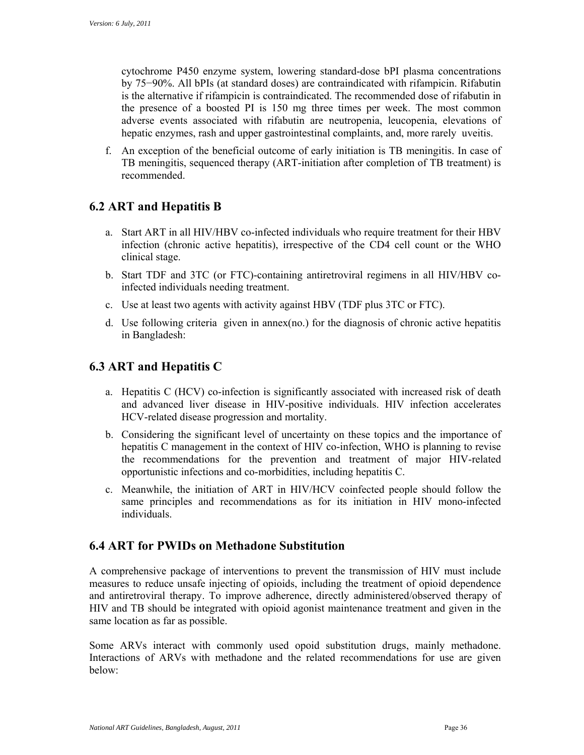cytochrome P450 enzyme system, lowering standard-dose bPI plasma concentrations by 75−90%. All bPIs (at standard doses) are contraindicated with rifampicin. Rifabutin is the alternative if rifampicin is contraindicated. The recommended dose of rifabutin in the presence of a boosted PI is 150 mg three times per week. The most common adverse events associated with rifabutin are neutropenia, leucopenia, elevations of hepatic enzymes, rash and upper gastrointestinal complaints, and, more rarely uveitis.

f. An exception of the beneficial outcome of early initiation is TB meningitis. In case of TB meningitis, sequenced therapy (ART-initiation after completion of TB treatment) is recommended.

## 6.2 ART and Hepatitis B

a. Start ART in all HIV/HBV co-infected individuals who require treatment for their HBV infection (chronic active hepatitis), irrespective of the CD4 cell count or the WHO clinical stage.
b. Start TDF and 3TC (or FTC)-containing antiretroviral regimens in all HIV/HBV co-infected individuals needing treatment.
c. Use at least two agents with activity against HBV (TDF plus 3TC or FTC).
d. Use following criteria given in annex(no.) for the diagnosis of chronic active hepatitis in Bangladesh:

## 6.3 ART and Hepatitis C

a. Hepatitis C (HCV) co-infection is significantly associated with increased risk of death and advanced liver disease in HIV-positive individuals. HIV infection accelerates HCV-related disease progression and mortality.
b. Considering the significant level of uncertainty on these topics and the importance of hepatitis C management in the context of HIV co-infection, WHO is planning to revise the recommendations for the prevention and treatment of major HIV-related opportunistic infections and co-morbidities, including hepatitis C.
c. Meanwhile, the initiation of ART in HIV/HCV coinfected people should follow the same principles and recommendations as for its initiation in HIV mono-infected individuals.

## 6.4 ART for PWIDs on Methadone Substitution

A comprehensive package of interventions to prevent the transmission of HIV must include measures to reduce unsafe injecting of opioids, including the treatment of opioid dependence and antiretroviral therapy. To improve adherence, directly administered/observed therapy of HIV and TB should be integrated with opioid agonist maintenance treatment and given in the same location as far as possible.

Some ARVs interact with commonly used opoid substitution drugs, mainly methadone. Interactions of ARVs with methadone and the related recommendations for use are given below: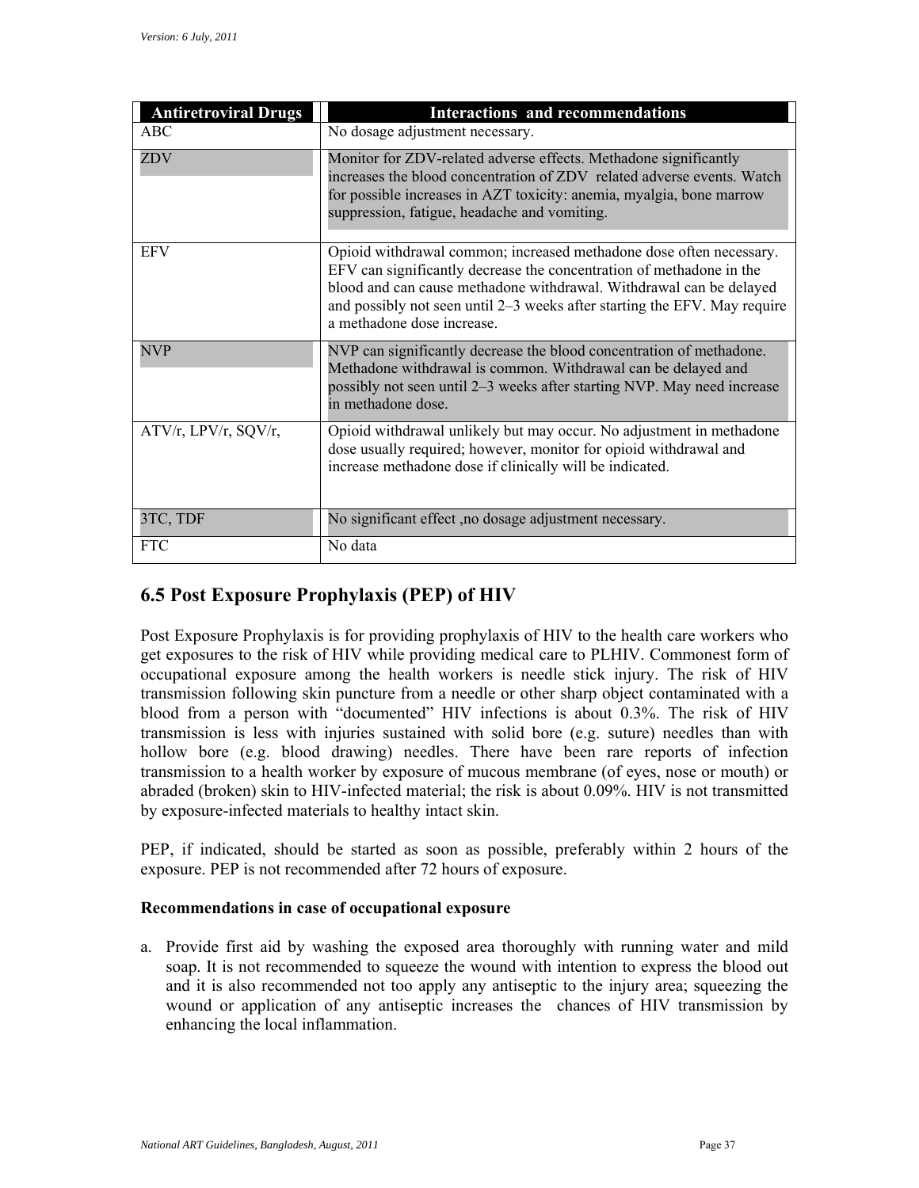| Antiretroviral Drugs | Interactions and recommendations |
|---|---|
| ABC | No dosage adjustment necessary. |
| ZDV | Monitor for ZDV-related adverse effects. Methadone significantly increases the blood concentration of ZDV related adverse events. Watch for possible increases in AZT toxicity: anemia, myalgia, bone marrow suppression, fatigue, headache and vomiting. |
| EFV | Opioid withdrawal common; increased methadone dose often necessary. EFV can significantly decrease the concentration of methadone in the blood and can cause methadone withdrawal. Withdrawal can be delayed and possibly not seen until 2–3 weeks after starting the EFV. May require a methadone dose increase. |
| NVP | NVP can significantly decrease the blood concentration of methadone. Methadone withdrawal is common. Withdrawal can be delayed and possibly not seen until 2–3 weeks after starting NVP. May need increase in methadone dose. |
| ATV/r, LPV/r, SQV/r, | Opioid withdrawal unlikely but may occur. No adjustment in methadone dose usually required; however, monitor for opioid withdrawal and increase methadone dose if clinically will be indicated. |
| 3TC, TDF | No significant effect ,no dosage adjustment necessary. |
| FTC | No data |

## 6.5 Post Exposure Prophylaxis (PEP) of HIV

Post Exposure Prophylaxis is for providing prophylaxis of HIV to the health care workers who get exposures to the risk of HIV while providing medical care to PLHIV. Commonest form of occupational exposure among the health workers is needle stick injury. The risk of HIV transmission following skin puncture from a needle or other sharp object contaminated with a blood from a person with "documented" HIV infections is about 0.3%. The risk of HIV transmission is less with injuries sustained with solid bore (e.g. suture) needles than with hollow bore (e.g. blood drawing) needles. There have been rare reports of infection transmission to a health worker by exposure of mucous membrane (of eyes, nose or mouth) or abraded (broken) skin to HIV-infected material; the risk is about 0.09%. HIV is not transmitted by exposure-infected materials to healthy intact skin.

PEP, if indicated, should be started as soon as possible, preferably within 2 hours of the exposure. PEP is not recommended after 72 hours of exposure.

**Recommendations in case of occupational exposure**

a. Provide first aid by washing the exposed area thoroughly with running water and mild soap. It is not recommended to squeeze the wound with intention to express the blood out and it is also recommended not too apply any antiseptic to the injury area; squeezing the wound or application of any antiseptic increases the chances of HIV transmission by enhancing the local inflammation.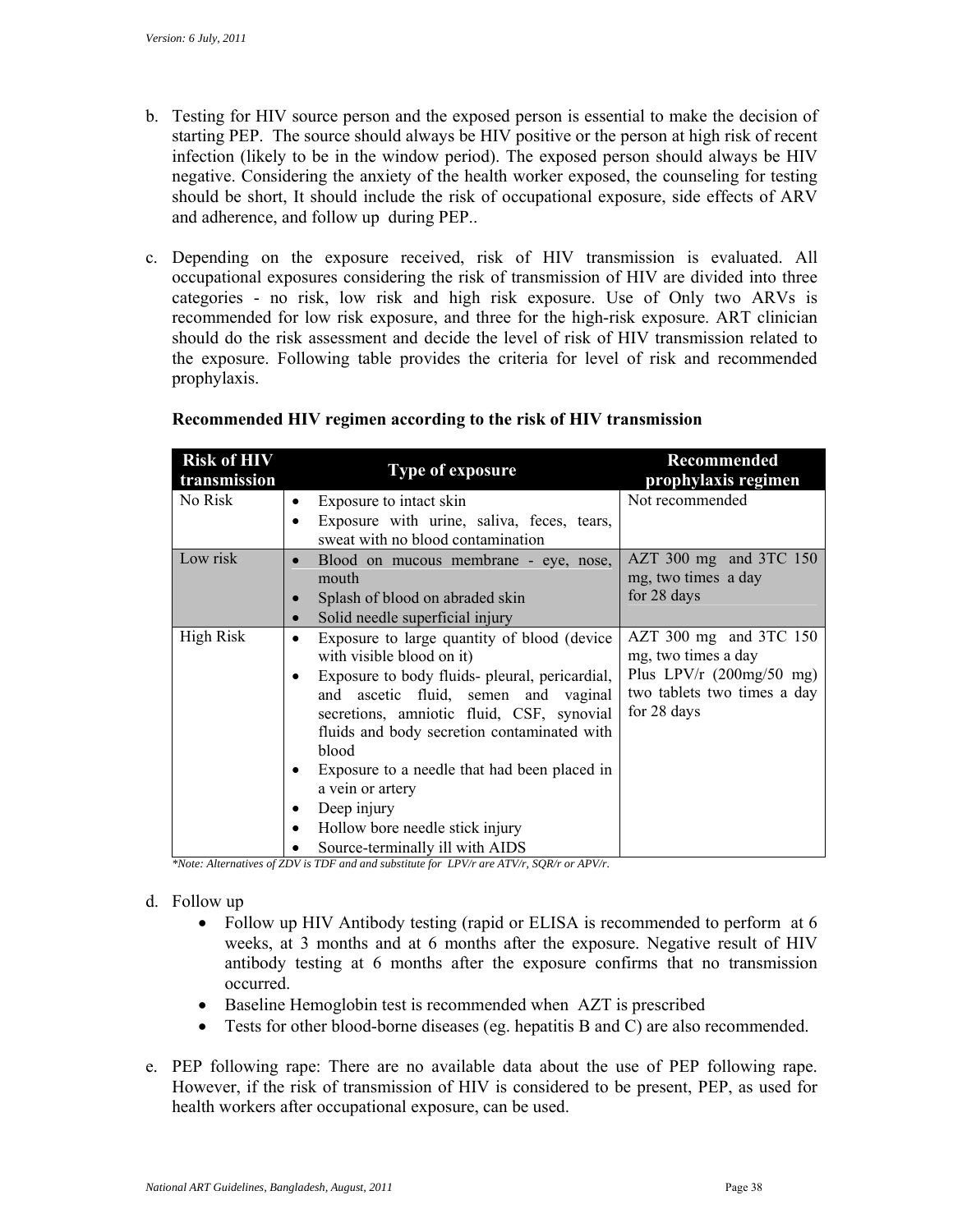b. Testing for HIV source person and the exposed person is essential to make the decision of starting PEP. The source should always be HIV positive or the person at high risk of recent infection (likely to be in the window period). The exposed person should always be HIV negative. Considering the anxiety of the health worker exposed, the counseling for testing should be short, It should include the risk of occupational exposure, side effects of ARV and adherence, and follow up during PEP..

c. Depending on the exposure received, risk of HIV transmission is evaluated. All occupational exposures considering the risk of transmission of HIV are divided into three categories - no risk, low risk and high risk exposure. Use of Only two ARVs is recommended for low risk exposure, and three for the high-risk exposure. ART clinician should do the risk assessment and decide the level of risk of HIV transmission related to the exposure. Following table provides the criteria for level of risk and recommended prophylaxis.

**Recommended HIV regimen according to the risk of HIV transmission**

| Risk of HIV transmission | Type of exposure | Recommended prophylaxis regimen |
|---|---|---|
| No Risk | • Exposure to intact skin<br>• Exposure with urine, saliva, feces, tears, sweat with no blood contamination | Not recommended |
| Low risk | • Blood on mucous membrane - eye, nose, mouth<br>• Splash of blood on abraded skin<br>• Solid needle superficial injury | AZT 300 mg and 3TC 150 mg, two times a day for 28 days |
| High Risk | • Exposure to large quantity of blood (device with visible blood on it)<br>• Exposure to body fluids- pleural, pericardial, and ascetic fluid, semen and vaginal secretions, amniotic fluid, CSF, synovial fluids and body secretion contaminated with blood<br>• Exposure to a needle that had been placed in a vein or artery<br>• Deep injury<br>• Hollow bore needle stick injury<br>• Source-terminally ill with AIDS | AZT 300 mg and 3TC 150 mg, two times a day Plus LPV/r (200mg/50 mg) two tablets two times a day for 28 days |

*\*Note: Alternatives of ZDV is TDF and and substitute for LPV/r are ATV/r, SQR/r or APV/r.*

d. Follow up
   - Follow up HIV Antibody testing (rapid or ELISA is recommended to perform at 6 weeks, at 3 months and at 6 months after the exposure. Negative result of HIV antibody testing at 6 months after the exposure confirms that no transmission occurred.
   - Baseline Hemoglobin test is recommended when AZT is prescribed
   - Tests for other blood-borne diseases (eg. hepatitis B and C) are also recommended.

e. PEP following rape: There are no available data about the use of PEP following rape. However, if the risk of transmission of HIV is considered to be present, PEP, as used for health workers after occupational exposure, can be used.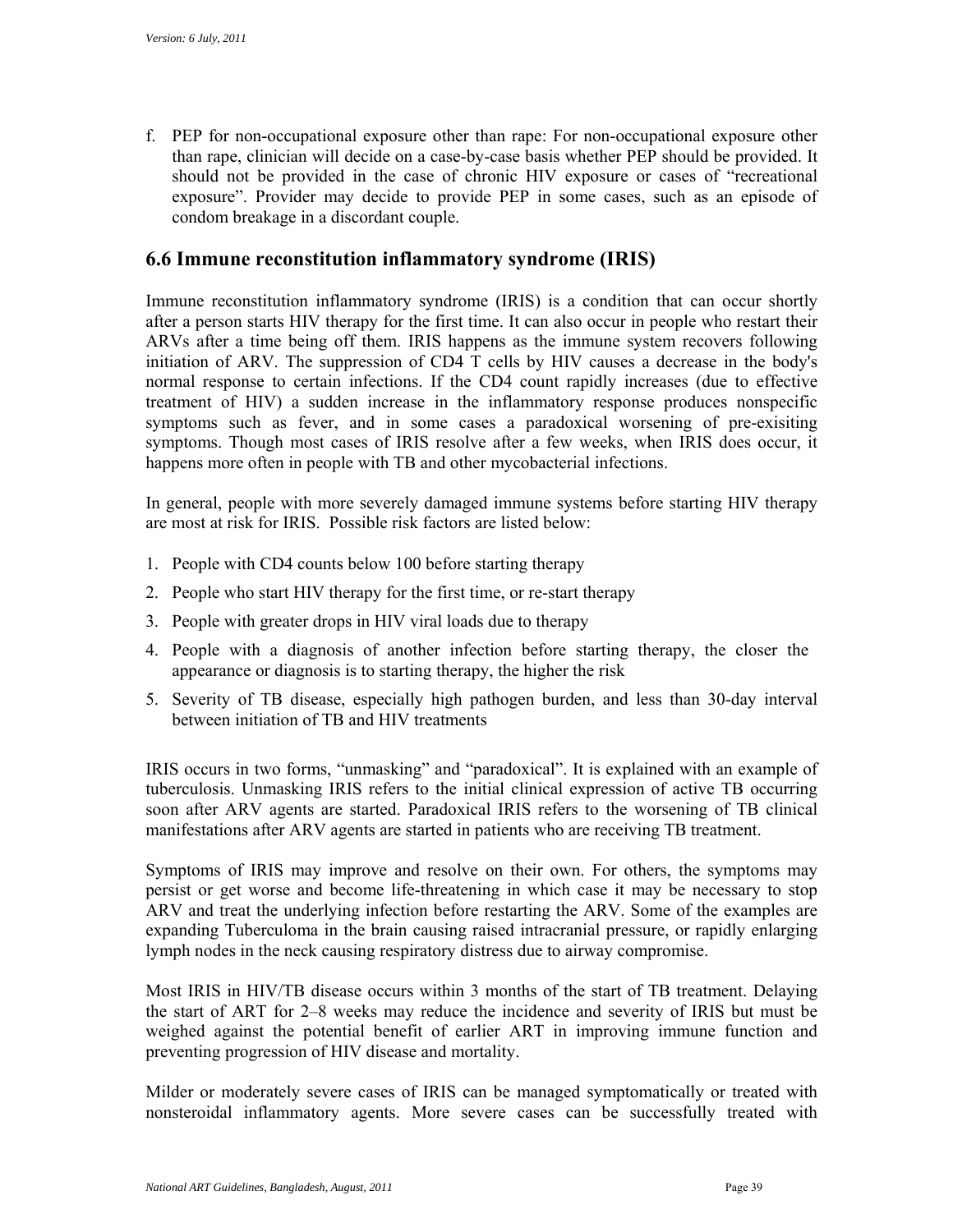f. PEP for non-occupational exposure other than rape: For non-occupational exposure other than rape, clinician will decide on a case-by-case basis whether PEP should be provided. It should not be provided in the case of chronic HIV exposure or cases of "recreational exposure". Provider may decide to provide PEP in some cases, such as an episode of condom breakage in a discordant couple.

## 6.6 Immune reconstitution inflammatory syndrome (IRIS)

Immune reconstitution inflammatory syndrome (IRIS) is a condition that can occur shortly after a person starts HIV therapy for the first time. It can also occur in people who restart their ARVs after a time being off them. IRIS happens as the immune system recovers following initiation of ARV. The suppression of CD4 T cells by HIV causes a decrease in the body's normal response to certain infections. If the CD4 count rapidly increases (due to effective treatment of HIV) a sudden increase in the inflammatory response produces nonspecific symptoms such as fever, and in some cases a paradoxical worsening of pre-exisiting symptoms. Though most cases of IRIS resolve after a few weeks, when IRIS does occur, it happens more often in people with TB and other mycobacterial infections.

In general, people with more severely damaged immune systems before starting HIV therapy are most at risk for IRIS. Possible risk factors are listed below:

1. People with CD4 counts below 100 before starting therapy
2. People who start HIV therapy for the first time, or re-start therapy
3. People with greater drops in HIV viral loads due to therapy
4. People with a diagnosis of another infection before starting therapy, the closer the appearance or diagnosis is to starting therapy, the higher the risk
5. Severity of TB disease, especially high pathogen burden, and less than 30-day interval between initiation of TB and HIV treatments

IRIS occurs in two forms, "unmasking" and "paradoxical". It is explained with an example of tuberculosis. Unmasking IRIS refers to the initial clinical expression of active TB occurring soon after ARV agents are started. Paradoxical IRIS refers to the worsening of TB clinical manifestations after ARV agents are started in patients who are receiving TB treatment.

Symptoms of IRIS may improve and resolve on their own. For others, the symptoms may persist or get worse and become life-threatening in which case it may be necessary to stop ARV and treat the underlying infection before restarting the ARV. Some of the examples are expanding Tuberculoma in the brain causing raised intracranial pressure, or rapidly enlarging lymph nodes in the neck causing respiratory distress due to airway compromise.

Most IRIS in HIV/TB disease occurs within 3 months of the start of TB treatment. Delaying the start of ART for 2–8 weeks may reduce the incidence and severity of IRIS but must be weighed against the potential benefit of earlier ART in improving immune function and preventing progression of HIV disease and mortality.

Milder or moderately severe cases of IRIS can be managed symptomatically or treated with nonsteroidal inflammatory agents. More severe cases can be successfully treated with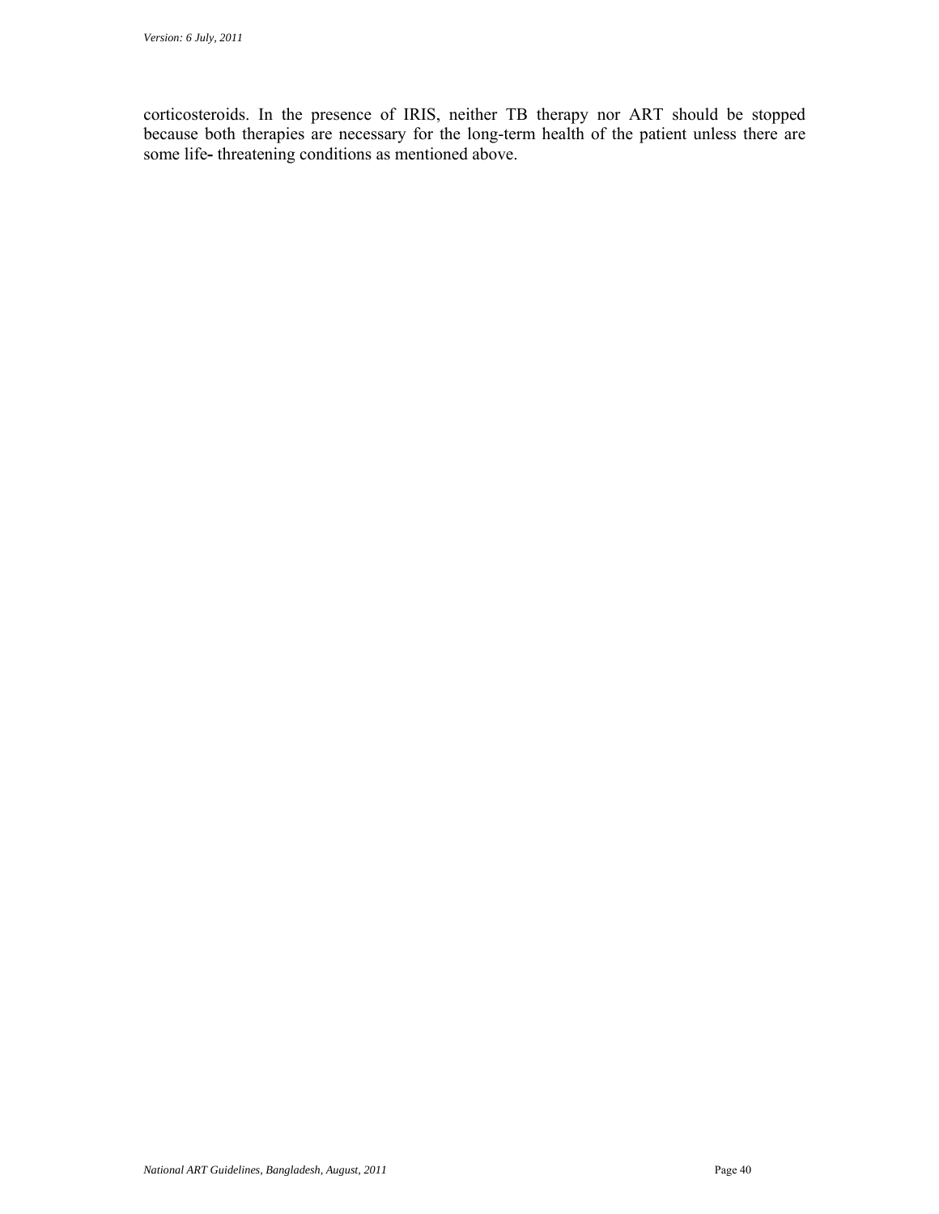corticosteroids. In the presence of IRIS, neither TB therapy nor ART should be stopped because both therapies are necessary for the long-term health of the patient unless there are some life- threatening conditions as mentioned above.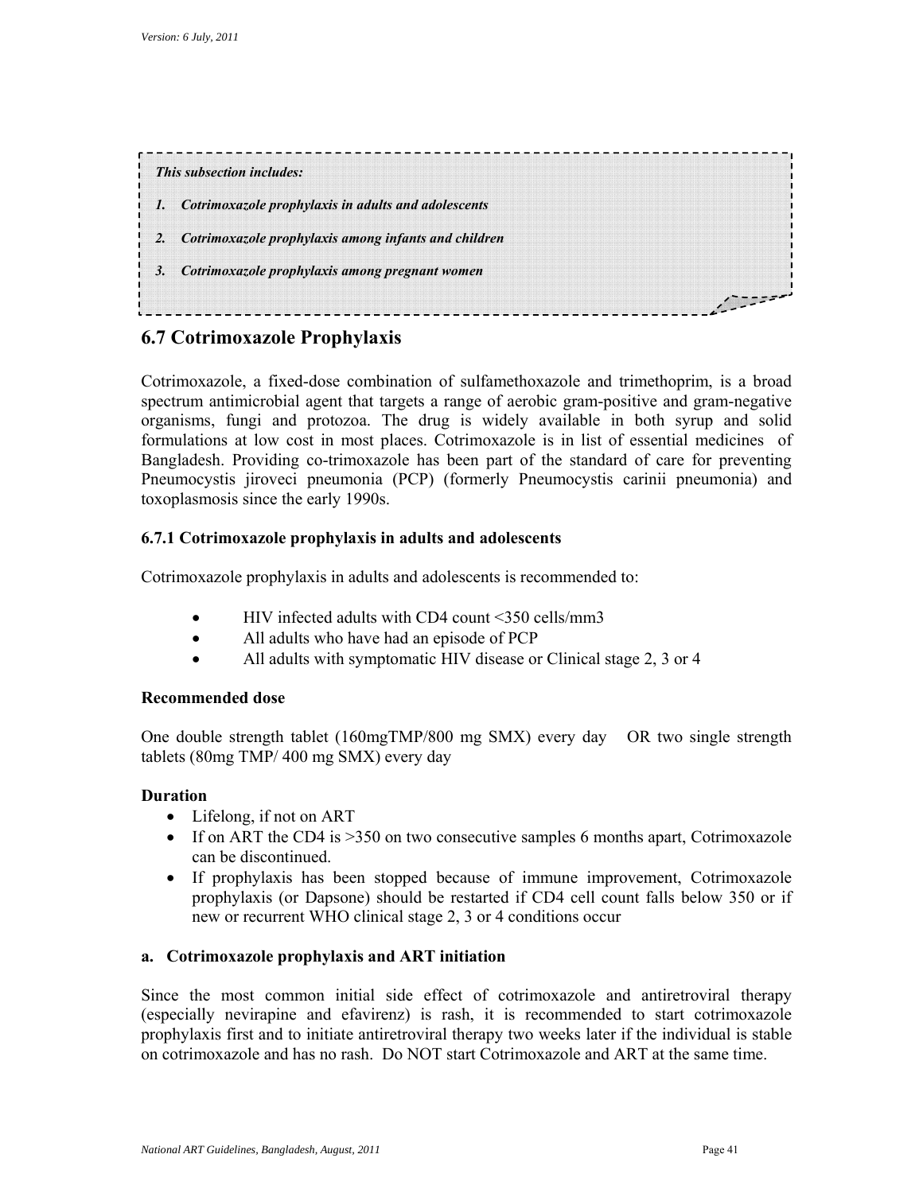*This subsection includes:*

1. ***Cotrimoxazole prophylaxis in adults and adolescents***
2. ***Cotrimoxazole prophylaxis among infants and children***
3. ***Cotrimoxazole prophylaxis among pregnant women***

## 6.7 Cotrimoxazole Prophylaxis

Cotrimoxazole, a fixed-dose combination of sulfamethoxazole and trimethoprim, is a broad spectrum antimicrobial agent that targets a range of aerobic gram-positive and gram-negative organisms, fungi and protozoa. The drug is widely available in both syrup and solid formulations at low cost in most places. Cotrimoxazole is in list of essential medicines of Bangladesh. Providing co-trimoxazole has been part of the standard of care for preventing Pneumocystis jiroveci pneumonia (PCP) (formerly Pneumocystis carinii pneumonia) and toxoplasmosis since the early 1990s.

### 6.7.1 Cotrimoxazole prophylaxis in adults and adolescents

Cotrimoxazole prophylaxis in adults and adolescents is recommended to:

- HIV infected adults with CD4 count <350 cells/mm3
- All adults who have had an episode of PCP
- All adults with symptomatic HIV disease or Clinical stage 2, 3 or 4

**Recommended dose**

One double strength tablet (160mgTMP/800 mg SMX) every day OR two single strength tablets (80mg TMP/ 400 mg SMX) every day

**Duration**

- Lifelong, if not on ART
- If on ART the CD4 is >350 on two consecutive samples 6 months apart, Cotrimoxazole can be discontinued.
- If prophylaxis has been stopped because of immune improvement, Cotrimoxazole prophylaxis (or Dapsone) should be restarted if CD4 cell count falls below 350 or if new or recurrent WHO clinical stage 2, 3 or 4 conditions occur

**a. Cotrimoxazole prophylaxis and ART initiation**

Since the most common initial side effect of cotrimoxazole and antiretroviral therapy (especially nevirapine and efavirenz) is rash, it is recommended to start cotrimoxazole prophylaxis first and to initiate antiretroviral therapy two weeks later if the individual is stable on cotrimoxazole and has no rash. Do NOT start Cotrimoxazole and ART at the same time.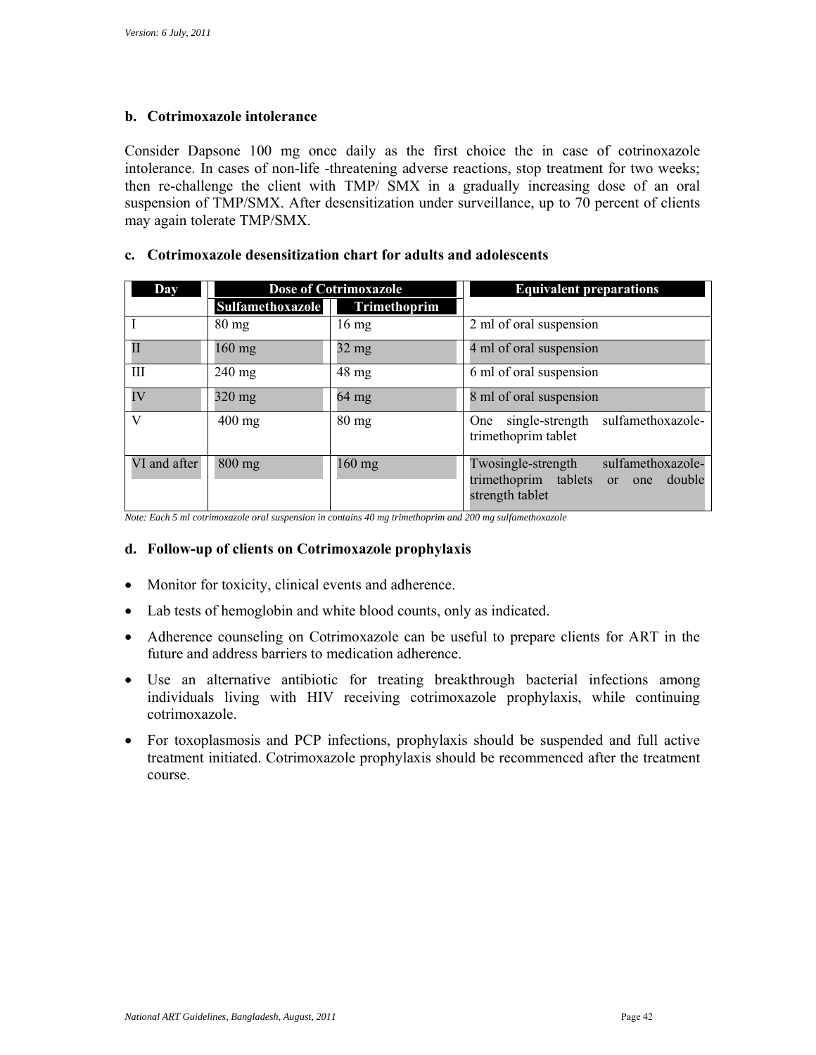### b. Cotrimoxazole intolerance

Consider Dapsone 100 mg once daily as the first choice the in case of cotrinoxazole intolerance. In cases of non-life -threatening adverse reactions, stop treatment for two weeks; then re-challenge the client with TMP/ SMX in a gradually increasing dose of an oral suspension of TMP/SMX. After desensitization under surveillance, up to 70 percent of clients may again tolerate TMP/SMX.

### c. Cotrimoxazole desensitization chart for adults and adolescents

| Day | Dose of Cotrimoxazole | | Equivalent preparations |
|---|---|---|---|
| | Sulfamethoxazole | Trimethoprim | |
| I | 80 mg | 16 mg | 2 ml of oral suspension |
| II | 160 mg | 32 mg | 4 ml of oral suspension |
| III | 240 mg | 48 mg | 6 ml of oral suspension |
| IV | 320 mg | 64 mg | 8 ml of oral suspension |
| V | 400 mg | 80 mg | One single-strength sulfamethoxazole-trimethoprim tablet |
| VI and after | 800 mg | 160 mg | Twosingle-strength sulfamethoxazole-trimethoprim tablets or one double strength tablet |

*Note: Each 5 ml cotrimoxazole oral suspension in contains 40 mg trimethoprim and 200 mg sulfamethoxazole*

### d. Follow-up of clients on Cotrimoxazole prophylaxis

- Monitor for toxicity, clinical events and adherence.
- Lab tests of hemoglobin and white blood counts, only as indicated.
- Adherence counseling on Cotrimoxazole can be useful to prepare clients for ART in the future and address barriers to medication adherence.
- Use an alternative antibiotic for treating breakthrough bacterial infections among individuals living with HIV receiving cotrimoxazole prophylaxis, while continuing cotrimoxazole.
- For toxoplasmosis and PCP infections, prophylaxis should be suspended and full active treatment initiated. Cotrimoxazole prophylaxis should be recommenced after the treatment course.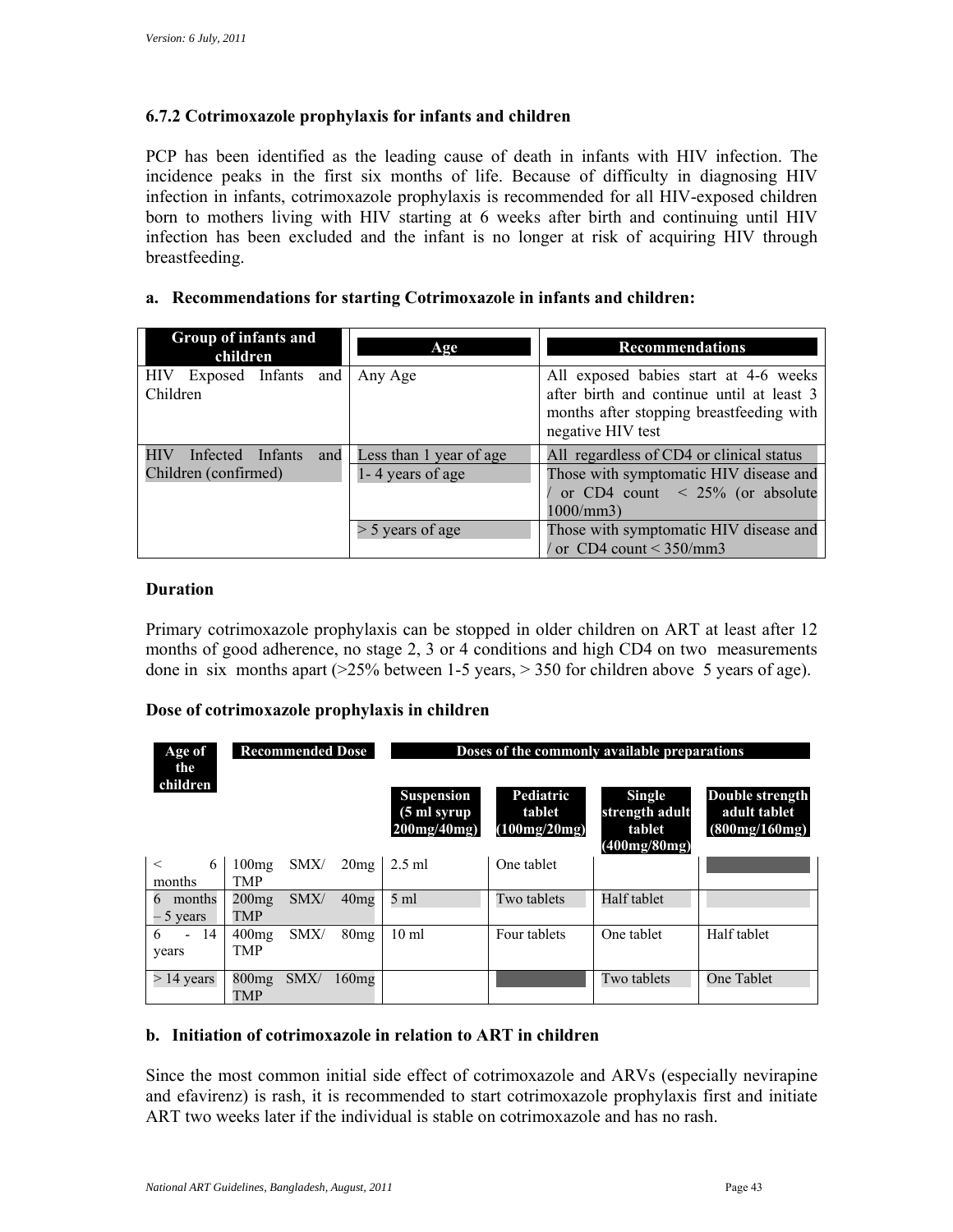### 6.7.2 Cotrimoxazole prophylaxis for infants and children

PCP has been identified as the leading cause of death in infants with HIV infection. The incidence peaks in the first six months of life. Because of difficulty in diagnosing HIV infection in infants, cotrimoxazole prophylaxis is recommended for all HIV-exposed children born to mothers living with HIV starting at 6 weeks after birth and continuing until HIV infection has been excluded and the infant is no longer at risk of acquiring HIV through breastfeeding.

#### a. Recommendations for starting Cotrimoxazole in infants and children:

| Group of infants and children | Age | Recommendations |
|---|---|---|
| HIV Exposed Infants and Children | Any Age | All exposed babies start at 4-6 weeks after birth and continue until at least 3 months after stopping breastfeeding with negative HIV test |
| HIV Infected Infants and Children (confirmed) | Less than 1 year of age | All regardless of CD4 or clinical status |
| | 1- 4 years of age | Those with symptomatic HIV disease and / or CD4 count < 25% (or absolute 1000/mm3) |
| | > 5 years of age | Those with symptomatic HIV disease and / or CD4 count < 350/mm3 |

**Duration**

Primary cotrimoxazole prophylaxis can be stopped in older children on ART at least after 12 months of good adherence, no stage 2, 3 or 4 conditions and high CD4 on two measurements done in six months apart (>25% between 1-5 years, > 350 for children above 5 years of age).

**Dose of cotrimoxazole prophylaxis in children**

| Age of the children | Recommended Dose | Doses of the commonly available preparations | | | |
|---|---|---|---|---|---|
| | | Suspension (5 ml syrup 200mg/40mg) | Pediatric tablet (100mg/20mg) | Single strength adult tablet (400mg/80mg) | Double strength adult tablet (800mg/160mg) |
| < 6 months | 100mg SMX/ 20mg TMP | 2.5 ml | One tablet | | |
| 6 months – 5 years | 200mg SMX/ 40mg TMP | 5 ml | Two tablets | Half tablet | |
| 6 - 14 years | 400mg SMX/ 80mg TMP | 10 ml | Four tablets | One tablet | Half tablet |
| > 14 years | 800mg SMX/ 160mg TMP | | | Two tablets | One Tablet |

#### b. Initiation of cotrimoxazole in relation to ART in children

Since the most common initial side effect of cotrimoxazole and ARVs (especially nevirapine and efavirenz) is rash, it is recommended to start cotrimoxazole prophylaxis first and initiate ART two weeks later if the individual is stable on cotrimoxazole and has no rash.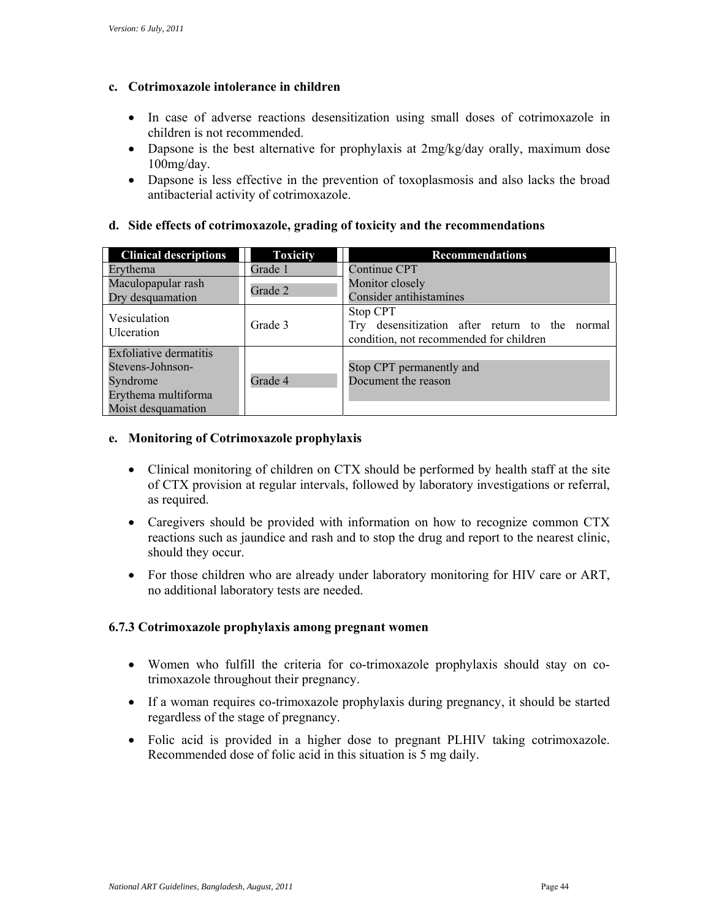#### c. Cotrimoxazole intolerance in children

- In case of adverse reactions desensitization using small doses of cotrimoxazole in children is not recommended.
- Dapsone is the best alternative for prophylaxis at 2mg/kg/day orally, maximum dose 100mg/day.
- Dapsone is less effective in the prevention of toxoplasmosis and also lacks the broad antibacterial activity of cotrimoxazole.

#### d. Side effects of cotrimoxazole, grading of toxicity and the recommendations

| Clinical descriptions | Toxicity | Recommendations |
|---|---|---|
| Erythema | Grade 1 | Continue CPT<br>Monitor closely<br>Consider antihistamines |
| Maculopapular rash<br>Dry desquamation | Grade 2 | |
| Vesiculation<br>Ulceration | Grade 3 | Stop CPT<br>Try desensitization after return to the normal condition, not recommended for children |
| Exfoliative dermatitis<br>Stevens-Johnson-Syndrome<br>Erythema multiforma<br>Moist desquamation | Grade 4 | Stop CPT permanently and<br>Document the reason |

#### e. Monitoring of Cotrimoxazole prophylaxis

- Clinical monitoring of children on CTX should be performed by health staff at the site of CTX provision at regular intervals, followed by laboratory investigations or referral, as required.
- Caregivers should be provided with information on how to recognize common CTX reactions such as jaundice and rash and to stop the drug and report to the nearest clinic, should they occur.
- For those children who are already under laboratory monitoring for HIV care or ART, no additional laboratory tests are needed.

### 6.7.3 Cotrimoxazole prophylaxis among pregnant women

- Women who fulfill the criteria for co-trimoxazole prophylaxis should stay on co-trimoxazole throughout their pregnancy.
- If a woman requires co-trimoxazole prophylaxis during pregnancy, it should be started regardless of the stage of pregnancy.
- Folic acid is provided in a higher dose to pregnant PLHIV taking cotrimoxazole. Recommended dose of folic acid in this situation is 5 mg daily.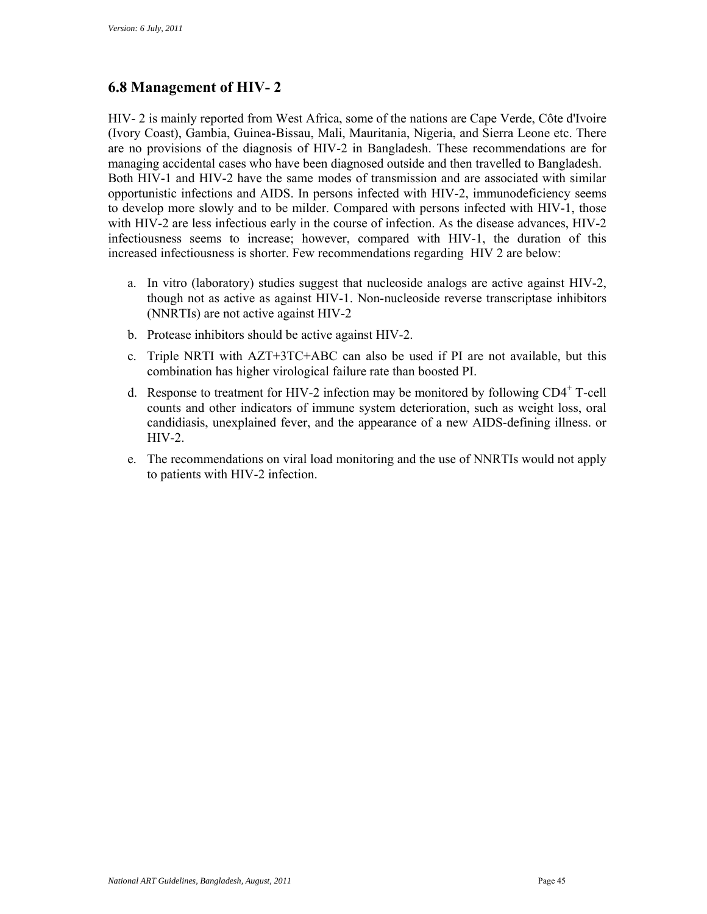## 6.8 Management of HIV- 2

HIV- 2 is mainly reported from West Africa, some of the nations are Cape Verde, Côte d'Ivoire (Ivory Coast), Gambia, Guinea-Bissau, Mali, Mauritania, Nigeria, and Sierra Leone etc. There are no provisions of the diagnosis of HIV-2 in Bangladesh. These recommendations are for managing accidental cases who have been diagnosed outside and then travelled to Bangladesh. Both HIV-1 and HIV-2 have the same modes of transmission and are associated with similar opportunistic infections and AIDS. In persons infected with HIV-2, immunodeficiency seems to develop more slowly and to be milder. Compared with persons infected with HIV-1, those with HIV-2 are less infectious early in the course of infection. As the disease advances, HIV-2 infectiousness seems to increase; however, compared with HIV-1, the duration of this increased infectiousness is shorter. Few recommendations regarding HIV 2 are below:

a. In vitro (laboratory) studies suggest that nucleoside analogs are active against HIV-2, though not as active as against HIV-1. Non-nucleoside reverse transcriptase inhibitors (NNRTIs) are not active against HIV-2

b. Protease inhibitors should be active against HIV-2.

c. Triple NRTI with AZT+3TC+ABC can also be used if PI are not available, but this combination has higher virological failure rate than boosted PI.

d. Response to treatment for HIV-2 infection may be monitored by following $CD4^+$ T-cell counts and other indicators of immune system deterioration, such as weight loss, oral candidiasis, unexplained fever, and the appearance of a new AIDS-defining illness. or HIV-2.

e. The recommendations on viral load monitoring and the use of NNRTIs would not apply to patients with HIV-2 infection.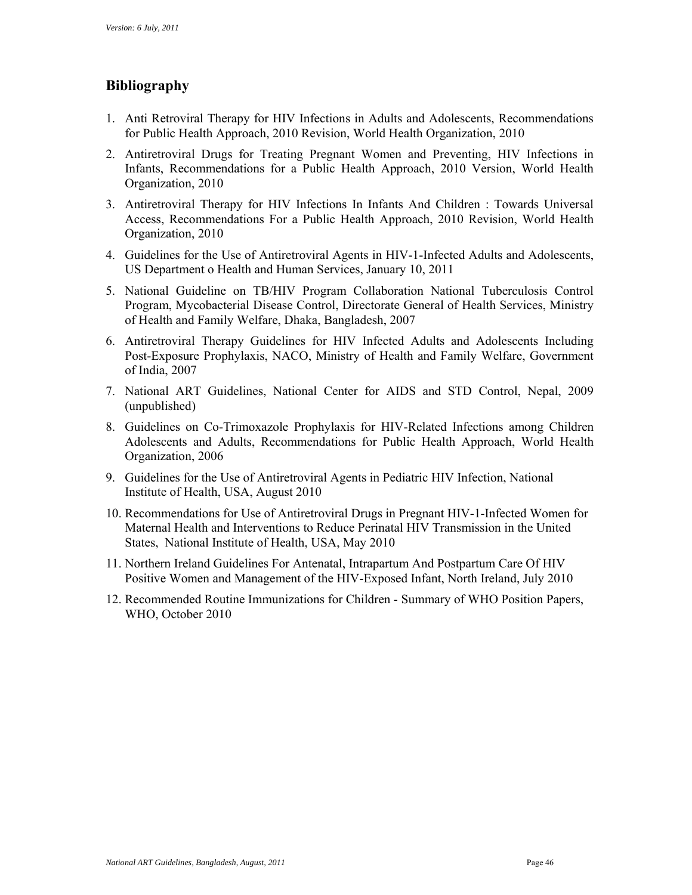## Bibliography

1. Anti Retroviral Therapy for HIV Infections in Adults and Adolescents, Recommendations for Public Health Approach, 2010 Revision, World Health Organization, 2010
2. Antiretroviral Drugs for Treating Pregnant Women and Preventing, HIV Infections in Infants, Recommendations for a Public Health Approach, 2010 Version, World Health Organization, 2010
3. Antiretroviral Therapy for HIV Infections In Infants And Children : Towards Universal Access, Recommendations For a Public Health Approach, 2010 Revision, World Health Organization, 2010
4. Guidelines for the Use of Antiretroviral Agents in HIV-1-Infected Adults and Adolescents, US Department o Health and Human Services, January 10, 2011
5. National Guideline on TB/HIV Program Collaboration National Tuberculosis Control Program, Mycobacterial Disease Control, Directorate General of Health Services, Ministry of Health and Family Welfare, Dhaka, Bangladesh, 2007
6. Antiretroviral Therapy Guidelines for HIV Infected Adults and Adolescents Including Post-Exposure Prophylaxis, NACO, Ministry of Health and Family Welfare, Government of India, 2007
7. National ART Guidelines, National Center for AIDS and STD Control, Nepal, 2009 (unpublished)
8. Guidelines on Co-Trimoxazole Prophylaxis for HIV-Related Infections among Children Adolescents and Adults, Recommendations for Public Health Approach, World Health Organization, 2006
9. Guidelines for the Use of Antiretroviral Agents in Pediatric HIV Infection, National Institute of Health, USA, August 2010
10. Recommendations for Use of Antiretroviral Drugs in Pregnant HIV-1-Infected Women for Maternal Health and Interventions to Reduce Perinatal HIV Transmission in the United States, National Institute of Health, USA, May 2010
11. Northern Ireland Guidelines For Antenatal, Intrapartum And Postpartum Care Of HIV Positive Women and Management of the HIV-Exposed Infant, North Ireland, July 2010
12. Recommended Routine Immunizations for Children - Summary of WHO Position Papers, WHO, October 2010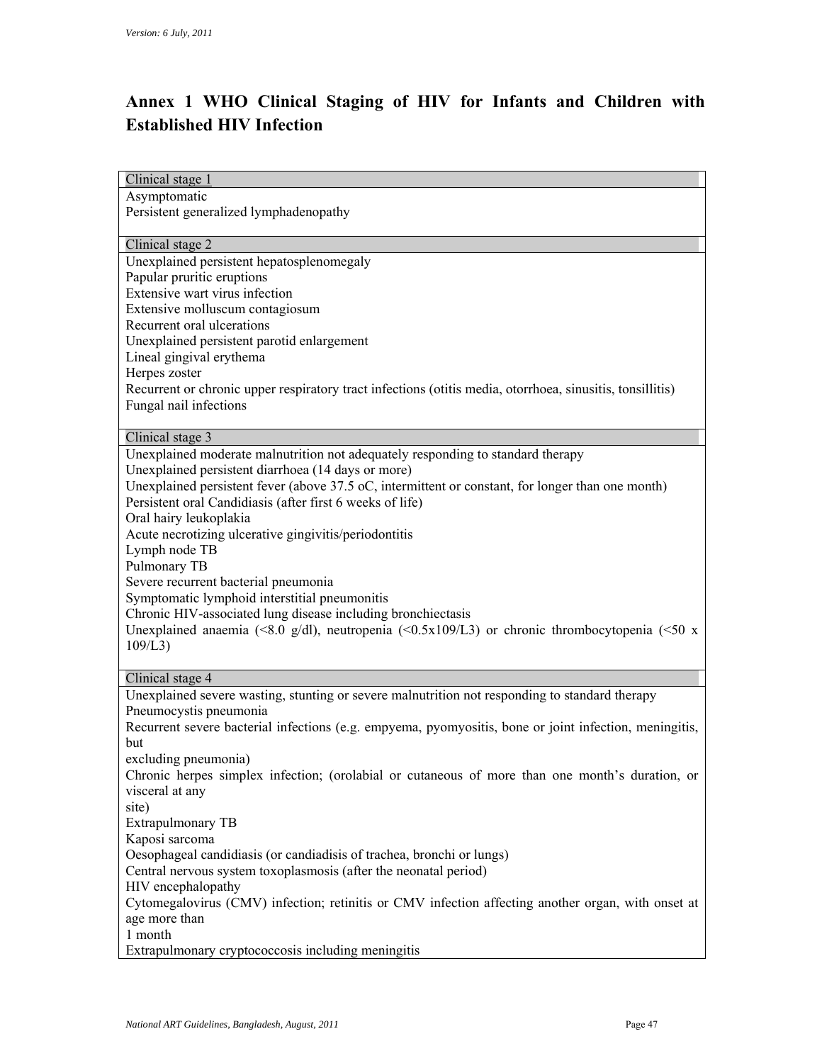# Annex 1 WHO Clinical Staging of HIV for Infants and Children with Established HIV Infection

| Clinical stage 1 |
|---|
| Asymptomatic<br>Persistent generalized lymphadenopathy |
| **Clinical stage 2** |
| Unexplained persistent hepatosplenomegaly<br>Papular pruritic eruptions<br>Extensive wart virus infection<br>Extensive molluscum contagiosum<br>Recurrent oral ulcerations<br>Unexplained persistent parotid enlargement<br>Lineal gingival erythema<br>Herpes zoster<br>Recurrent or chronic upper respiratory tract infections (otitis media, otorrhoea, sinusitis, tonsillitis)<br>Fungal nail infections |
| **Clinical stage 3** |
| Unexplained moderate malnutrition not adequately responding to standard therapy<br>Unexplained persistent diarrhoea (14 days or more)<br>Unexplained persistent fever (above 37.5 oC, intermittent or constant, for longer than one month)<br>Persistent oral Candidiasis (after first 6 weeks of life)<br>Oral hairy leukoplakia<br>Acute necrotizing ulcerative gingivitis/periodontitis<br>Lymph node TB<br>Pulmonary TB<br>Severe recurrent bacterial pneumonia<br>Symptomatic lymphoid interstitial pneumonitis<br>Chronic HIV-associated lung disease including bronchiectasis<br>Unexplained anaemia (<8.0 g/dl), neutropenia (<0.5x109/L3) or chronic thrombocytopenia (<50 x 109/L3) |
| **Clinical stage 4** |
| Unexplained severe wasting, stunting or severe malnutrition not responding to standard therapy<br>Pneumocystis pneumonia<br>Recurrent severe bacterial infections (e.g. empyema, pyomyositis, bone or joint infection, meningitis, but excluding pneumonia)<br>Chronic herpes simplex infection; (orolabial or cutaneous of more than one month's duration, or visceral at any site)<br>Extrapulmonary TB<br>Kaposi sarcoma<br>Oesophageal candidiasis (or candiadisis of trachea, bronchi or lungs)<br>Central nervous system toxoplasmosis (after the neonatal period)<br>HIV encephalopathy<br>Cytomegalovirus (CMV) infection; retinitis or CMV infection affecting another organ, with onset at age more than 1 month<br>Extrapulmonary cryptococcosis including meningitis |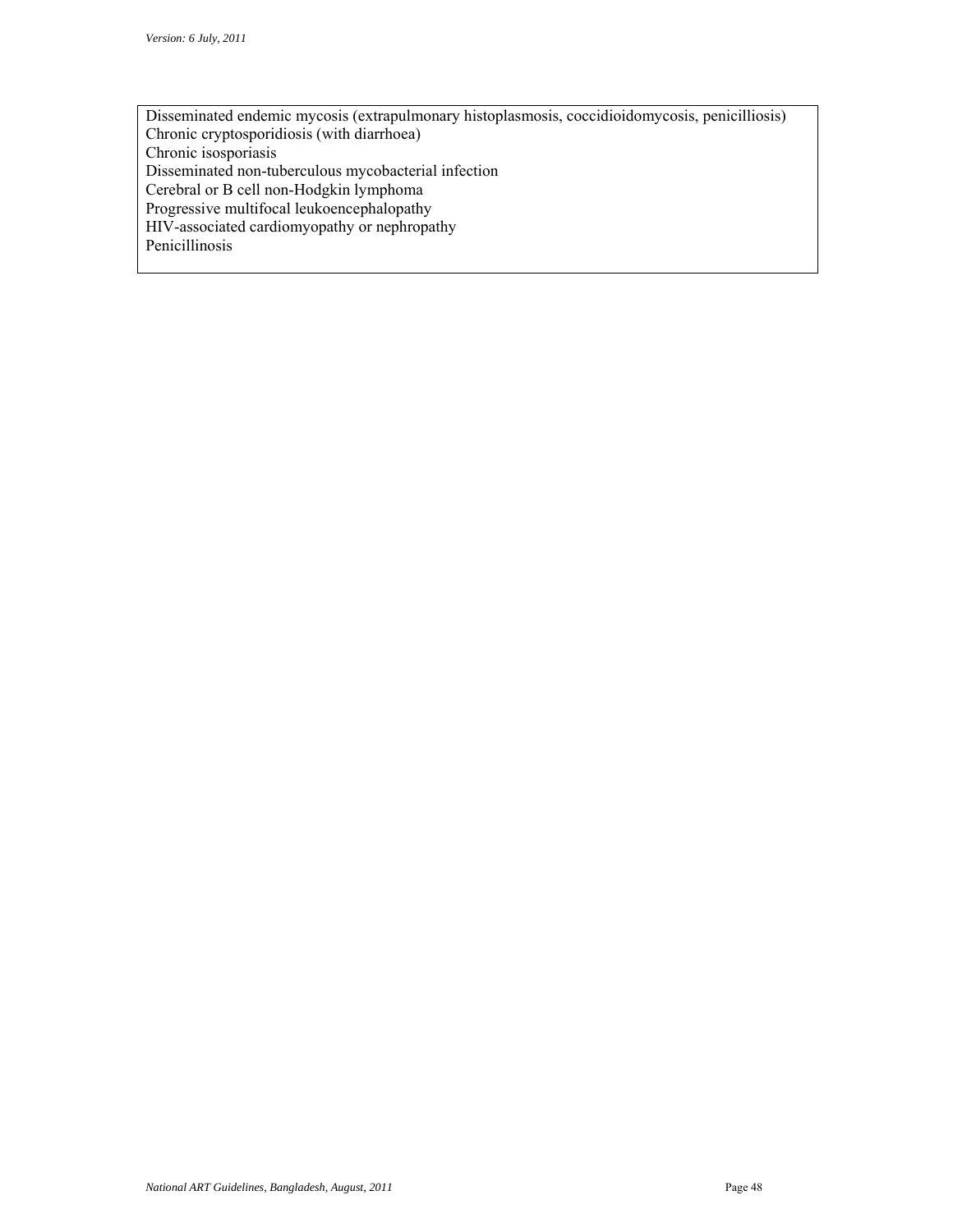Disseminated endemic mycosis (extrapulmonary histoplasmosis, coccidioidomycosis, penicilliosis)
Chronic cryptosporidiosis (with diarrhoea)
Chronic isosporiasis
Disseminated non-tuberculous mycobacterial infection
Cerebral or B cell non-Hodgkin lymphoma
Progressive multifocal leukoencephalopathy
HIV-associated cardiomyopathy or nephropathy
Penicillinosis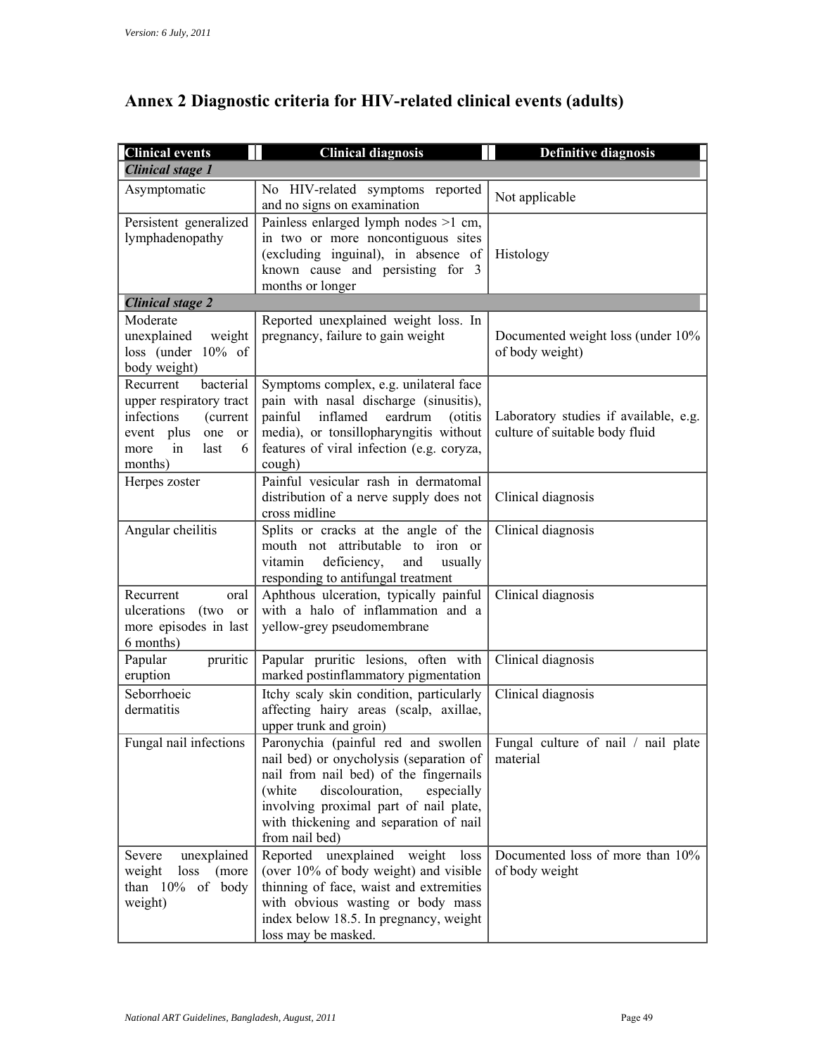# Annex 2 Diagnostic criteria for HIV-related clinical events (adults)

| Clinical events | Clinical diagnosis | Definitive diagnosis |
|---|---|---|
| ***Clinical stage 1*** | | |
| Asymptomatic | No HIV-related symptoms reported and no signs on examination | Not applicable |
| Persistent generalized lymphadenopathy | Painless enlarged lymph nodes >1 cm, in two or more noncontiguous sites (excluding inguinal), in absence of known cause and persisting for 3 months or longer | Histology |
| ***Clinical stage 2*** | | |
| Moderate unexplained weight loss (under 10% of body weight) | Reported unexplained weight loss. In pregnancy, failure to gain weight | Documented weight loss (under 10% of body weight) |
| Recurrent bacterial upper respiratory tract infections (current event plus one or more in last 6 months) | Symptoms complex, e.g. unilateral face pain with nasal discharge (sinusitis), painful inflamed eardrum (otitis media), or tonsillopharyngitis without features of viral infection (e.g. coryza, cough) | Laboratory studies if available, e.g. culture of suitable body fluid |
| Herpes zoster | Painful vesicular rash in dermatomal distribution of a nerve supply does not cross midline | Clinical diagnosis |
| Angular cheilitis | Splits or cracks at the angle of the mouth not attributable to iron or vitamin deficiency, and usually responding to antifungal treatment | Clinical diagnosis |
| Recurrent oral ulcerations (two or more episodes in last 6 months) | Aphthous ulceration, typically painful with a halo of inflammation and a yellow-grey pseudomembrane | Clinical diagnosis |
| Papular pruritic eruption | Papular pruritic lesions, often with marked postinflammatory pigmentation | Clinical diagnosis |
| Seborrhoeic dermatitis | Itchy scaly skin condition, particularly affecting hairy areas (scalp, axillae, upper trunk and groin) | Clinical diagnosis |
| Fungal nail infections | Paronychia (painful red and swollen nail bed) or onycholysis (separation of nail from nail bed) of the fingernails (white discolouration, especially involving proximal part of nail plate, with thickening and separation of nail from nail bed) | Fungal culture of nail / nail plate material |
| Severe unexplained weight loss (more than 10% of body weight) | Reported unexplained weight loss (over 10% of body weight) and visible thinning of face, waist and extremities with obvious wasting or body mass index below 18.5. In pregnancy, weight loss may be masked. | Documented loss of more than 10% of body weight |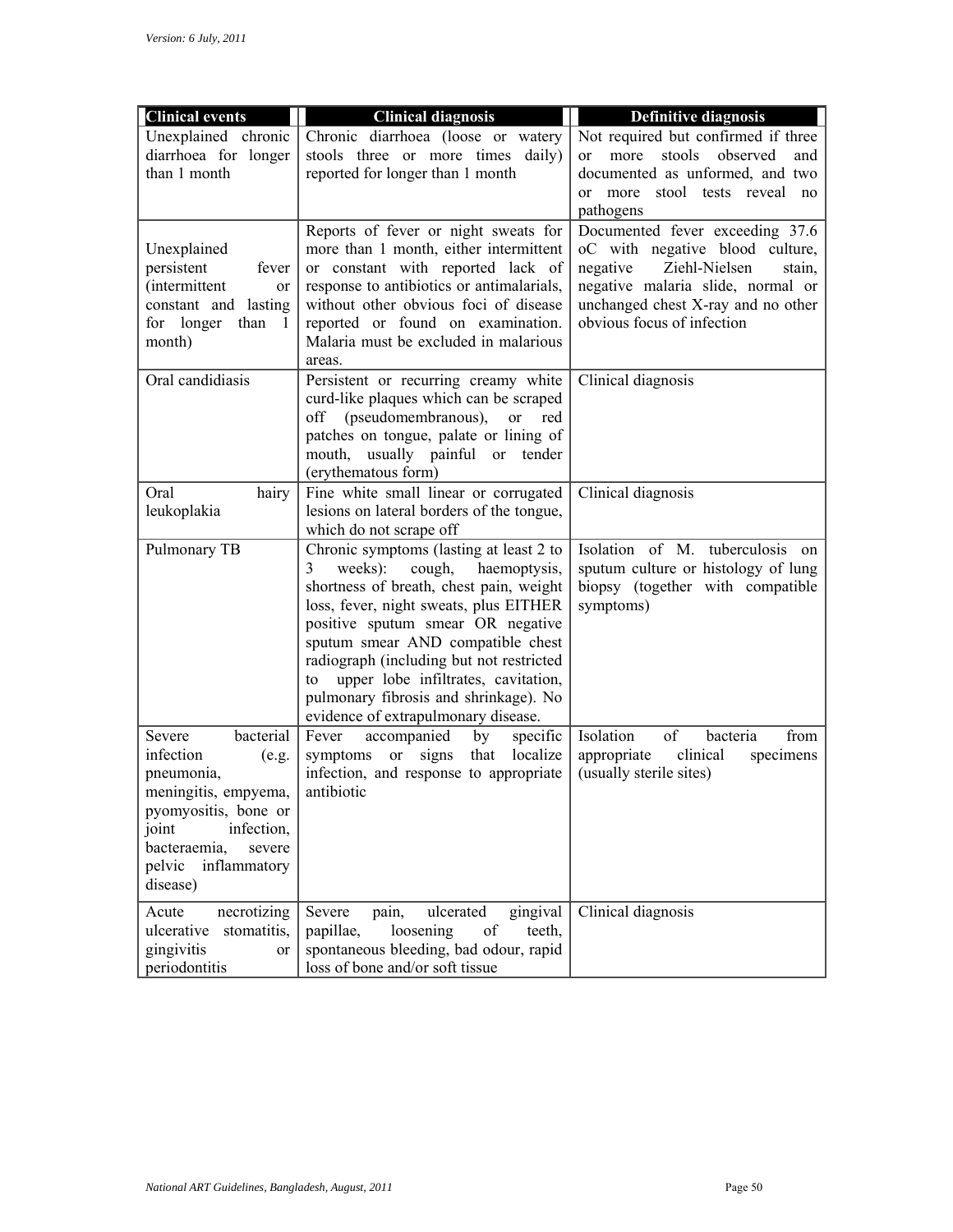| Clinical events | Clinical diagnosis | Definitive diagnosis |
|---|---|---|
| Unexplained chronic diarrhoea for longer than 1 month | Chronic diarrhoea (loose or watery stools three or more times daily) reported for longer than 1 month | Not required but confirmed if three or more stools observed and documented as unformed, and two or more stool tests reveal no pathogens |
| Unexplained persistent fever (intermittent or constant and lasting for longer than 1 month) | Reports of fever or night sweats for more than 1 month, either intermittent or constant with reported lack of response to antibiotics or antimalarials, without other obvious foci of disease reported or found on examination. Malaria must be excluded in malarious areas. | Documented fever exceeding 37.6 oC with negative blood culture, negative Ziehl-Nielsen stain, negative malaria slide, normal or unchanged chest X-ray and no other obvious focus of infection |
| Oral candidiasis | Persistent or recurring creamy white curd-like plaques which can be scraped off (pseudomembranous), or red patches on tongue, palate or lining of mouth, usually painful or tender (erythematous form) | Clinical diagnosis |
| Oral hairy leukoplakia | Fine white small linear or corrugated lesions on lateral borders of the tongue, which do not scrape off | Clinical diagnosis |
| Pulmonary TB | Chronic symptoms (lasting at least 2 to 3 weeks): cough, haemoptysis, shortness of breath, chest pain, weight loss, fever, night sweats, plus EITHER positive sputum smear OR negative sputum smear AND compatible chest radiograph (including but not restricted to upper lobe infiltrates, cavitation, pulmonary fibrosis and shrinkage). No evidence of extrapulmonary disease. | Isolation of M. tuberculosis on sputum culture or histology of lung biopsy (together with compatible symptoms) |
| Severe bacterial infection (e.g. pneumonia, meningitis, empyema, pyomyositis, bone or joint infection, bacteraemia, severe pelvic inflammatory disease) | Fever accompanied by specific symptoms or signs that localize infection, and response to appropriate antibiotic | Isolation of bacteria from appropriate clinical specimens (usually sterile sites) |
| Acute necrotizing ulcerative stomatitis, gingivitis or periodontitis | Severe pain, ulcerated gingival papillae, loosening of teeth, spontaneous bleeding, bad odour, rapid loss of bone and/or soft tissue | Clinical diagnosis |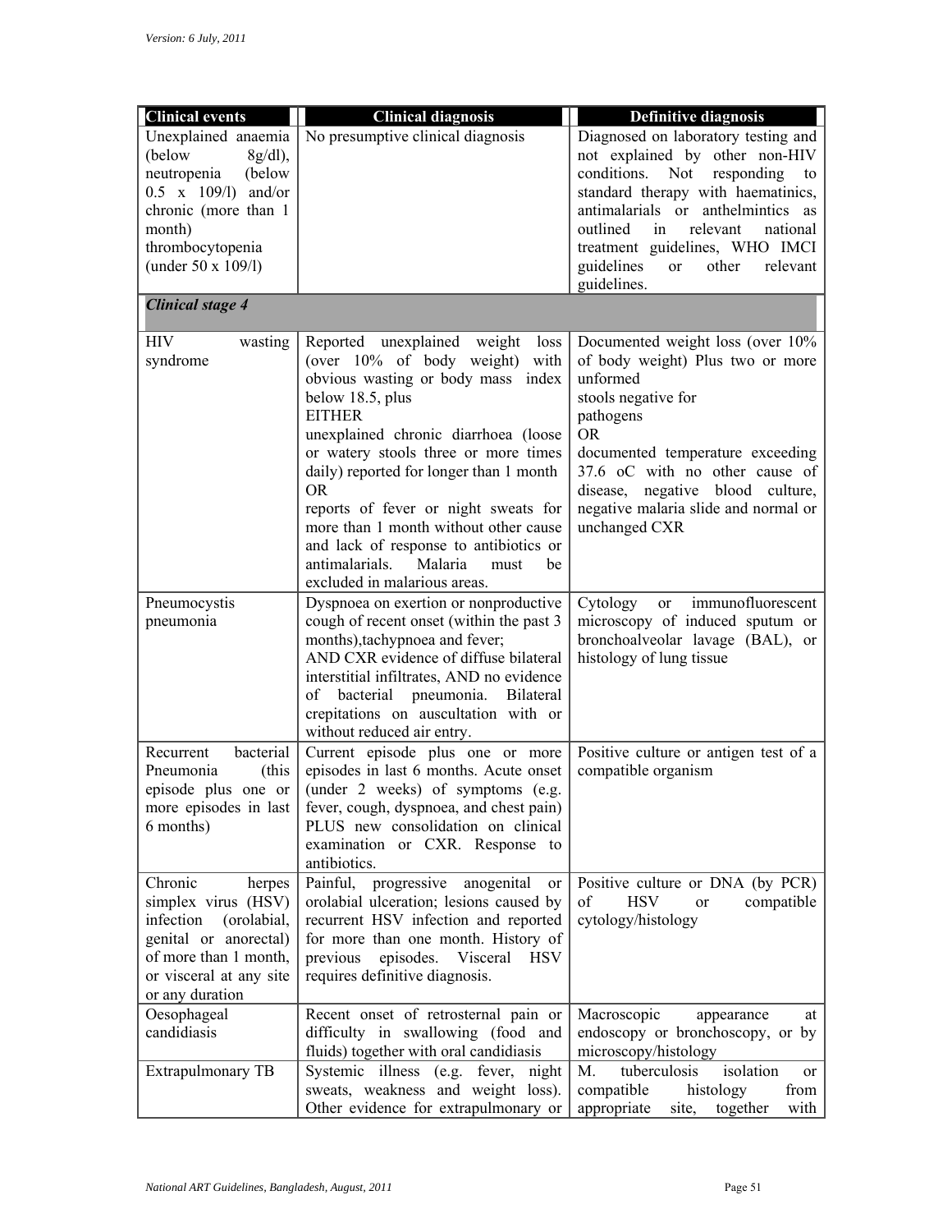| Clinical events | Clinical diagnosis | Definitive diagnosis |
|---|---|---|
| Unexplained anaemia (below 8g/dl), neutropenia (below 0.5 x 109/l) and/or chronic (more than 1 month) thrombocytopenia (under 50 x 109/l) | No presumptive clinical diagnosis | Diagnosed on laboratory testing and not explained by other non-HIV conditions. Not responding to standard therapy with haematinics, antimalarials or anthelmintics as outlined in relevant national treatment guidelines, WHO IMCI guidelines or other relevant guidelines. |
| ***Clinical stage 4*** | | |
| HIV wasting syndrome | Reported unexplained weight loss (over 10% of body weight) with obvious wasting or body mass index below 18.5, plus<br>EITHER<br>unexplained chronic diarrhoea (loose or watery stools three or more times daily) reported for longer than 1 month<br>OR<br>reports of fever or night sweats for more than 1 month without other cause and lack of response to antibiotics or antimalarials. Malaria must be excluded in malarious areas. | Documented weight loss (over 10% of body weight) Plus two or more unformed<br>stools negative for<br>pathogens<br>OR<br>documented temperature exceeding 37.6 oC with no other cause of disease, negative blood culture, negative malaria slide and normal or unchanged CXR |
| Pneumocystis pneumonia | Dyspnoea on exertion or nonproductive cough of recent onset (within the past 3 months),tachypnoea and fever;<br>AND CXR evidence of diffuse bilateral interstitial infiltrates, AND no evidence of bacterial pneumonia. Bilateral crepitations on auscultation with or without reduced air entry. | Cytology or immunofluorescent microscopy of induced sputum or bronchoalveolar lavage (BAL), or histology of lung tissue |
| Recurrent bacterial Pneumonia (this episode plus one or more episodes in last 6 months) | Current episode plus one or more episodes in last 6 months. Acute onset (under 2 weeks) of symptoms (e.g. fever, cough, dyspnoea, and chest pain) PLUS new consolidation on clinical examination or CXR. Response to antibiotics. | Positive culture or antigen test of a compatible organism |
| Chronic herpes simplex virus (HSV) infection (orolabial, genital or anorectal) of more than 1 month, or visceral at any site or any duration | Painful, progressive anogenital or orolabial ulceration; lesions caused by recurrent HSV infection and reported for more than one month. History of previous episodes. Visceral HSV requires definitive diagnosis. | Positive culture or DNA (by PCR) of HSV or compatible cytology/histology |
| Oesophageal candidiasis | Recent onset of retrosternal pain or difficulty in swallowing (food and fluids) together with oral candidiasis | Macroscopic appearance at endoscopy or bronchoscopy, or by microscopy/histology |
| Extrapulmonary TB | Systemic illness (e.g. fever, night sweats, weakness and weight loss). Other evidence for extrapulmonary or | M. tuberculosis isolation or compatible histology from appropriate site, together with |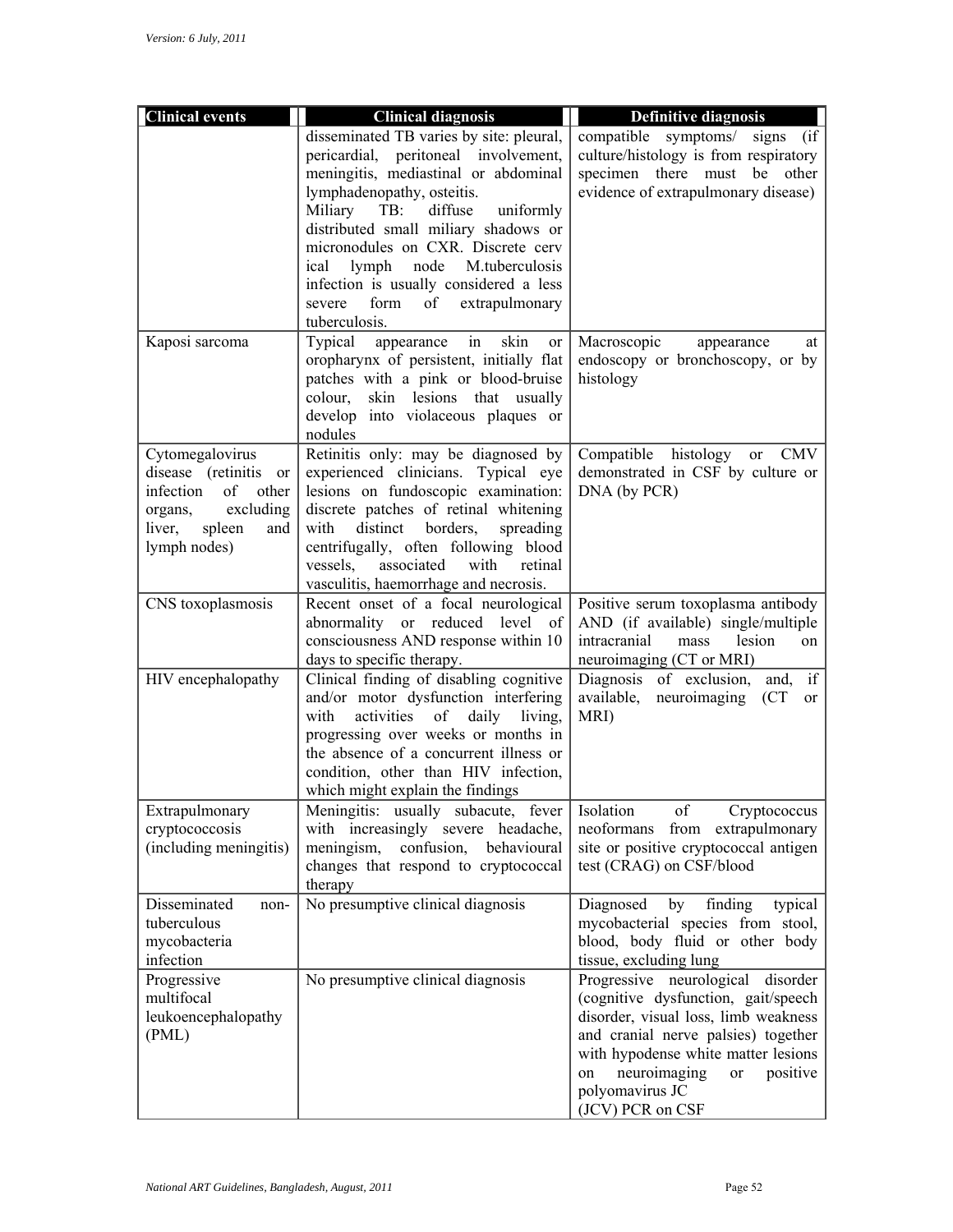| Clinical events | Clinical diagnosis | Definitive diagnosis |
|---|---|---|
| | disseminated TB varies by site: pleural, pericardial, peritoneal involvement, meningitis, mediastinal or abdominal lymphadenopathy, osteitis. Miliary TB: diffuse uniformly distributed small miliary shadows or micronodules on CXR. Discrete cerv ical lymph node M.tuberculosis infection is usually considered a less severe form of extrapulmonary tuberculosis. | compatible symptoms/ signs (if culture/histology is from respiratory specimen there must be other evidence of extrapulmonary disease) |
| Kaposi sarcoma | Typical appearance in skin or oropharynx of persistent, initially flat patches with a pink or blood-bruise colour, skin lesions that usually develop into violaceous plaques or nodules | Macroscopic appearance at endoscopy or bronchoscopy, or by histology |
| Cytomegalovirus disease (retinitis or infection of other organs, excluding liver, spleen and lymph nodes) | Retinitis only: may be diagnosed by experienced clinicians. Typical eye lesions on fundoscopic examination: discrete patches of retinal whitening with distinct borders, spreading centrifugally, often following blood vessels, associated with retinal vasculitis, haemorrhage and necrosis. | Compatible histology or CMV demonstrated in CSF by culture or DNA (by PCR) |
| CNS toxoplasmosis | Recent onset of a focal neurological abnormality or reduced level of consciousness AND response within 10 days to specific therapy. | Positive serum toxoplasma antibody AND (if available) single/multiple intracranial mass lesion on neuroimaging (CT or MRI) |
| HIV encephalopathy | Clinical finding of disabling cognitive and/or motor dysfunction interfering with activities of daily living, progressing over weeks or months in the absence of a concurrent illness or condition, other than HIV infection, which might explain the findings | Diagnosis of exclusion, and, if available, neuroimaging (CT or MRI) |
| Extrapulmonary cryptococcosis (including meningitis) | Meningitis: usually subacute, fever with increasingly severe headache, meningism, confusion, behavioural changes that respond to cryptococcal therapy | Isolation of Cryptococcus neoformans from extrapulmonary site or positive cryptococcal antigen test (CRAG) on CSF/blood |
| Disseminated non-tuberculous mycobacteria infection | No presumptive clinical diagnosis | Diagnosed by finding typical mycobacterial species from stool, blood, body fluid or other body tissue, excluding lung |
| Progressive multifocal leukoencephalopathy (PML) | No presumptive clinical diagnosis | Progressive neurological disorder (cognitive dysfunction, gait/speech disorder, visual loss, limb weakness and cranial nerve palsies) together with hypodense white matter lesions on neuroimaging or positive polyomavirus JC (JCV) PCR on CSF |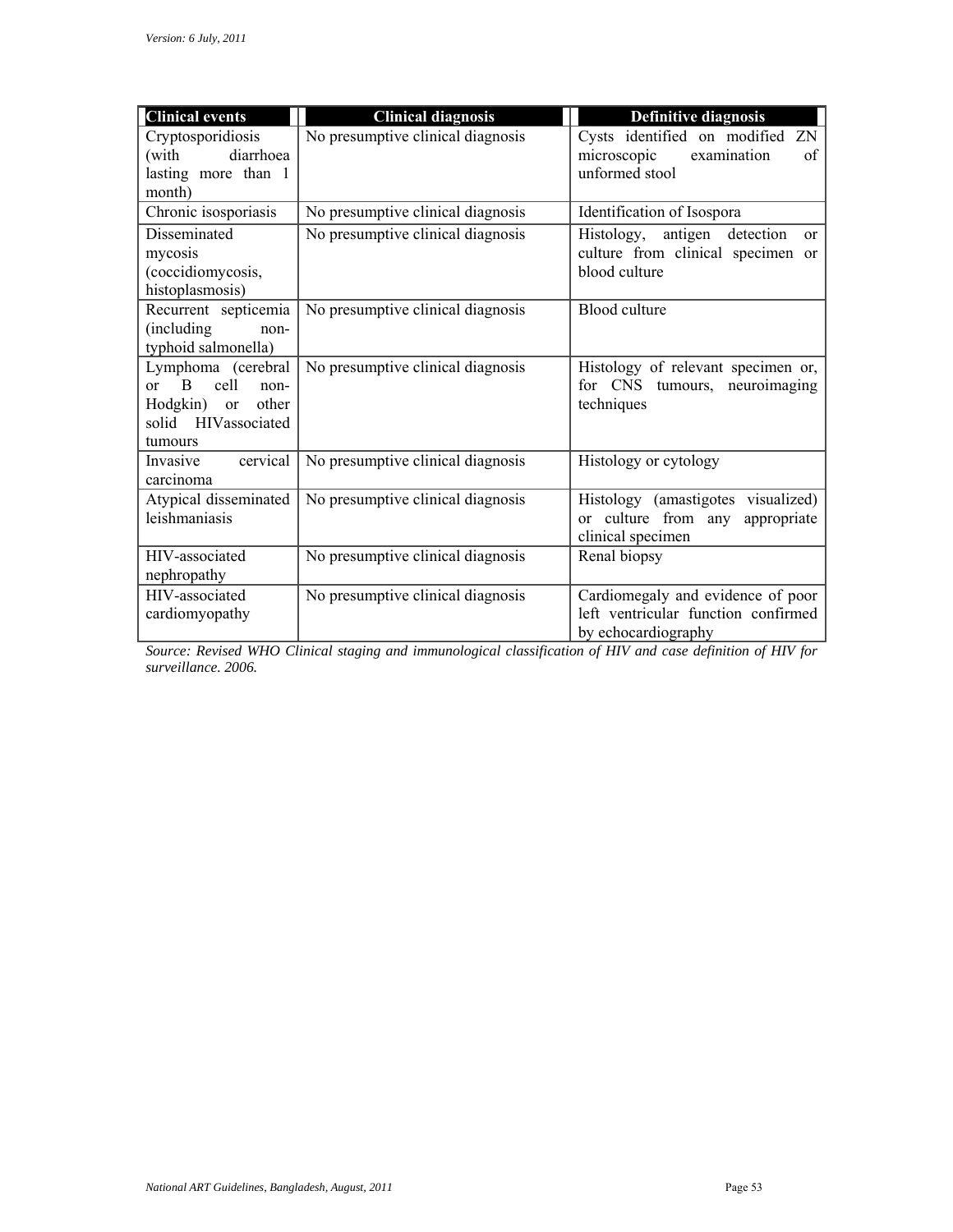| Clinical events | Clinical diagnosis | Definitive diagnosis |
|---|---|---|
| Cryptosporidiosis (with diarrhoea lasting more than 1 month) | No presumptive clinical diagnosis | Cysts identified on modified ZN microscopic examination of unformed stool |
| Chronic isosporiasis | No presumptive clinical diagnosis | Identification of Isospora |
| Disseminated mycosis (coccidiomycosis, histoplasmosis) | No presumptive clinical diagnosis | Histology, antigen detection or culture from clinical specimen or blood culture |
| Recurrent septicemia (including non-typhoid salmonella) | No presumptive clinical diagnosis | Blood culture |
| Lymphoma (cerebral or B cell non-Hodgkin) or other solid HIVassociated tumours | No presumptive clinical diagnosis | Histology of relevant specimen or, for CNS tumours, neuroimaging techniques |
| Invasive cervical carcinoma | No presumptive clinical diagnosis | Histology or cytology |
| Atypical disseminated leishmaniasis | No presumptive clinical diagnosis | Histology (amastigotes visualized) or culture from any appropriate clinical specimen |
| HIV-associated nephropathy | No presumptive clinical diagnosis | Renal biopsy |
| HIV-associated cardiomyopathy | No presumptive clinical diagnosis | Cardiomegaly and evidence of poor left ventricular function confirmed by echocardiography |

*Source: Revised WHO Clinical staging and immunological classification of HIV and case definition of HIV for surveillance. 2006.*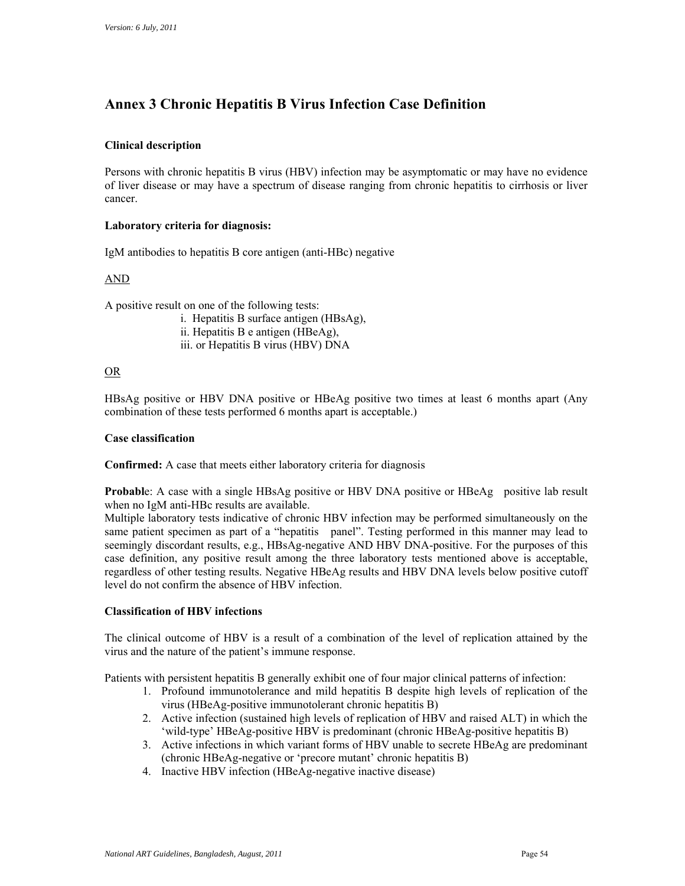## Annex 3 Chronic Hepatitis B Virus Infection Case Definition

**Clinical description**

Persons with chronic hepatitis B virus (HBV) infection may be asymptomatic or may have no evidence of liver disease or may have a spectrum of disease ranging from chronic hepatitis to cirrhosis or liver cancer.

**Laboratory criteria for diagnosis:**

IgM antibodies to hepatitis B core antigen (anti-HBc) negative

AND

A positive result on one of the following tests:

i. Hepatitis B surface antigen (HBsAg),
ii. Hepatitis B e antigen (HBeAg),
iii. or Hepatitis B virus (HBV) DNA

OR

HBsAg positive or HBV DNA positive or HBeAg positive two times at least 6 months apart (Any combination of these tests performed 6 months apart is acceptable.)

**Case classification**

**Confirmed:** A case that meets either laboratory criteria for diagnosis

**Probable**: A case with a single HBsAg positive or HBV DNA positive or HBeAg positive lab result when no IgM anti-HBc results are available.
Multiple laboratory tests indicative of chronic HBV infection may be performed simultaneously on the same patient specimen as part of a "hepatitis panel". Testing performed in this manner may lead to seemingly discordant results, e.g., HBsAg-negative AND HBV DNA-positive. For the purposes of this case definition, any positive result among the three laboratory tests mentioned above is acceptable, regardless of other testing results. Negative HBeAg results and HBV DNA levels below positive cutoff level do not confirm the absence of HBV infection.

**Classification of HBV infections**

The clinical outcome of HBV is a result of a combination of the level of replication attained by the virus and the nature of the patient's immune response.

Patients with persistent hepatitis B generally exhibit one of four major clinical patterns of infection:

1. Profound immunotolerance and mild hepatitis B despite high levels of replication of the virus (HBeAg-positive immunotolerant chronic hepatitis B)
2. Active infection (sustained high levels of replication of HBV and raised ALT) in which the 'wild-type' HBeAg-positive HBV is predominant (chronic HBeAg-positive hepatitis B)
3. Active infections in which variant forms of HBV unable to secrete HBeAg are predominant (chronic HBeAg-negative or 'precore mutant' chronic hepatitis B)
4. Inactive HBV infection (HBeAg-negative inactive disease)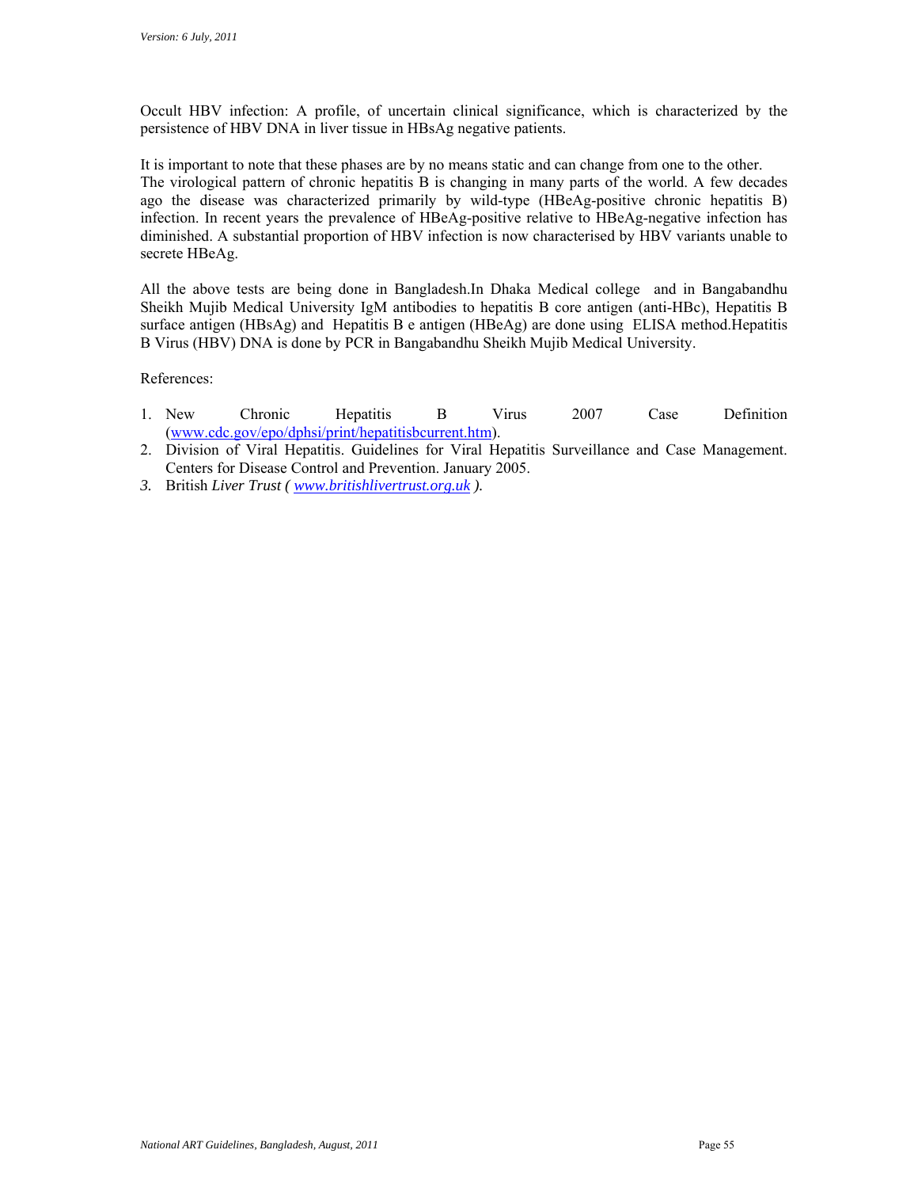Occult HBV infection: A profile, of uncertain clinical significance, which is characterized by the persistence of HBV DNA in liver tissue in HBsAg negative patients.

It is important to note that these phases are by no means static and can change from one to the other. The virological pattern of chronic hepatitis B is changing in many parts of the world. A few decades ago the disease was characterized primarily by wild-type (HBeAg-positive chronic hepatitis B) infection. In recent years the prevalence of HBeAg-positive relative to HBeAg-negative infection has diminished. A substantial proportion of HBV infection is now characterised by HBV variants unable to secrete HBeAg.

All the above tests are being done in Bangladesh.In Dhaka Medical college and in Bangabandhu Sheikh Mujib Medical University IgM antibodies to hepatitis B core antigen (anti-HBc), Hepatitis B surface antigen (HBsAg) and Hepatitis B e antigen (HBeAg) are done using ELISA method.Hepatitis B Virus (HBV) DNA is done by PCR in Bangabandhu Sheikh Mujib Medical University.

References:

1. New Chronic Hepatitis B Virus 2007 Case Definition (www.cdc.gov/epo/dphsi/print/hepatitisbcurrent.htm).
2. Division of Viral Hepatitis. Guidelines for Viral Hepatitis Surveillance and Case Management. Centers for Disease Control and Prevention. January 2005.
3. British *Liver Trust ( www.britishlivertrust.org.uk ).*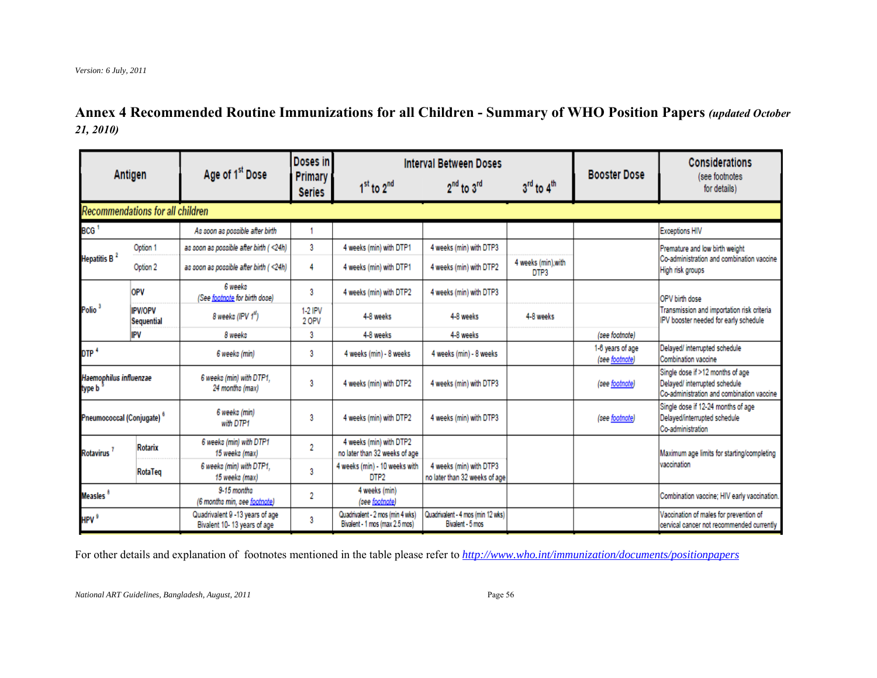*Version: 6 July, 2011*

# Annex 4 Recommended Routine Immunizations for all Children - Summary of WHO Position Papers *(updated October 21, 2010)*

| Antigen | | Age of 1st Dose | Doses in Primary Series | Interval Between Doses | | | Booster Dose | Considerations (see footnotes for details) |
|---|---|---|---|---|---|---|---|---|
| | | | | 1st to 2nd | 2nd to 3rd | 3rd to 4th | | |
| *Recommendations for all children* | | | | | | | | |
| BCG [1] | | As soon as possible after birth | 1 | | | | | Exceptions HIV |
| Hepatitis B [2] | Option 1 | as soon as possible after birth ( <24h) | 3 | 4 weeks (min) with DTP1 | 4 weeks (min) with DTP3 | | | Premature and low birth weight<br>Co-administration and combination vaccine<br>High risk groups |
| | Option 2 | as soon as possible after birth ( <24h) | 4 | 4 weeks (min) with DTP1 | 4 weeks (min) with DTP2 | 4 weeks (min),with DTP3 | | |
| Polio [3] | OPV | 6 weeks (See footnote for birth dose) | 3 | 4 weeks (min) with DTP2 | 4 weeks (min) with DTP3 | | | OPV birth dose<br>Transmission and importation risk criteria<br>IPV booster needed for early schedule |
| | IPV/OPV Sequential | 8 weeks (IPV 1st) | 1-2 IPV 2 OPV | 4-8 weeks | 4-8 weeks | 4-8 weeks | | |
| | IPV | 8 weeks | 3 | 4-8 weeks | 4-8 weeks | | (see footnote) | |
| DTP [4] | | 6 weeks (min) | 3 | 4 weeks (min) - 8 weeks | 4 weeks (min) - 8 weeks | | 1-6 years of age (see footnote) | Delayed/ interrupted schedule<br>Combination vaccine |
| Haemophilus influenzae type b [5] | | 6 weeks (min) with DTP1, 24 months (max) | 3 | 4 weeks (min) with DTP2 | 4 weeks (min) with DTP3 | | (see footnote) | Single dose if >12 months of age<br>Delayed/ interrupted schedule<br>Co-administration and combination vaccine |
| Pneumococcal (Conjugate) [6] | | 6 weeks (min) with DTP1 | 3 | 4 weeks (min) with DTP2 | 4 weeks (min) with DTP3 | | (see footnote) | Single dose if 12-24 months of age<br>Delayed/interrupted schedule<br>Co-administration |
| Rotavirus [7] | Rotarix | 6 weeks (min) with DTP1 15 weeks (max) | 2 | 4 weeks (min) with DTP2 no later than 32 weeks of age | | | | Maximum age limits for starting/completing vaccination |
| | RotaTeq | 6 weeks (min) with DTP1, 15 weeks (max) | 3 | 4 weeks (min) - 10 weeks with DTP2 | 4 weeks (min) with DTP3 no later than 32 weeks of age | | | |
| Measles [8] | | 9-15 months (6 months min, see footnote) | 2 | 4 weeks (min) (see footnote) | | | | Combination vaccine; HIV early vaccination. |
| HPV [9] | | Quadrivalent 9 -13 years of age<br>Bivalent 10- 13 years of age | 3 | Quadrivalent - 2 mos (min 4 wks)<br>Bivalent - 1 mos (max 2.5 mos) | Quadrivalent - 4 mos (min 12 wks)<br>Bivalent - 5 mos | | | Vaccination of males for prevention of cervical cancer not recommended currently |

For other details and explanation of footnotes mentioned in the table please refer to *http://www.who.int/immunization/documents/positionpapers*

*National ART Guidelines, Bangladesh, August, 2011*